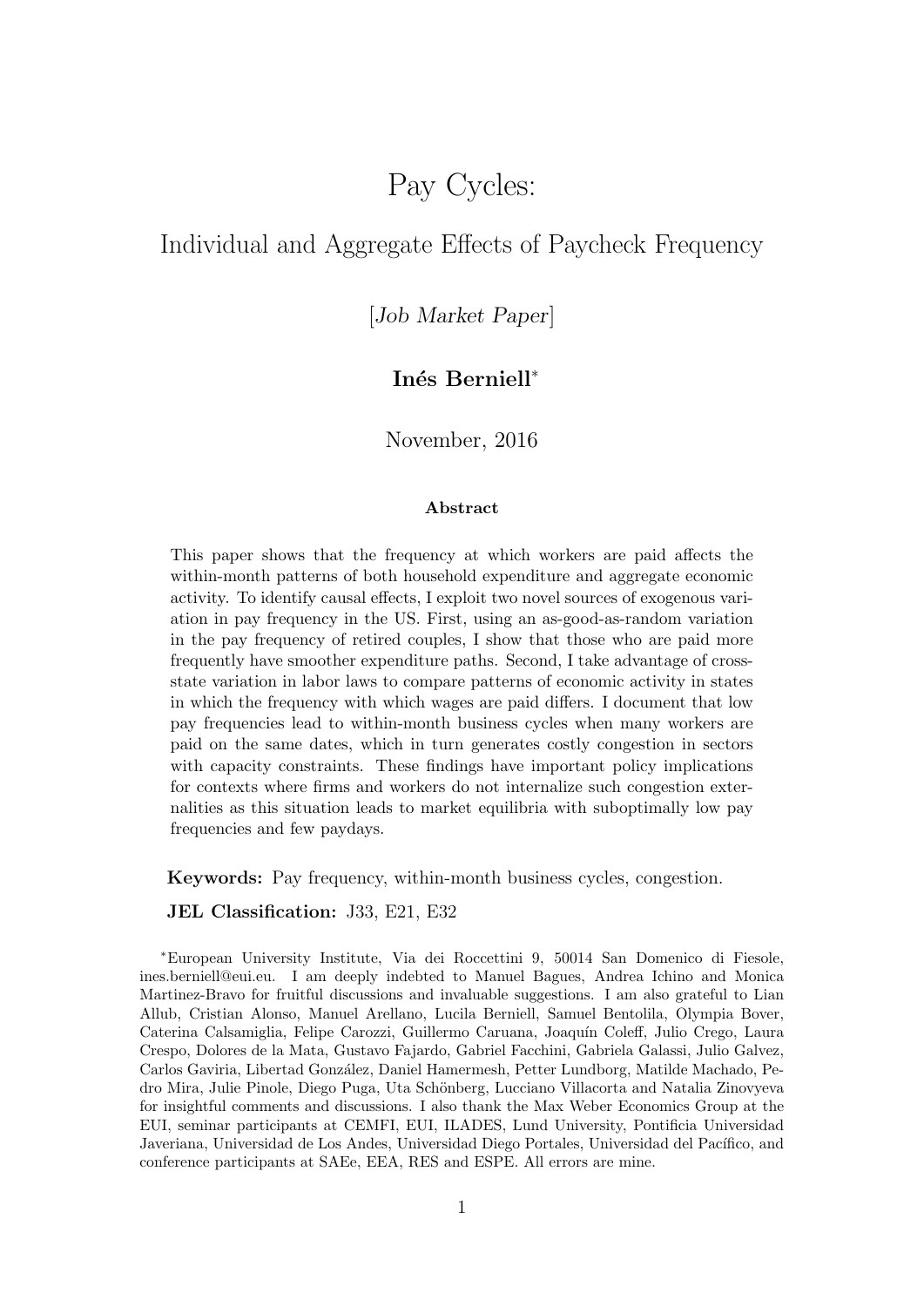# Pay Cycles:

## Individual and Aggregate Effects of Paycheck Frequency

[*Job Market Paper*]

**Inés Berniell***

November, 2016

#### Abstract

This paper shows that the frequency at which workers are paid affects the within-month patterns of both household expenditure and aggregate economic activity. To identify causal effects, I exploit two novel sources of exogenous variation in pay frequency in the US. First, using an as-good-as-random variation in the pay frequency of retired couples, I show that those who are paid more frequently have smoother expenditure paths. Second, I take advantage of cross-state variation in labor laws to compare patterns of economic activity in states in which the frequency with which wages are paid differs. I document that low pay frequencies lead to within-month business cycles when many workers are paid on the same dates, which in turn generates costly congestion in sectors with capacity constraints. These findings have important policy implications for contexts where firms and workers do not internalize such congestion externalities as this situation leads to market equilibria with suboptimally low pay frequencies and few paydays.

**Keywords:** Pay frequency, within-month business cycles, congestion.

**JEL Classification:** J33, E21, E32

*European University Institute, Via dei Roccettini 9, 50014 San Domenico di Fiesole, ines.berniell@eui.eu. I am deeply indebted to Manuel Bagues, Andrea Ichino and Monica Martinez-Bravo for fruitful discussions and invaluable suggestions. I am also grateful to Lian Allub, Cristian Alonso, Manuel Arellano, Lucila Berniell, Samuel Bentolila, Olympia Bover, Caterina Calsamiglia, Felipe Carozzi, Guillermo Caruana, Joaquín Coleff, Julio Crego, Laura Crespo, Dolores de la Mata, Gustavo Fajardo, Gabriel Facchini, Gabriela Galassi, Julio Galvez, Carlos Gaviria, Libertad González, Daniel Hamermesh, Petter Lundborg, Matilde Machado, Pedro Mira, Julie Pinole, Diego Puga, Uta Schönberg, Lucciano Villacorta and Natalia Zinovyeva for insightful comments and discussions. I also thank the Max Weber Economics Group at the EUI, seminar participants at CEMFI, EUI, ILADES, Lund University, Pontificia Universidad Javeriana, Universidad de Los Andes, Universidad Diego Portales, Universidad del Pacífico, and conference participants at SAEe, EEA, RES and ESPE. All errors are mine.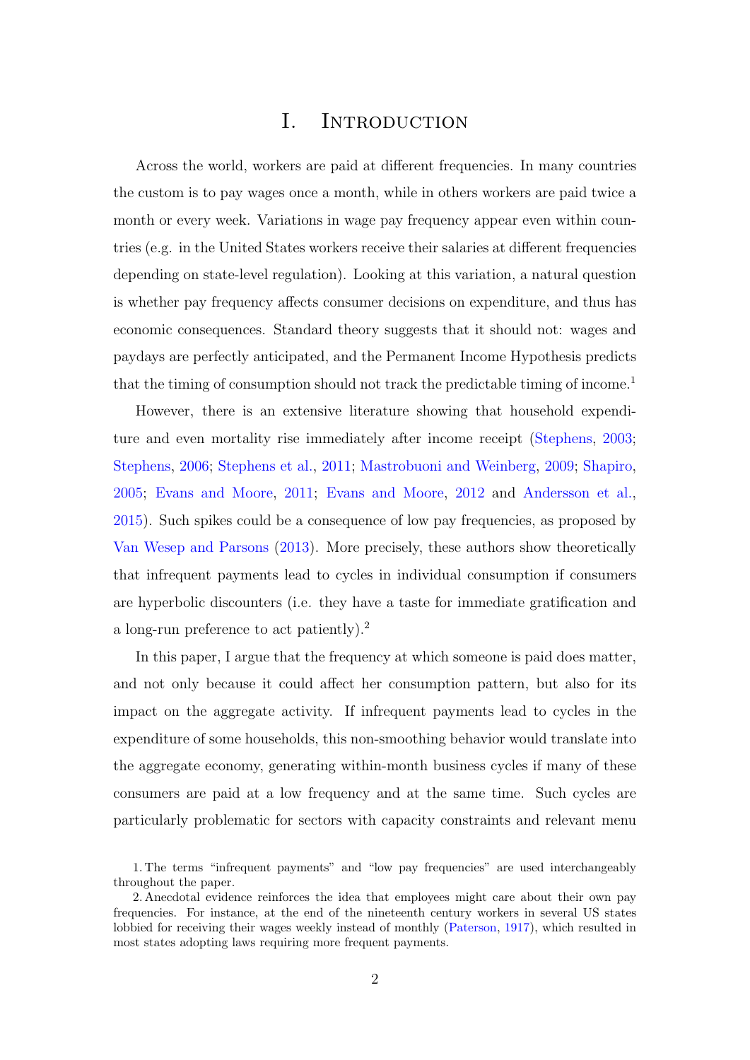# I. Introduction

Across the world, workers are paid at different frequencies. In many countries the custom is to pay wages once a month, while in others workers are paid twice a month or every week. Variations in wage pay frequency appear even within countries (e.g. in the United States workers receive their salaries at different frequencies depending on state-level regulation). Looking at this variation, a natural question is whether pay frequency affects consumer decisions on expenditure, and thus has economic consequences. Standard theory suggests that it should not: wages and paydays are perfectly anticipated, and the Permanent Income Hypothesis predicts that the timing of consumption should not track the predictable timing of income.[1]

However, there is an extensive literature showing that household expenditure and even mortality rise immediately after income receipt (Stephens, 2003; Stephens, 2006; Stephens et al., 2011; Mastrobuoni and Weinberg, 2009; Shapiro, 2005; Evans and Moore, 2011; Evans and Moore, 2012 and Andersson et al., 2015). Such spikes could be a consequence of low pay frequencies, as proposed by Van Wesep and Parsons (2013). More precisely, these authors show theoretically that infrequent payments lead to cycles in individual consumption if consumers are hyperbolic discounters (i.e. they have a taste for immediate gratification and a long-run preference to act patiently).[2]

In this paper, I argue that the frequency at which someone is paid does matter, and not only because it could affect her consumption pattern, but also for its impact on the aggregate activity. If infrequent payments lead to cycles in the expenditure of some households, this non-smoothing behavior would translate into the aggregate economy, generating within-month business cycles if many of these consumers are paid at a low frequency and at the same time. Such cycles are particularly problematic for sectors with capacity constraints and relevant menu

1. The terms "infrequent payments" and "low pay frequencies" are used interchangeably throughout the paper.

2. Anecdotal evidence reinforces the idea that employees might care about their own pay frequencies. For instance, at the end of the nineteenth century workers in several US states lobbied for receiving their wages weekly instead of monthly (Paterson, 1917), which resulted in most states adopting laws requiring more frequent payments.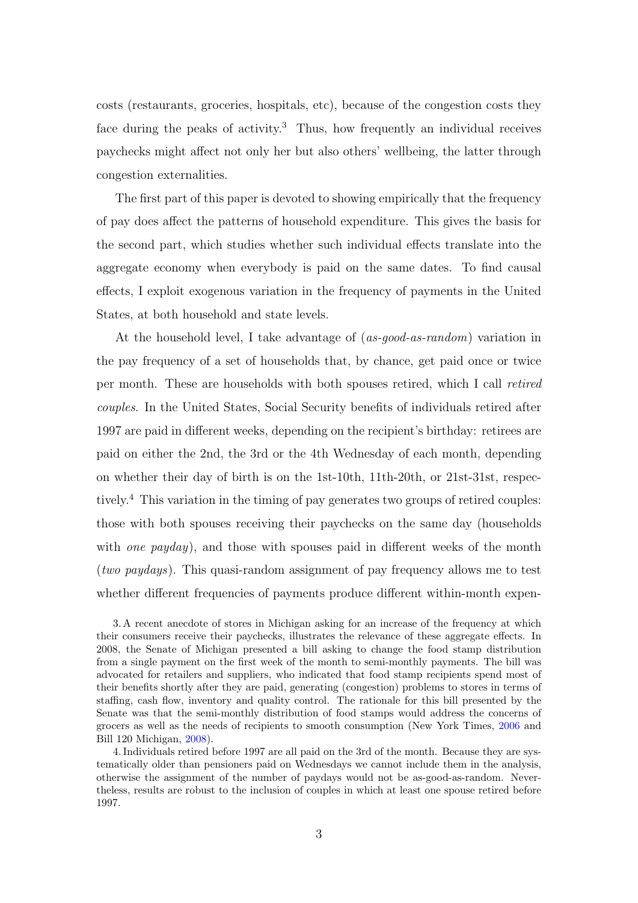costs (restaurants, groceries, hospitals, etc), because of the congestion costs they face during the peaks of activity.[3] Thus, how frequently an individual receives paychecks might affect not only her but also others' wellbeing, the latter through congestion externalities.

The first part of this paper is devoted to showing empirically that the frequency of pay does affect the patterns of household expenditure. This gives the basis for the second part, which studies whether such individual effects translate into the aggregate economy when everybody is paid on the same dates. To find causal effects, I exploit exogenous variation in the frequency of payments in the United States, at both household and state levels.

At the household level, I take advantage of (*as-good-as-random*) variation in the pay frequency of a set of households that, by chance, get paid once or twice per month. These are households with both spouses retired, which I call *retired couples*. In the United States, Social Security benefits of individuals retired after 1997 are paid in different weeks, depending on the recipient's birthday: retirees are paid on either the 2nd, the 3rd or the 4th Wednesday of each month, depending on whether their day of birth is on the 1st-10th, 11th-20th, or 21st-31st, respectively.[4] This variation in the timing of pay generates two groups of retired couples: those with both spouses receiving their paychecks on the same day (households with *one payday*), and those with spouses paid in different weeks of the month (*two paydays*). This quasi-random assignment of pay frequency allows me to test whether different frequencies of payments produce different within-month expen-

3. A recent anecdote of stores in Michigan asking for an increase of the frequency at which their consumers receive their paychecks, illustrates the relevance of these aggregate effects. In 2008, the Senate of Michigan presented a bill asking to change the food stamp distribution from a single payment on the first week of the month to semi-monthly payments. The bill was advocated for retailers and suppliers, who indicated that food stamp recipients spend most of their benefits shortly after they are paid, generating (congestion) problems to stores in terms of staffing, cash flow, inventory and quality control. The rationale for this bill presented by the Senate was that the semi-monthly distribution of food stamps would address the concerns of grocers as well as the needs of recipients to smooth consumption (New York Times, 2006 and Bill 120 Michigan, 2008).

4. Individuals retired before 1997 are all paid on the 3rd of the month. Because they are systematically older than pensioners paid on Wednesdays we cannot include them in the analysis, otherwise the assignment of the number of paydays would not be as-good-as-random. Nevertheless, results are robust to the inclusion of couples in which at least one spouse retired before 1997.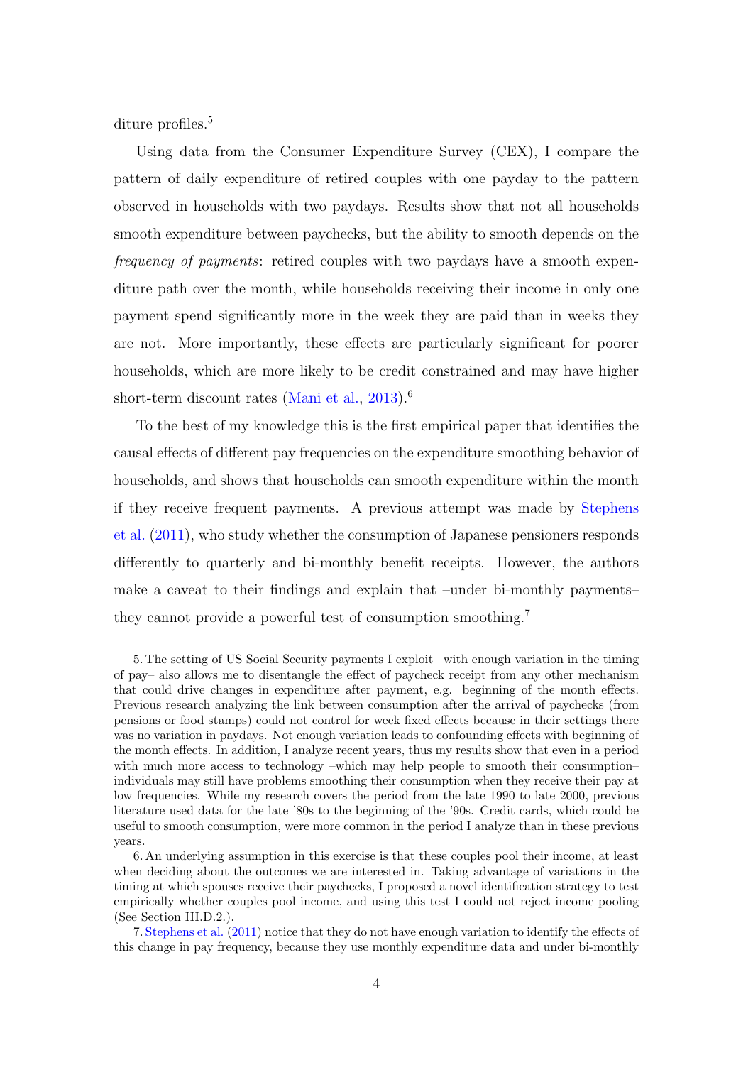diture profiles.[5]

Using data from the Consumer Expenditure Survey (CEX), I compare the pattern of daily expenditure of retired couples with one payday to the pattern observed in households with two paydays. Results show that not all households smooth expenditure between paychecks, but the ability to smooth depends on the *frequency of payments*: retired couples with two paydays have a smooth expenditure path over the month, while households receiving their income in only one payment spend significantly more in the week they are paid than in weeks they are not. More importantly, these effects are particularly significant for poorer households, which are more likely to be credit constrained and may have higher short-term discount rates (Mani et al., 2013).[6]

To the best of my knowledge this is the first empirical paper that identifies the causal effects of different pay frequencies on the expenditure smoothing behavior of households, and shows that households can smooth expenditure within the month if they receive frequent payments. A previous attempt was made by Stephens et al. (2011), who study whether the consumption of Japanese pensioners responds differently to quarterly and bi-monthly benefit receipts. However, the authors make a caveat to their findings and explain that –under bi-monthly payments– they cannot provide a powerful test of consumption smoothing.[7]

5. The setting of US Social Security payments I exploit –with enough variation in the timing of pay– also allows me to disentangle the effect of paycheck receipt from any other mechanism that could drive changes in expenditure after payment, e.g. beginning of the month effects. Previous research analyzing the link between consumption after the arrival of paychecks (from pensions or food stamps) could not control for week fixed effects because in their settings there was no variation in paydays. Not enough variation leads to confounding effects with beginning of the month effects. In addition, I analyze recent years, thus my results show that even in a period with much more access to technology –which may help people to smooth their consumption– individuals may still have problems smoothing their consumption when they receive their pay at low frequencies. While my research covers the period from the late 1990 to late 2000, previous literature used data for the late '80s to the beginning of the '90s. Credit cards, which could be useful to smooth consumption, were more common in the period I analyze than in these previous years.

6. An underlying assumption in this exercise is that these couples pool their income, at least when deciding about the outcomes we are interested in. Taking advantage of variations in the timing at which spouses receive their paychecks, I proposed a novel identification strategy to test empirically whether couples pool income, and using this test I could not reject income pooling (See Section III.D.2.).

7. Stephens et al. (2011) notice that they do not have enough variation to identify the effects of this change in pay frequency, because they use monthly expenditure data and under bi-monthly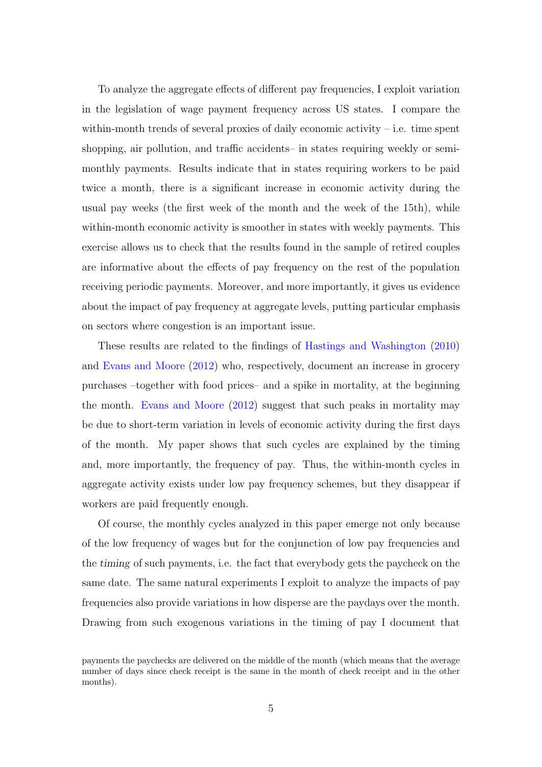To analyze the aggregate effects of different pay frequencies, I exploit variation in the legislation of wage payment frequency across US states. I compare the within-month trends of several proxies of daily economic activity – i.e. time spent shopping, air pollution, and traffic accidents– in states requiring weekly or semi-monthly payments. Results indicate that in states requiring workers to be paid twice a month, there is a significant increase in economic activity during the usual pay weeks (the first week of the month and the week of the 15th), while within-month economic activity is smoother in states with weekly payments. This exercise allows us to check that the results found in the sample of retired couples are informative about the effects of pay frequency on the rest of the population receiving periodic payments. Moreover, and more importantly, it gives us evidence about the impact of pay frequency at aggregate levels, putting particular emphasis on sectors where congestion is an important issue.

These results are related to the findings of Hastings and Washington (2010) and Evans and Moore (2012) who, respectively, document an increase in grocery purchases –together with food prices– and a spike in mortality, at the beginning the month. Evans and Moore (2012) suggest that such peaks in mortality may be due to short-term variation in levels of economic activity during the first days of the month. My paper shows that such cycles are explained by the timing and, more importantly, the frequency of pay. Thus, the within-month cycles in aggregate activity exists under low pay frequency schemes, but they disappear if workers are paid frequently enough.

Of course, the monthly cycles analyzed in this paper emerge not only because of the low frequency of wages but for the conjunction of low pay frequencies and the *timing* of such payments, i.e. the fact that everybody gets the paycheck on the same date. The same natural experiments I exploit to analyze the impacts of pay frequencies also provide variations in how disperse are the paydays over the month. Drawing from such exogenous variations in the timing of pay I document that

payments the paychecks are delivered on the middle of the month (which means that the average number of days since check receipt is the same in the month of check receipt and in the other months).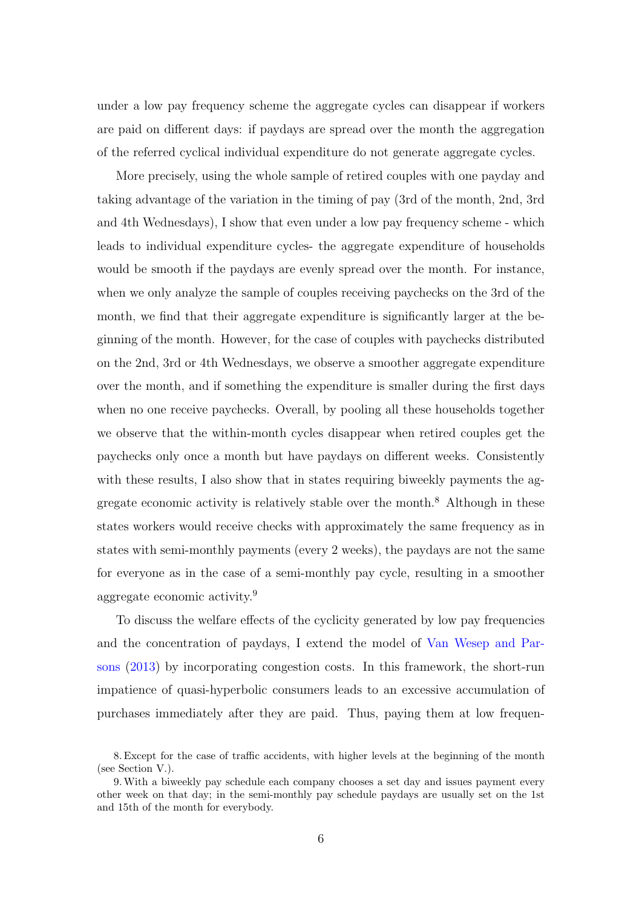under a low pay frequency scheme the aggregate cycles can disappear if workers are paid on different days: if paydays are spread over the month the aggregation of the referred cyclical individual expenditure do not generate aggregate cycles.

More precisely, using the whole sample of retired couples with one payday and taking advantage of the variation in the timing of pay (3rd of the month, 2nd, 3rd and 4th Wednesdays), I show that even under a low pay frequency scheme - which leads to individual expenditure cycles- the aggregate expenditure of households would be smooth if the paydays are evenly spread over the month. For instance, when we only analyze the sample of couples receiving paychecks on the 3rd of the month, we find that their aggregate expenditure is significantly larger at the beginning of the month. However, for the case of couples with paychecks distributed on the 2nd, 3rd or 4th Wednesdays, we observe a smoother aggregate expenditure over the month, and if something the expenditure is smaller during the first days when no one receive paychecks. Overall, by pooling all these households together we observe that the within-month cycles disappear when retired couples get the paychecks only once a month but have paydays on different weeks. Consistently with these results, I also show that in states requiring biweekly payments the aggregate economic activity is relatively stable over the month.[8] Although in these states workers would receive checks with approximately the same frequency as in states with semi-monthly payments (every 2 weeks), the paydays are not the same for everyone as in the case of a semi-monthly pay cycle, resulting in a smoother aggregate economic activity.[9]

To discuss the welfare effects of the cyclicity generated by low pay frequencies and the concentration of paydays, I extend the model of Van Wesep and Parsons (2013) by incorporating congestion costs. In this framework, the short-run impatience of quasi-hyperbolic consumers leads to an excessive accumulation of purchases immediately after they are paid. Thus, paying them at low frequen-

8. Except for the case of traffic accidents, with higher levels at the beginning of the month (see Section V.).

9. With a biweekly pay schedule each company chooses a set day and issues payment every other week on that day; in the semi-monthly pay schedule paydays are usually set on the 1st and 15th of the month for everybody.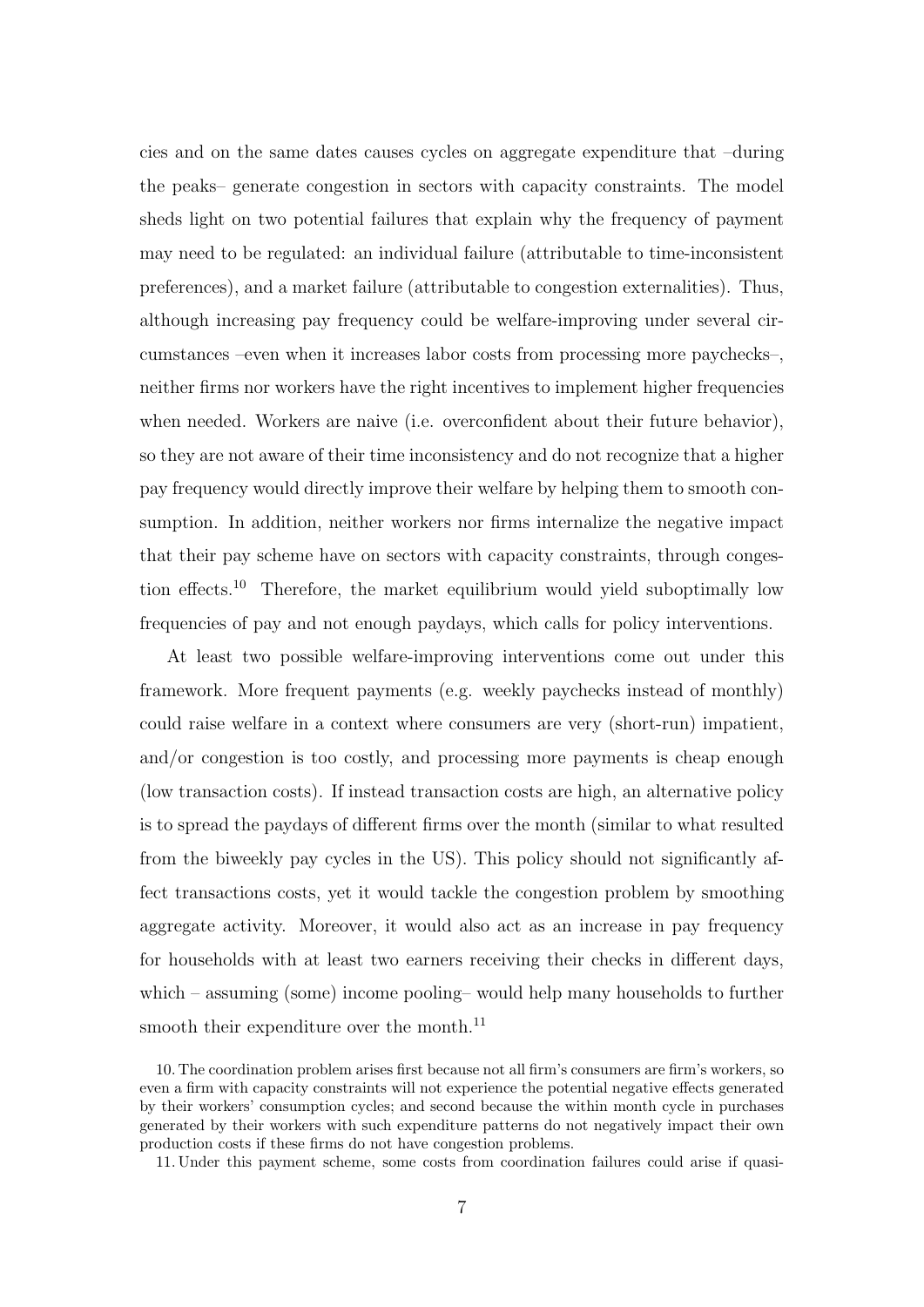cies and on the same dates causes cycles on aggregate expenditure that –during the peaks– generate congestion in sectors with capacity constraints. The model sheds light on two potential failures that explain why the frequency of payment may need to be regulated: an individual failure (attributable to time-inconsistent preferences), and a market failure (attributable to congestion externalities). Thus, although increasing pay frequency could be welfare-improving under several circumstances –even when it increases labor costs from processing more paychecks–, neither firms nor workers have the right incentives to implement higher frequencies when needed. Workers are naive (i.e. overconfident about their future behavior), so they are not aware of their time inconsistency and do not recognize that a higher pay frequency would directly improve their welfare by helping them to smooth consumption. In addition, neither workers nor firms internalize the negative impact that their pay scheme have on sectors with capacity constraints, through congestion effects.[10] Therefore, the market equilibrium would yield suboptimally low frequencies of pay and not enough paydays, which calls for policy interventions.

At least two possible welfare-improving interventions come out under this framework. More frequent payments (e.g. weekly paychecks instead of monthly) could raise welfare in a context where consumers are very (short-run) impatient, and/or congestion is too costly, and processing more payments is cheap enough (low transaction costs). If instead transaction costs are high, an alternative policy is to spread the paydays of different firms over the month (similar to what resulted from the biweekly pay cycles in the US). This policy should not significantly affect transactions costs, yet it would tackle the congestion problem by smoothing aggregate activity. Moreover, it would also act as an increase in pay frequency for households with at least two earners receiving their checks in different days, which – assuming (some) income pooling– would help many households to further smooth their expenditure over the month.[11]

10. The coordination problem arises first because not all firm's consumers are firm's workers, so even a firm with capacity constraints will not experience the potential negative effects generated by their workers' consumption cycles; and second because the within month cycle in purchases generated by their workers with such expenditure patterns do not negatively impact their own production costs if these firms do not have congestion problems.

11. Under this payment scheme, some costs from coordination failures could arise if quasi-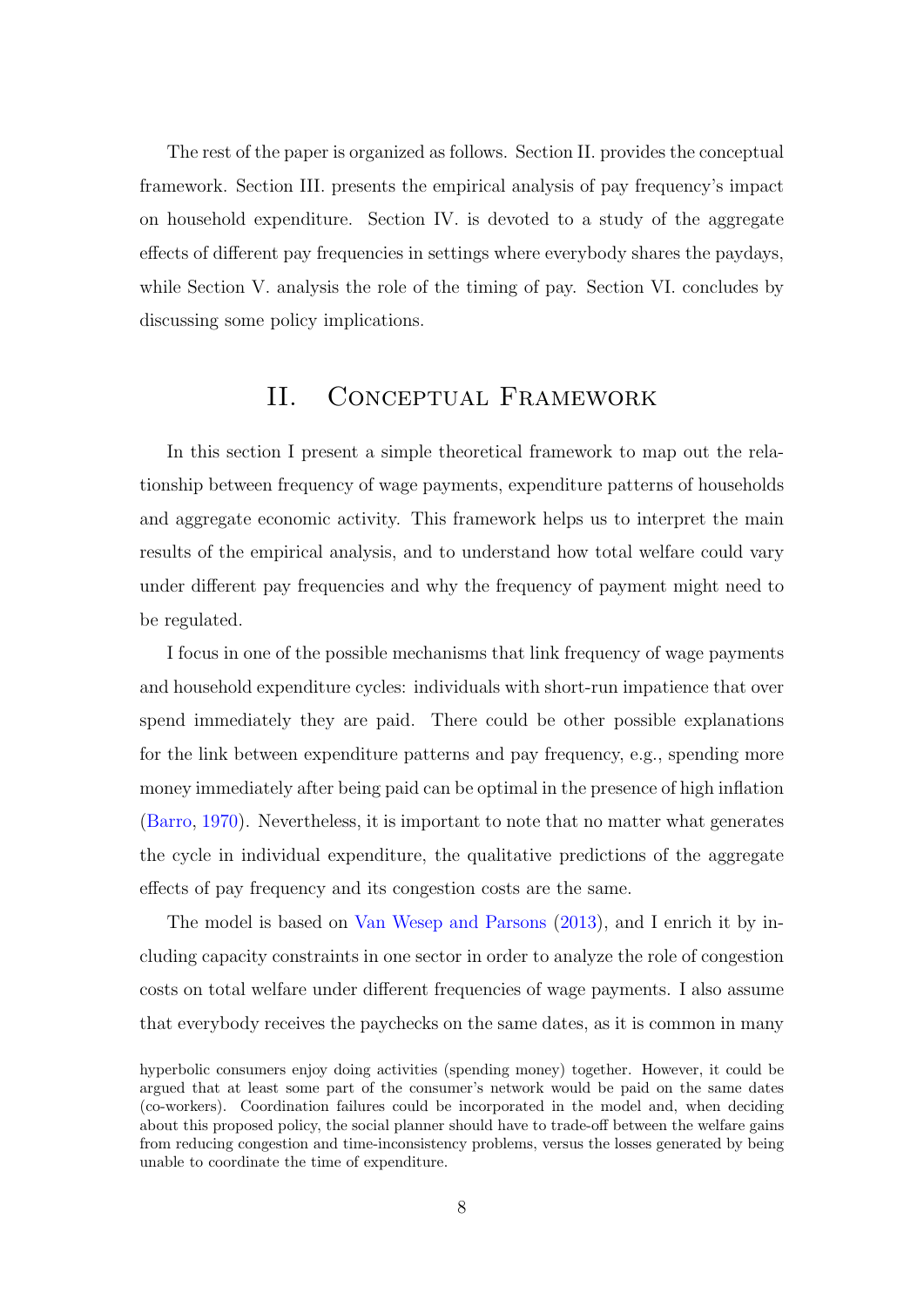The rest of the paper is organized as follows. Section II. provides the conceptual framework. Section III. presents the empirical analysis of pay frequency's impact on household expenditure. Section IV. is devoted to a study of the aggregate effects of different pay frequencies in settings where everybody shares the paydays, while Section V. analysis the role of the timing of pay. Section VI. concludes by discussing some policy implications.

## II. Conceptual Framework

In this section I present a simple theoretical framework to map out the relationship between frequency of wage payments, expenditure patterns of households and aggregate economic activity. This framework helps us to interpret the main results of the empirical analysis, and to understand how total welfare could vary under different pay frequencies and why the frequency of payment might need to be regulated.

I focus in one of the possible mechanisms that link frequency of wage payments and household expenditure cycles: individuals with short-run impatience that over spend immediately they are paid. There could be other possible explanations for the link between expenditure patterns and pay frequency, e.g., spending more money immediately after being paid can be optimal in the presence of high inflation (Barro, 1970). Nevertheless, it is important to note that no matter what generates the cycle in individual expenditure, the qualitative predictions of the aggregate effects of pay frequency and its congestion costs are the same.

The model is based on Van Wesep and Parsons (2013), and I enrich it by including capacity constraints in one sector in order to analyze the role of congestion costs on total welfare under different frequencies of wage payments. I also assume that everybody receives the paychecks on the same dates, as it is common in many

hyperbolic consumers enjoy doing activities (spending money) together. However, it could be argued that at least some part of the consumer's network would be paid on the same dates (co-workers). Coordination failures could be incorporated in the model and, when deciding about this proposed policy, the social planner should have to trade-off between the welfare gains from reducing congestion and time-inconsistency problems, versus the losses generated by being unable to coordinate the time of expenditure.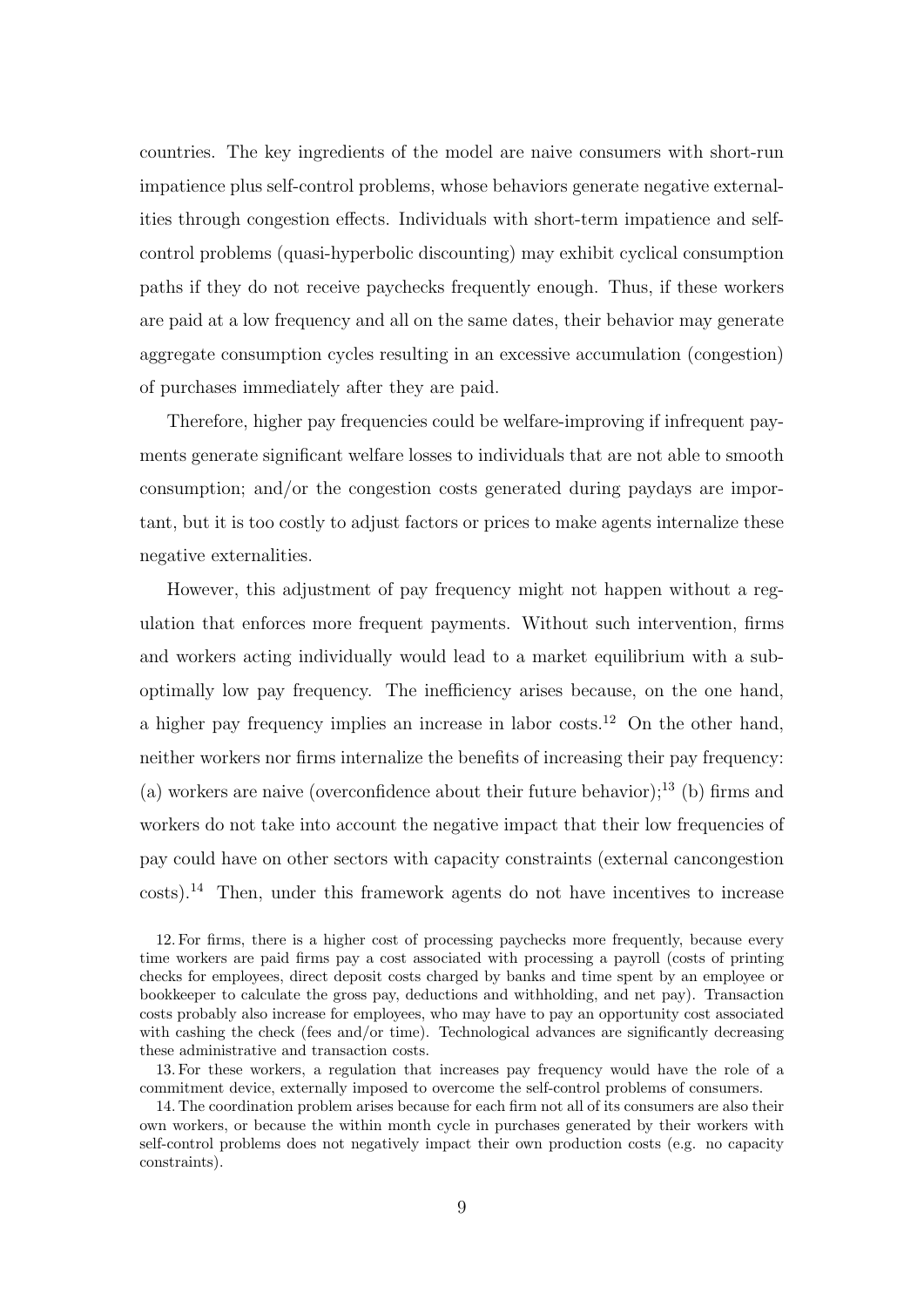countries. The key ingredients of the model are naive consumers with short-run impatience plus self-control problems, whose behaviors generate negative externalities through congestion effects. Individuals with short-term impatience and self-control problems (quasi-hyperbolic discounting) may exhibit cyclical consumption paths if they do not receive paychecks frequently enough. Thus, if these workers are paid at a low frequency and all on the same dates, their behavior may generate aggregate consumption cycles resulting in an excessive accumulation (congestion) of purchases immediately after they are paid.

Therefore, higher pay frequencies could be welfare-improving if infrequent payments generate significant welfare losses to individuals that are not able to smooth consumption; and/or the congestion costs generated during paydays are important, but it is too costly to adjust factors or prices to make agents internalize these negative externalities.

However, this adjustment of pay frequency might not happen without a regulation that enforces more frequent payments. Without such intervention, firms and workers acting individually would lead to a market equilibrium with a sub-optimally low pay frequency. The inefficiency arises because, on the one hand, a higher pay frequency implies an increase in labor costs.[12] On the other hand, neither workers nor firms internalize the benefits of increasing their pay frequency: (a) workers are naive (overconfidence about their future behavior);[13] (b) firms and workers do not take into account the negative impact that their low frequencies of pay could have on other sectors with capacity constraints (external cancongestion costs).[14] Then, under this framework agents do not have incentives to increase

12. For firms, there is a higher cost of processing paychecks more frequently, because every time workers are paid firms pay a cost associated with processing a payroll (costs of printing checks for employees, direct deposit costs charged by banks and time spent by an employee or bookkeeper to calculate the gross pay, deductions and withholding, and net pay). Transaction costs probably also increase for employees, who may have to pay an opportunity cost associated with cashing the check (fees and/or time). Technological advances are significantly decreasing these administrative and transaction costs.

13. For these workers, a regulation that increases pay frequency would have the role of a commitment device, externally imposed to overcome the self-control problems of consumers.

14. The coordination problem arises because for each firm not all of its consumers are also their own workers, or because the within month cycle in purchases generated by their workers with self-control problems does not negatively impact their own production costs (e.g. no capacity constraints).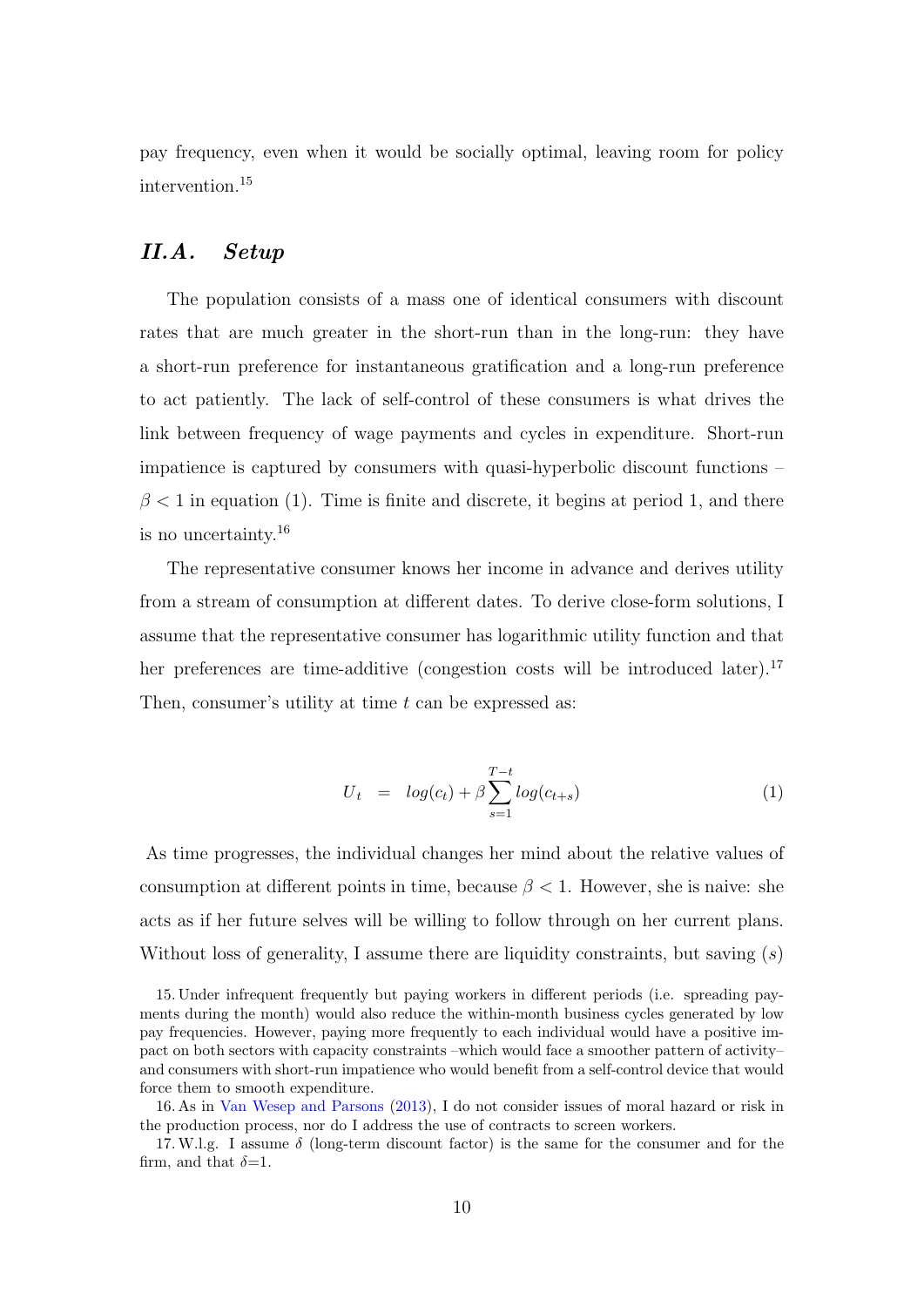pay frequency, even when it would be socially optimal, leaving room for policy intervention.[15]

## *II.A. Setup*

The population consists of a mass one of identical consumers with discount rates that are much greater in the short-run than in the long-run: they have a short-run preference for instantaneous gratification and a long-run preference to act patiently. The lack of self-control of these consumers is what drives the link between frequency of wage payments and cycles in expenditure. Short-run impatience is captured by consumers with quasi-hyperbolic discount functions – $\beta < 1$ in equation (1). Time is finite and discrete, it begins at period 1, and there is no uncertainty.[16]

The representative consumer knows her income in advance and derives utility from a stream of consumption at different dates. To derive close-form solutions, I assume that the representative consumer has logarithmic utility function and that her preferences are time-additive (congestion costs will be introduced later).[17] Then, consumer's utility at time $t$ can be expressed as:

$$U_t \;\; = \;\; log(c_t) + \beta \sum_{s=1}^{T-t} log(c_{t+s}) \tag{1}$$

As time progresses, the individual changes her mind about the relative values of consumption at different points in time, because $\beta < 1$. However, she is naive: she acts as if her future selves will be willing to follow through on her current plans. Without loss of generality, I assume there are liquidity constraints, but saving ($s$)

15. Under infrequent frequently but paying workers in different periods (i.e. spreading payments during the month) would also reduce the within-month business cycles generated by low pay frequencies. However, paying more frequently to each individual would have a positive impact on both sectors with capacity constraints –which would face a smoother pattern of activity– and consumers with short-run impatience who would benefit from a self-control device that would force them to smooth expenditure.

16. As in Van Wesep and Parsons (2013), I do not consider issues of moral hazard or risk in the production process, nor do I address the use of contracts to screen workers.

17. W.l.g. I assume $\delta$ (long-term discount factor) is the same for the consumer and for the firm, and that $\delta$=1.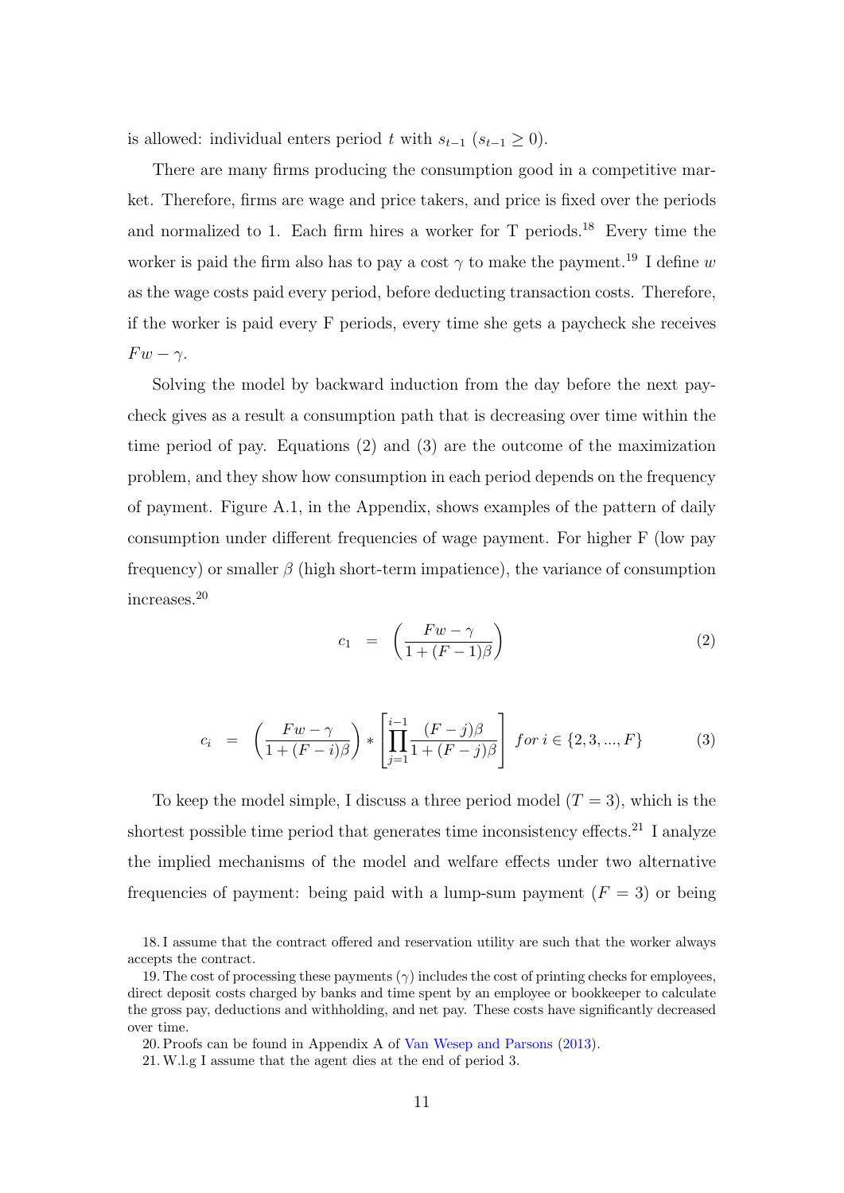is allowed: individual enters period $t$ with $s_{t-1}$ ($s_{t-1} \geq 0$).

There are many firms producing the consumption good in a competitive market. Therefore, firms are wage and price takers, and price is fixed over the periods and normalized to 1. Each firm hires a worker for T periods.[18] Every time the worker is paid the firm also has to pay a cost $\gamma$ to make the payment.[19] I define $w$ as the wage costs paid every period, before deducting transaction costs. Therefore, if the worker is paid every F periods, every time she gets a paycheck she receives $Fw - \gamma$.

Solving the model by backward induction from the day before the next paycheck gives as a result a consumption path that is decreasing over time within the time period of pay. Equations (2) and (3) are the outcome of the maximization problem, and they show how consumption in each period depends on the frequency of payment. Figure A.1, in the Appendix, shows examples of the pattern of daily consumption under different frequencies of wage payment. For higher F (low pay frequency) or smaller $\beta$ (high short-term impatience), the variance of consumption increases.[20]

$$c_1 = \left( \frac{Fw - \gamma}{1 + (F-1)\beta} \right) \tag{2}$$

$$c_i = \left( \frac{Fw - \gamma}{1 + (F-i)\beta} \right) * \left[ \prod_{j=1}^{i-1} \frac{(F-j)\beta}{1 + (F-j)\beta} \right] \; for \; i \in \{2, 3, ..., F\} \tag{3}$$

To keep the model simple, I discuss a three period model ($T = 3$), which is the shortest possible time period that generates time inconsistency effects.[21] I analyze the implied mechanisms of the model and welfare effects under two alternative frequencies of payment: being paid with a lump-sum payment ($F = 3$) or being

18. I assume that the contract offered and reservation utility are such that the worker always accepts the contract.

19. The cost of processing these payments ($\gamma$) includes the cost of printing checks for employees, direct deposit costs charged by banks and time spent by an employee or bookkeeper to calculate the gross pay, deductions and withholding, and net pay. These costs have significantly decreased over time.

20. Proofs can be found in Appendix A of Van Wesep and Parsons (2013).

21. W.l.g I assume that the agent dies at the end of period 3.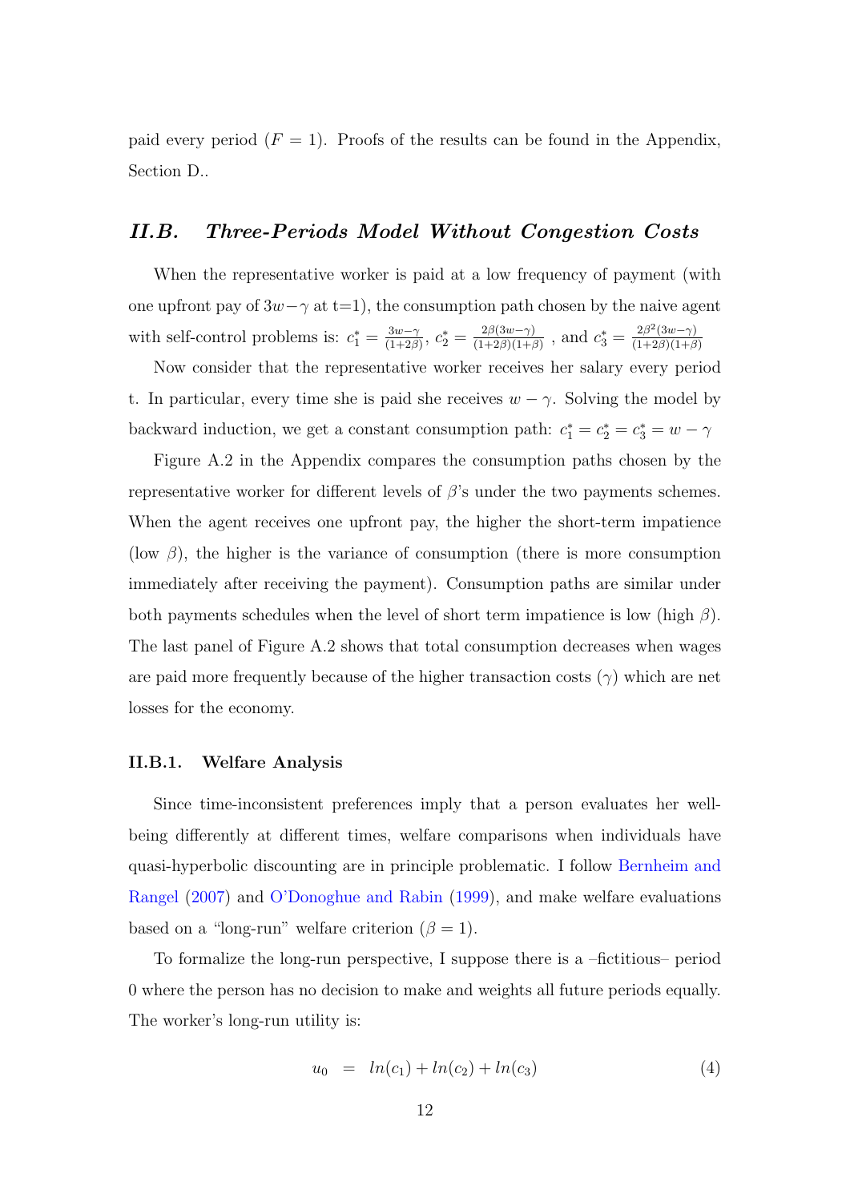paid every period ($F = 1$). Proofs of the results can be found in the Appendix, Section D..

## *II.B. Three-Periods Model Without Congestion Costs*

When the representative worker is paid at a low frequency of payment (with one upfront pay of $3w-\gamma$ at t=1), the consumption path chosen by the naive agent with self-control problems is: $c_1^* = \frac{3w-\gamma}{(1+2\beta)}$, $c_2^* = \frac{2\beta(3w-\gamma)}{(1+2\beta)(1+\beta)}$ , and $c_3^* = \frac{2\beta^2(3w-\gamma)}{(1+2\beta)(1+\beta)}$

Now consider that the representative worker receives her salary every period t. In particular, every time she is paid she receives $w - \gamma$. Solving the model by backward induction, we get a constant consumption path: $c_1^* = c_2^* = c_3^* = w - \gamma$

Figure A.2 in the Appendix compares the consumption paths chosen by the representative worker for different levels of $\beta$'s under the two payments schemes. When the agent receives one upfront pay, the higher the short-term impatience (low $\beta$), the higher is the variance of consumption (there is more consumption immediately after receiving the payment). Consumption paths are similar under both payments schedules when the level of short term impatience is low (high $\beta$). The last panel of Figure A.2 shows that total consumption decreases when wages are paid more frequently because of the higher transaction costs ($\gamma$) which are net losses for the economy.

### II.B.1. Welfare Analysis

Since time-inconsistent preferences imply that a person evaluates her well-being differently at different times, welfare comparisons when individuals have quasi-hyperbolic discounting are in principle problematic. I follow Bernheim and Rangel (2007) and O'Donoghue and Rabin (1999), and make welfare evaluations based on a "long-run" welfare criterion ($\beta = 1$).

To formalize the long-run perspective, I suppose there is a –fictitious– period 0 where the person has no decision to make and weights all future periods equally. The worker's long-run utility is:

$$u_0 \quad = \quad ln(c_1) + ln(c_2) + ln(c_3) \tag{4}$$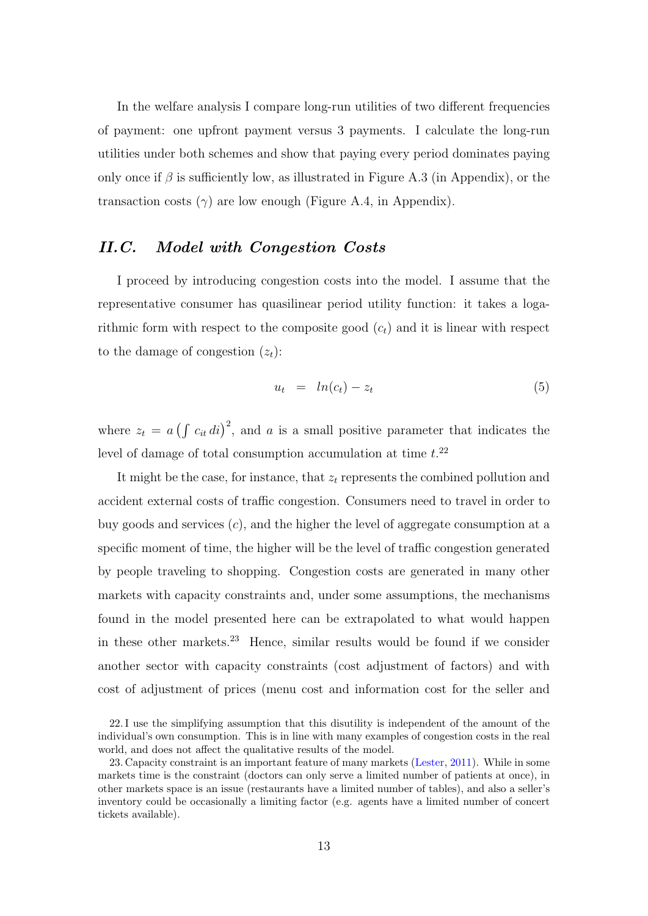In the welfare analysis I compare long-run utilities of two different frequencies of payment: one upfront payment versus 3 payments. I calculate the long-run utilities under both schemes and show that paying every period dominates paying only once if $\beta$ is sufficiently low, as illustrated in Figure A.3 (in Appendix), or the transaction costs ($\gamma$) are low enough (Figure A.4, in Appendix).

## *II.C. Model with Congestion Costs*

I proceed by introducing congestion costs into the model. I assume that the representative consumer has quasilinear period utility function: it takes a logarithmic form with respect to the composite good ($c_t$) and it is linear with respect to the damage of congestion ($z_t$):

$$u_t \;\; = \;\; ln(c_t) - z_t \tag{5}$$

where $z_t = a\left(\int c_{it}\, di\right)^2$, and $a$ is a small positive parameter that indicates the level of damage of total consumption accumulation at time $t$.[22]

It might be the case, for instance, that $z_t$ represents the combined pollution and accident external costs of traffic congestion. Consumers need to travel in order to buy goods and services ($c$), and the higher the level of aggregate consumption at a specific moment of time, the higher will be the level of traffic congestion generated by people traveling to shopping. Congestion costs are generated in many other markets with capacity constraints and, under some assumptions, the mechanisms found in the model presented here can be extrapolated to what would happen in these other markets.[23] Hence, similar results would be found if we consider another sector with capacity constraints (cost adjustment of factors) and with cost of adjustment of prices (menu cost and information cost for the seller and

22. I use the simplifying assumption that this disutility is independent of the amount of the individual's own consumption. This is in line with many examples of congestion costs in the real world, and does not affect the qualitative results of the model.

23. Capacity constraint is an important feature of many markets (Lester, 2011). While in some markets time is the constraint (doctors can only serve a limited number of patients at once), in other markets space is an issue (restaurants have a limited number of tables), and also a seller's inventory could be occasionally a limiting factor (e.g. agents have a limited number of concert tickets available).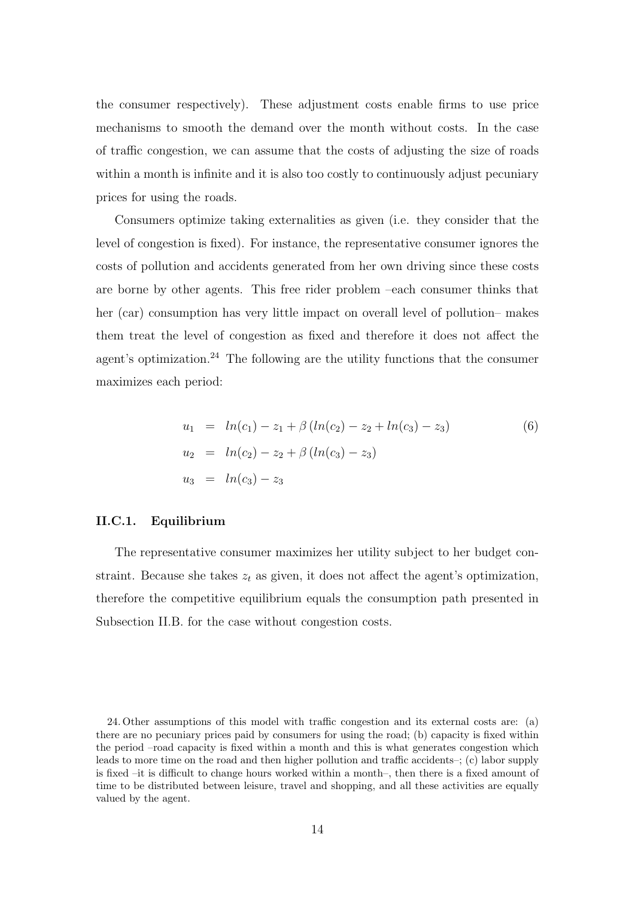the consumer respectively). These adjustment costs enable firms to use price mechanisms to smooth the demand over the month without costs. In the case of traffic congestion, we can assume that the costs of adjusting the size of roads within a month is infinite and it is also too costly to continuously adjust pecuniary prices for using the roads.

Consumers optimize taking externalities as given (i.e. they consider that the level of congestion is fixed). For instance, the representative consumer ignores the costs of pollution and accidents generated from her own driving since these costs are borne by other agents. This free rider problem –each consumer thinks that her (car) consumption has very little impact on overall level of pollution– makes them treat the level of congestion as fixed and therefore it does not affect the agent's optimization.[24] The following are the utility functions that the consumer maximizes each period:

$$
\begin{aligned}
u_1 &= ln(c_1) - z_1 + \beta \left( ln(c_2) - z_2 + ln(c_3) - z_3 \right) \qquad (6) \\
u_2 &= ln(c_2) - z_2 + \beta \left( ln(c_3) - z_3 \right) \\
u_3 &= ln(c_3) - z_3
\end{aligned}
$$

### II.C.1. Equilibrium

The representative consumer maximizes her utility subject to her budget constraint. Because she takes $z_t$ as given, it does not affect the agent's optimization, therefore the competitive equilibrium equals the consumption path presented in Subsection II.B. for the case without congestion costs.

24. Other assumptions of this model with traffic congestion and its external costs are: (a) there are no pecuniary prices paid by consumers for using the road; (b) capacity is fixed within the period –road capacity is fixed within a month and this is what generates congestion which leads to more time on the road and then higher pollution and traffic accidents–; (c) labor supply is fixed –it is difficult to change hours worked within a month–, then there is a fixed amount of time to be distributed between leisure, travel and shopping, and all these activities are equally valued by the agent.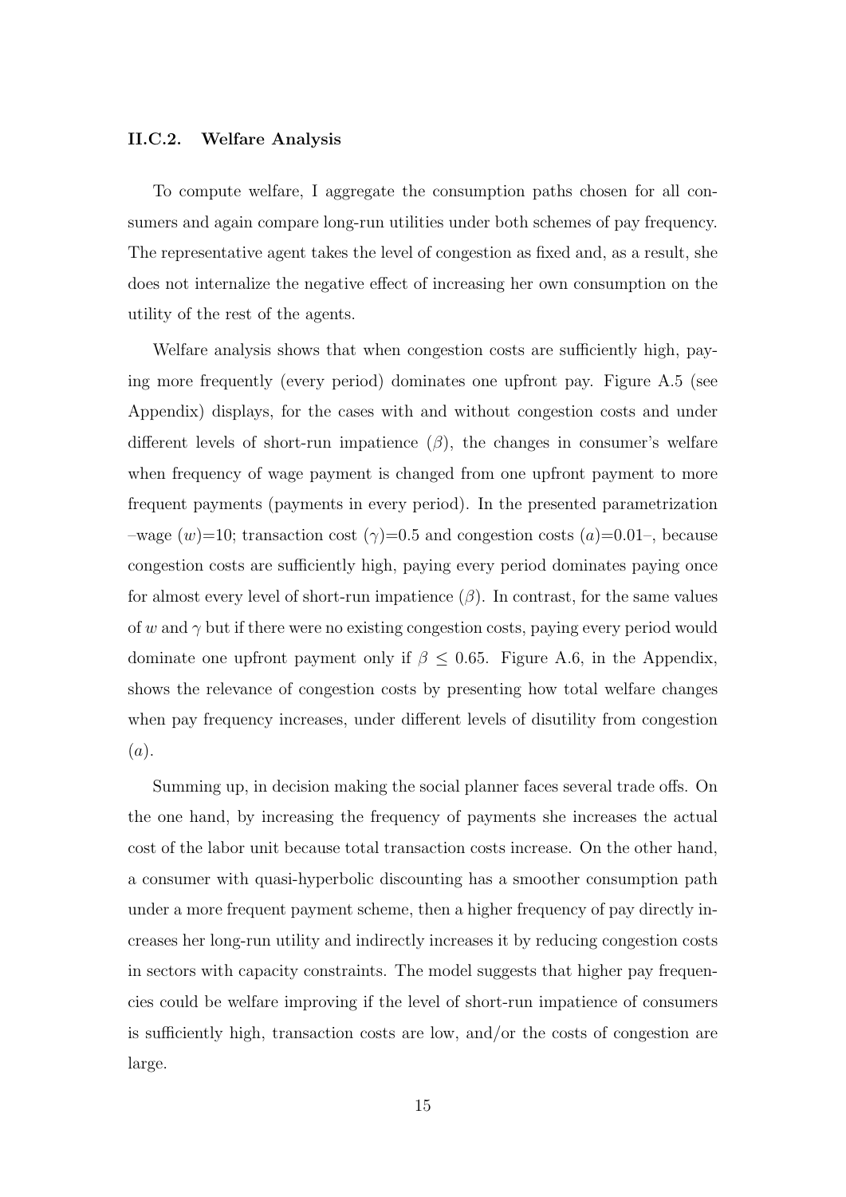#### II.C.2. Welfare Analysis

To compute welfare, I aggregate the consumption paths chosen for all consumers and again compare long-run utilities under both schemes of pay frequency. The representative agent takes the level of congestion as fixed and, as a result, she does not internalize the negative effect of increasing her own consumption on the utility of the rest of the agents.

Welfare analysis shows that when congestion costs are sufficiently high, paying more frequently (every period) dominates one upfront pay. Figure A.5 (see Appendix) displays, for the cases with and without congestion costs and under different levels of short-run impatience ($\beta$), the changes in consumer's welfare when frequency of wage payment is changed from one upfront payment to more frequent payments (payments in every period). In the presented parametrization –wage ($w$)=10; transaction cost ($\gamma$)=0.5 and congestion costs ($a$)=0.01–, because congestion costs are sufficiently high, paying every period dominates paying once for almost every level of short-run impatience ($\beta$). In contrast, for the same values of $w$ and $\gamma$ but if there were no existing congestion costs, paying every period would dominate one upfront payment only if $\beta \leq 0.65$. Figure A.6, in the Appendix, shows the relevance of congestion costs by presenting how total welfare changes when pay frequency increases, under different levels of disutility from congestion ($a$).

Summing up, in decision making the social planner faces several trade offs. On the one hand, by increasing the frequency of payments she increases the actual cost of the labor unit because total transaction costs increase. On the other hand, a consumer with quasi-hyperbolic discounting has a smoother consumption path under a more frequent payment scheme, then a higher frequency of pay directly increases her long-run utility and indirectly increases it by reducing congestion costs in sectors with capacity constraints. The model suggests that higher pay frequencies could be welfare improving if the level of short-run impatience of consumers is sufficiently high, transaction costs are low, and/or the costs of congestion are large.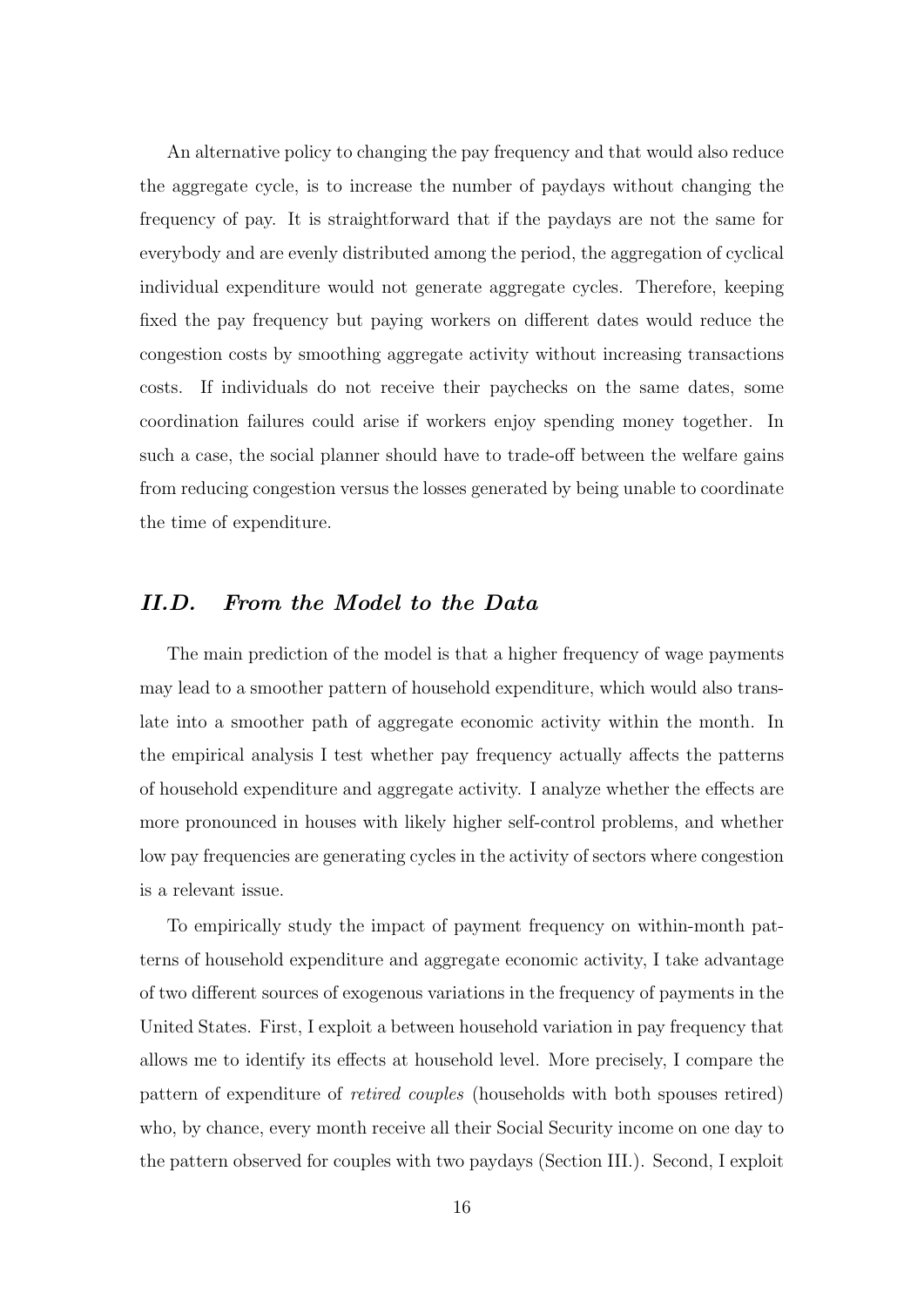An alternative policy to changing the pay frequency and that would also reduce the aggregate cycle, is to increase the number of paydays without changing the frequency of pay. It is straightforward that if the paydays are not the same for everybody and are evenly distributed among the period, the aggregation of cyclical individual expenditure would not generate aggregate cycles. Therefore, keeping fixed the pay frequency but paying workers on different dates would reduce the congestion costs by smoothing aggregate activity without increasing transactions costs. If individuals do not receive their paychecks on the same dates, some coordination failures could arise if workers enjoy spending money together. In such a case, the social planner should have to trade-off between the welfare gains from reducing congestion versus the losses generated by being unable to coordinate the time of expenditure.

### *II.D. From the Model to the Data*

The main prediction of the model is that a higher frequency of wage payments may lead to a smoother pattern of household expenditure, which would also translate into a smoother path of aggregate economic activity within the month. In the empirical analysis I test whether pay frequency actually affects the patterns of household expenditure and aggregate activity. I analyze whether the effects are more pronounced in houses with likely higher self-control problems, and whether low pay frequencies are generating cycles in the activity of sectors where congestion is a relevant issue.

To empirically study the impact of payment frequency on within-month patterns of household expenditure and aggregate economic activity, I take advantage of two different sources of exogenous variations in the frequency of payments in the United States. First, I exploit a between household variation in pay frequency that allows me to identify its effects at household level. More precisely, I compare the pattern of expenditure of *retired couples* (households with both spouses retired) who, by chance, every month receive all their Social Security income on one day to the pattern observed for couples with two paydays (Section III.). Second, I exploit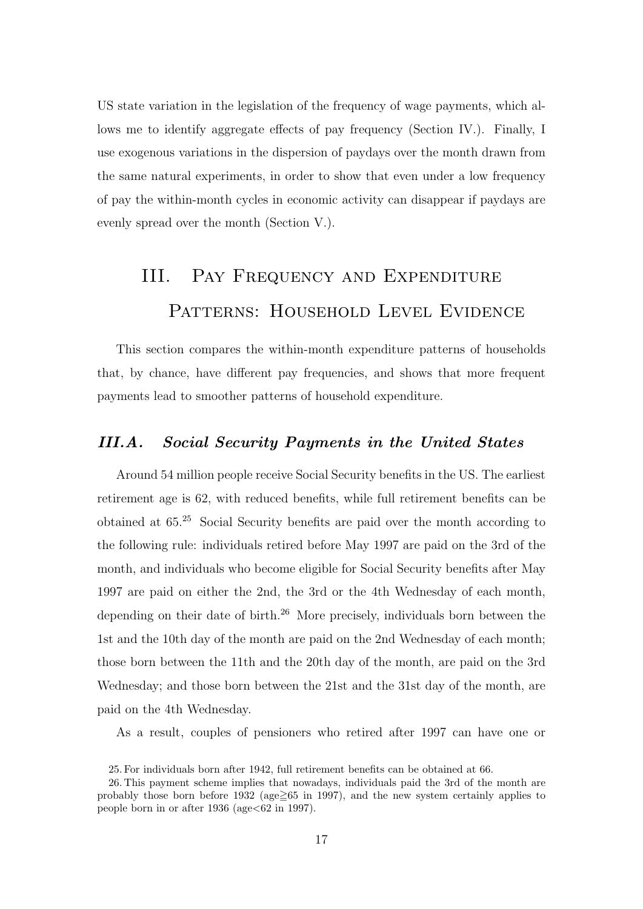US state variation in the legislation of the frequency of wage payments, which allows me to identify aggregate effects of pay frequency (Section IV.). Finally, I use exogenous variations in the dispersion of paydays over the month drawn from the same natural experiments, in order to show that even under a low frequency of pay the within-month cycles in economic activity can disappear if paydays are evenly spread over the month (Section V.).

# III. Pay Frequency and Expenditure Patterns: Household Level Evidence

This section compares the within-month expenditure patterns of households that, by chance, have different pay frequencies, and shows that more frequent payments lead to smoother patterns of household expenditure.

## *III.A. Social Security Payments in the United States*

Around 54 million people receive Social Security benefits in the US. The earliest retirement age is 62, with reduced benefits, while full retirement benefits can be obtained at 65.[25] Social Security benefits are paid over the month according to the following rule: individuals retired before May 1997 are paid on the 3rd of the month, and individuals who become eligible for Social Security benefits after May 1997 are paid on either the 2nd, the 3rd or the 4th Wednesday of each month, depending on their date of birth.[26] More precisely, individuals born between the 1st and the 10th day of the month are paid on the 2nd Wednesday of each month; those born between the 11th and the 20th day of the month, are paid on the 3rd Wednesday; and those born between the 21st and the 31st day of the month, are paid on the 4th Wednesday.

As a result, couples of pensioners who retired after 1997 can have one or

25. For individuals born after 1942, full retirement benefits can be obtained at 66.

26. This payment scheme implies that nowadays, individuals paid the 3rd of the month are probably those born before 1932 (age≧65 in 1997), and the new system certainly applies to people born in or after 1936 (age<62 in 1997).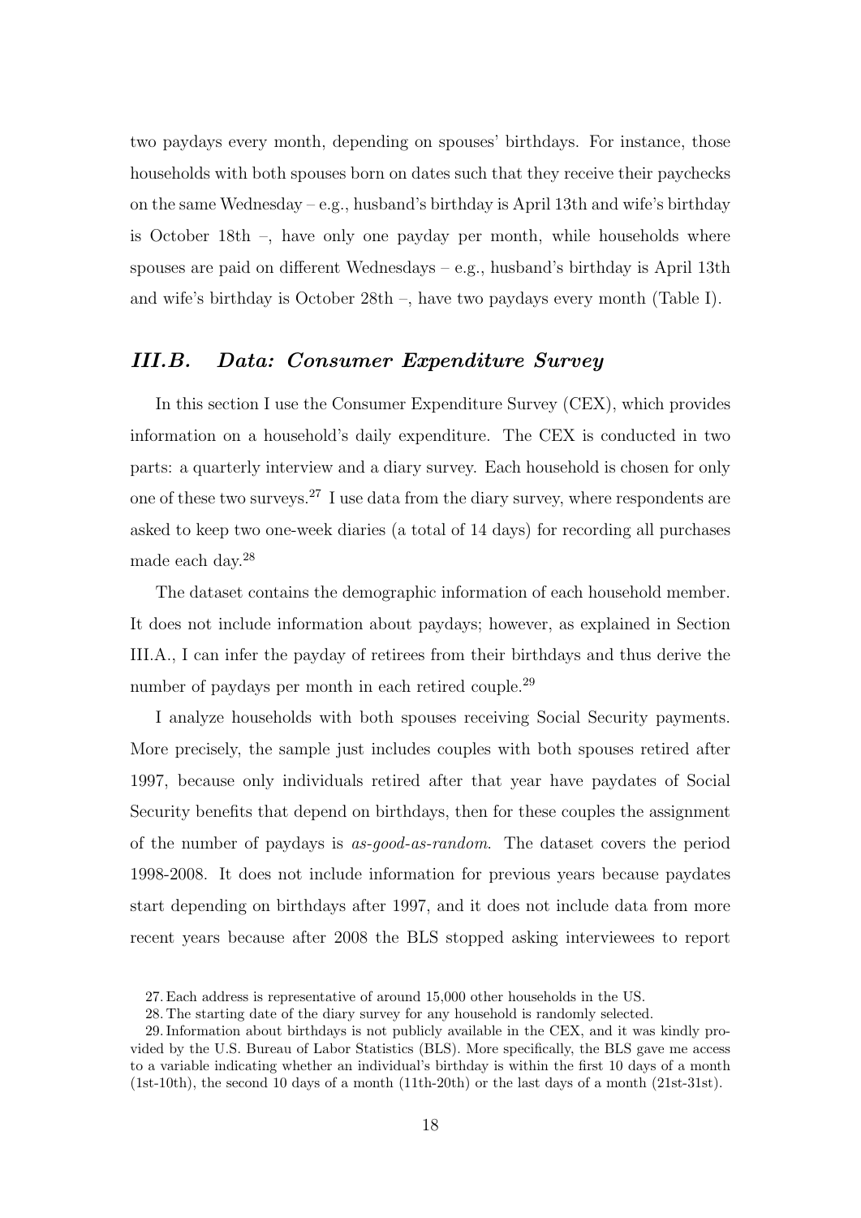two paydays every month, depending on spouses' birthdays. For instance, those households with both spouses born on dates such that they receive their paychecks on the same Wednesday – e.g., husband's birthday is April 13th and wife's birthday is October 18th –, have only one payday per month, while households where spouses are paid on different Wednesdays – e.g., husband's birthday is April 13th and wife's birthday is October 28th –, have two paydays every month (Table I).

### *III.B. Data: Consumer Expenditure Survey*

In this section I use the Consumer Expenditure Survey (CEX), which provides information on a household's daily expenditure. The CEX is conducted in two parts: a quarterly interview and a diary survey. Each household is chosen for only one of these two surveys.[27] I use data from the diary survey, where respondents are asked to keep two one-week diaries (a total of 14 days) for recording all purchases made each day.[28]

The dataset contains the demographic information of each household member. It does not include information about paydays; however, as explained in Section III.A., I can infer the payday of retirees from their birthdays and thus derive the number of paydays per month in each retired couple.[29]

I analyze households with both spouses receiving Social Security payments. More precisely, the sample just includes couples with both spouses retired after 1997, because only individuals retired after that year have paydates of Social Security benefits that depend on birthdays, then for these couples the assignment of the number of paydays is *as-good-as-random*. The dataset covers the period 1998-2008. It does not include information for previous years because paydates start depending on birthdays after 1997, and it does not include data from more recent years because after 2008 the BLS stopped asking interviewees to report

27. Each address is representative of around 15,000 other households in the US.

28. The starting date of the diary survey for any household is randomly selected.

29. Information about birthdays is not publicly available in the CEX, and it was kindly provided by the U.S. Bureau of Labor Statistics (BLS). More specifically, the BLS gave me access to a variable indicating whether an individual's birthday is within the first 10 days of a month (1st-10th), the second 10 days of a month (11th-20th) or the last days of a month (21st-31st).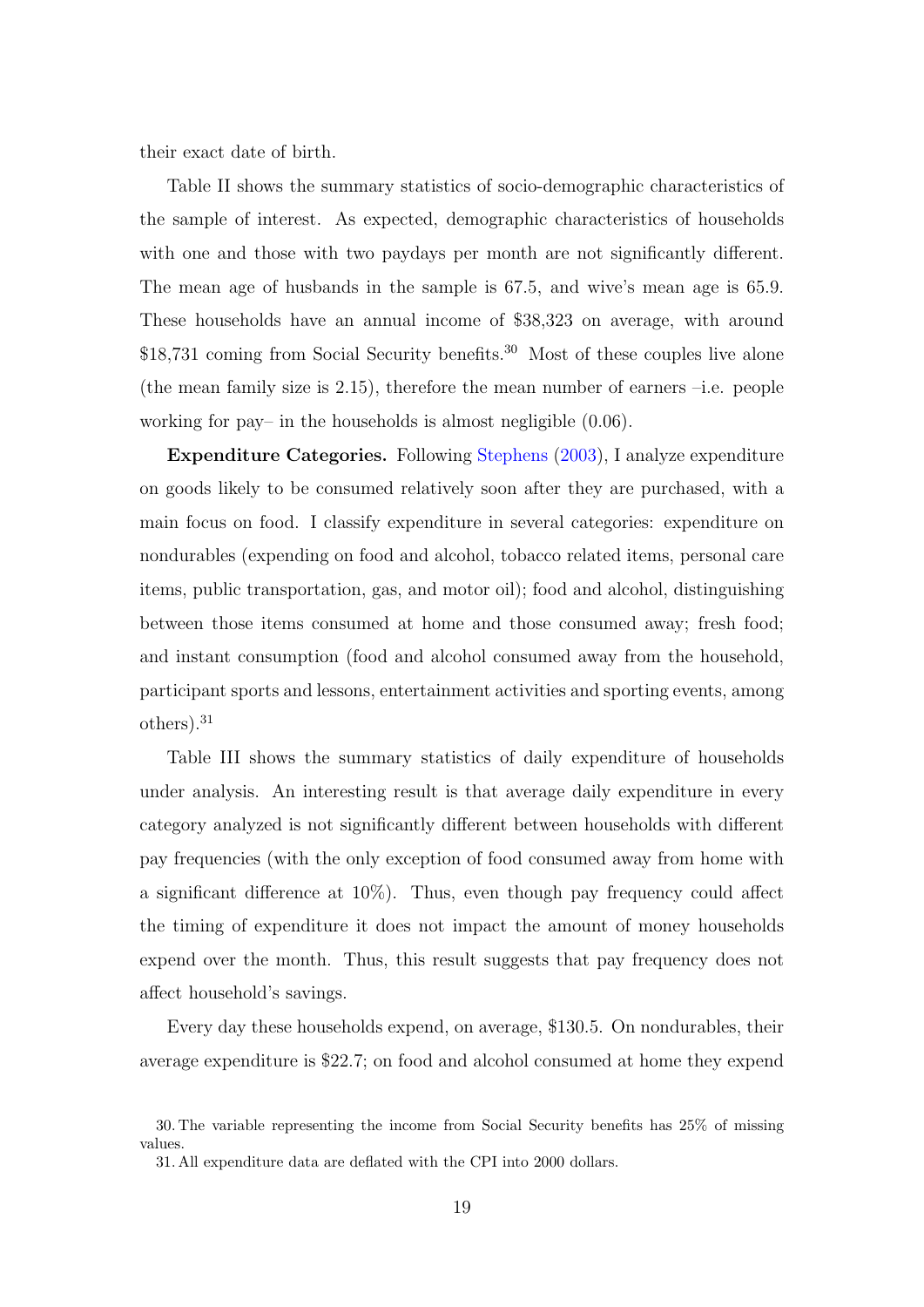their exact date of birth.

Table II shows the summary statistics of socio-demographic characteristics of the sample of interest. As expected, demographic characteristics of households with one and those with two paydays per month are not significantly different. The mean age of husbands in the sample is 67.5, and wive's mean age is 65.9. These households have an annual income of $38,323 on average, with around $18,731 coming from Social Security benefits.[30] Most of these couples live alone (the mean family size is 2.15), therefore the mean number of earners –i.e. people working for pay– in the households is almost negligible (0.06).

**Expenditure Categories.** Following Stephens (2003), I analyze expenditure on goods likely to be consumed relatively soon after they are purchased, with a main focus on food. I classify expenditure in several categories: expenditure on nondurables (expending on food and alcohol, tobacco related items, personal care items, public transportation, gas, and motor oil); food and alcohol, distinguishing between those items consumed at home and those consumed away; fresh food; and instant consumption (food and alcohol consumed away from the household, participant sports and lessons, entertainment activities and sporting events, among others).[31]

Table III shows the summary statistics of daily expenditure of households under analysis. An interesting result is that average daily expenditure in every category analyzed is not significantly different between households with different pay frequencies (with the only exception of food consumed away from home with a significant difference at 10%). Thus, even though pay frequency could affect the timing of expenditure it does not impact the amount of money households expend over the month. Thus, this result suggests that pay frequency does not affect household's savings.

Every day these households expend, on average, $130.5. On nondurables, their average expenditure is $22.7; on food and alcohol consumed at home they expend

30. The variable representing the income from Social Security benefits has 25% of missing values.

31. All expenditure data are deflated with the CPI into 2000 dollars.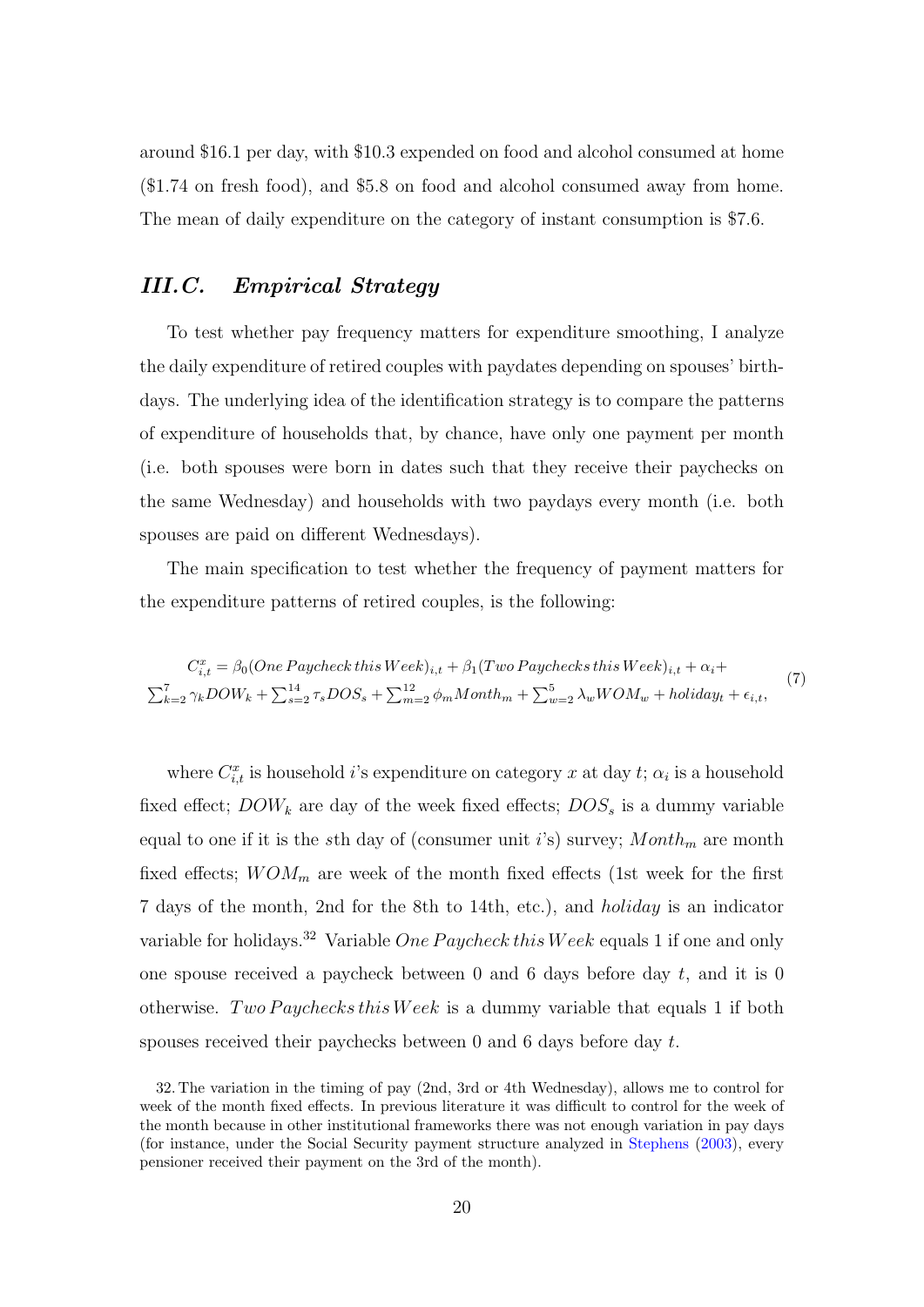around \$16.1 per day, with \$10.3 expended on food and alcohol consumed at home (\$1.74 on fresh food), and \$5.8 on food and alcohol consumed away from home. The mean of daily expenditure on the category of instant consumption is \$7.6.

### *III.C. Empirical Strategy*

To test whether pay frequency matters for expenditure smoothing, I analyze the daily expenditure of retired couples with paydates depending on spouses' birthdays. The underlying idea of the identification strategy is to compare the patterns of expenditure of households that, by chance, have only one payment per month (i.e. both spouses were born in dates such that they receive their paychecks on the same Wednesday) and households with two paydays every month (i.e. both spouses are paid on different Wednesdays).

The main specification to test whether the frequency of payment matters for the expenditure patterns of retired couples, is the following:

$$C^x_{i,t} = \beta_0 (One\,Paycheck\,this\,Week)_{i,t} + \beta_1 (Two\,Paychecks\,this\,Week)_{i,t} + \alpha_i + \sum_{k=2}^{7} \gamma_k DOW_k + \sum_{s=2}^{14} \tau_s DOS_s + \sum_{m=2}^{12} \phi_m Month_m + \sum_{w=2}^{5} \lambda_w WOM_w + holiday_t + \epsilon_{i,t}, \tag{7}$$

where $C^x_{i,t}$ is household $i$'s expenditure on category $x$ at day $t$; $\alpha_i$ is a household fixed effect; $DOW_k$ are day of the week fixed effects; $DOS_s$ is a dummy variable equal to one if it is the $s$th day of (consumer unit $i$'s) survey; $Month_m$ are month fixed effects; $WOM_m$ are week of the month fixed effects (1st week for the first 7 days of the month, 2nd for the 8th to 14th, etc.), and $holiday$ is an indicator variable for holidays.[32] Variable $One\,Paycheck\,this\,Week$ equals 1 if one and only one spouse received a paycheck between 0 and 6 days before day $t$, and it is 0 otherwise. $Two\,Paychecks\,this\,Week$ is a dummy variable that equals 1 if both spouses received their paychecks between 0 and 6 days before day $t$.

32. The variation in the timing of pay (2nd, 3rd or 4th Wednesday), allows me to control for week of the month fixed effects. In previous literature it was difficult to control for the week of the month because in other institutional frameworks there was not enough variation in pay days (for instance, under the Social Security payment structure analyzed in Stephens (2003), every pensioner received their payment on the 3rd of the month).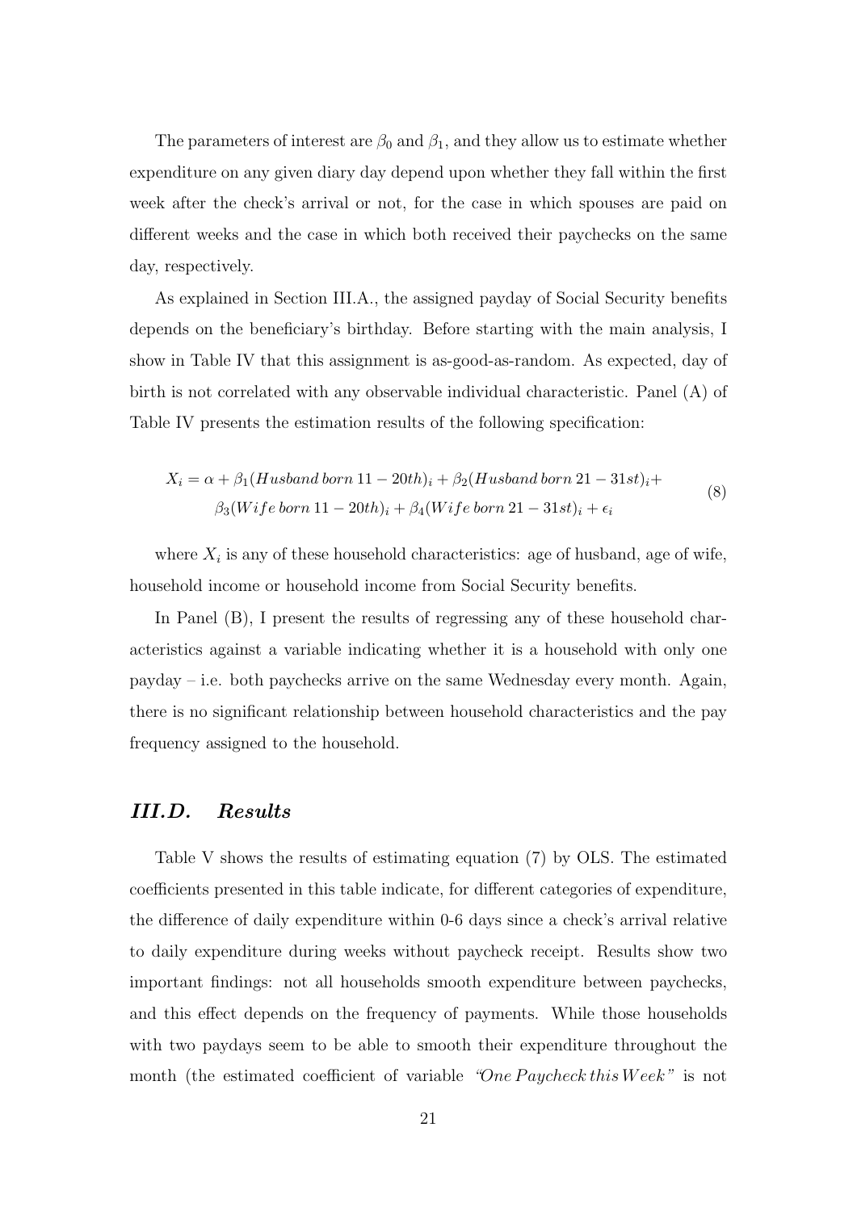The parameters of interest are $\beta_0$ and $\beta_1$, and they allow us to estimate whether expenditure on any given diary day depend upon whether they fall within the first week after the check's arrival or not, for the case in which spouses are paid on different weeks and the case in which both received their paychecks on the same day, respectively.

As explained in Section III.A., the assigned payday of Social Security benefits depends on the beneficiary's birthday. Before starting with the main analysis, I show in Table IV that this assignment is as-good-as-random. As expected, day of birth is not correlated with any observable individual characteristic. Panel (A) of Table IV presents the estimation results of the following specification:

$$
\begin{aligned}
X_i = \alpha + \beta_1(Husband\, born\, 11-20th)_i + \beta_2(Husband\, born\, 21-31st)_i + \\
\beta_3(Wife\, born\, 11-20th)_i + \beta_4(Wife\, born\, 21-31st)_i + \epsilon_i
\end{aligned}
\tag{8}
$$

where $X_i$ is any of these household characteristics: age of husband, age of wife, household income or household income from Social Security benefits.

In Panel (B), I present the results of regressing any of these household characteristics against a variable indicating whether it is a household with only one payday – i.e. both paychecks arrive on the same Wednesday every month. Again, there is no significant relationship between household characteristics and the pay frequency assigned to the household.

## *III.D. Results*

Table V shows the results of estimating equation (7) by OLS. The estimated coefficients presented in this table indicate, for different categories of expenditure, the difference of daily expenditure within 0-6 days since a check's arrival relative to daily expenditure during weeks without paycheck receipt. Results show two important findings: not all households smooth expenditure between paychecks, and this effect depends on the frequency of payments. While those households with two paydays seem to be able to smooth their expenditure throughout the month (the estimated coefficient of variable *"One Paycheck this Week"* is not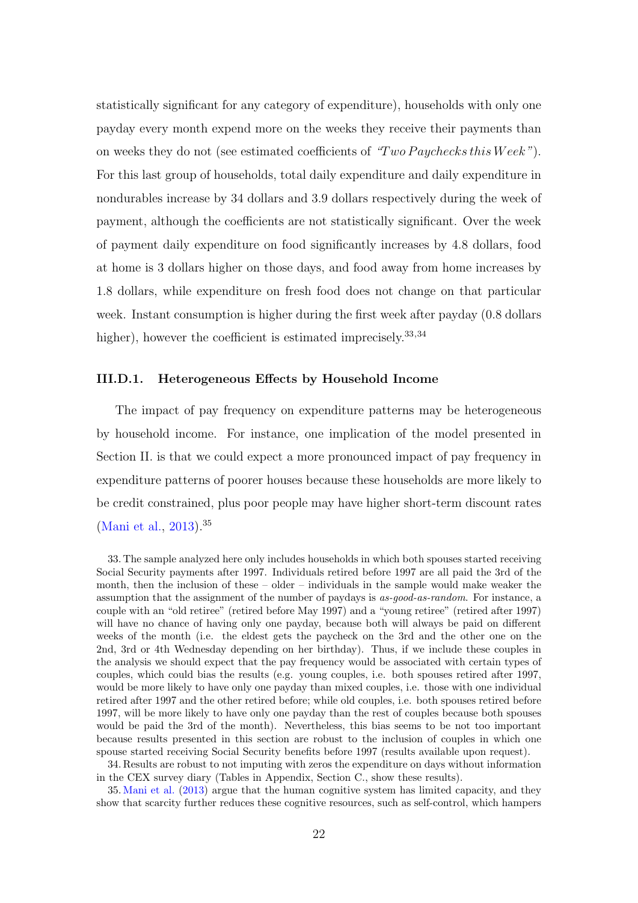statistically significant for any category of expenditure), households with only one payday every month expend more on the weeks they receive their payments than on weeks they do not (see estimated coefficients of *"Two Paychecks this Week"*). For this last group of households, total daily expenditure and daily expenditure in nondurables increase by 34 dollars and 3.9 dollars respectively during the week of payment, although the coefficients are not statistically significant. Over the week of payment daily expenditure on food significantly increases by 4.8 dollars, food at home is 3 dollars higher on those days, and food away from home increases by 1.8 dollars, while expenditure on fresh food does not change on that particular week. Instant consumption is higher during the first week after payday (0.8 dollars higher), however the coefficient is estimated imprecisely.[33,34]

### III.D.1. Heterogeneous Effects by Household Income

The impact of pay frequency on expenditure patterns may be heterogeneous by household income. For instance, one implication of the model presented in Section II. is that we could expect a more pronounced impact of pay frequency in expenditure patterns of poorer houses because these households are more likely to be credit constrained, plus poor people may have higher short-term discount rates (Mani et al., 2013).[35]

33. The sample analyzed here only includes households in which both spouses started receiving Social Security payments after 1997. Individuals retired before 1997 are all paid the 3rd of the month, then the inclusion of these – older – individuals in the sample would make weaker the assumption that the assignment of the number of paydays is *as-good-as-random*. For instance, a couple with an "old retiree" (retired before May 1997) and a "young retiree" (retired after 1997) will have no chance of having only one payday, because both will always be paid on different weeks of the month (i.e. the eldest gets the paycheck on the 3rd and the other one on the 2nd, 3rd or 4th Wednesday depending on her birthday). Thus, if we include these couples in the analysis we should expect that the pay frequency would be associated with certain types of couples, which could bias the results (e.g. young couples, i.e. both spouses retired after 1997, would be more likely to have only one payday than mixed couples, i.e. those with one individual retired after 1997 and the other retired before; while old couples, i.e. both spouses retired before 1997, will be more likely to have only one payday than the rest of couples because both spouses would be paid the 3rd of the month). Nevertheless, this bias seems to be not too important because results presented in this section are robust to the inclusion of couples in which one spouse started receiving Social Security benefits before 1997 (results available upon request).

34. Results are robust to not imputing with zeros the expenditure on days without information in the CEX survey diary (Tables in Appendix, Section C., show these results).

35. Mani et al. (2013) argue that the human cognitive system has limited capacity, and they show that scarcity further reduces these cognitive resources, such as self-control, which hampers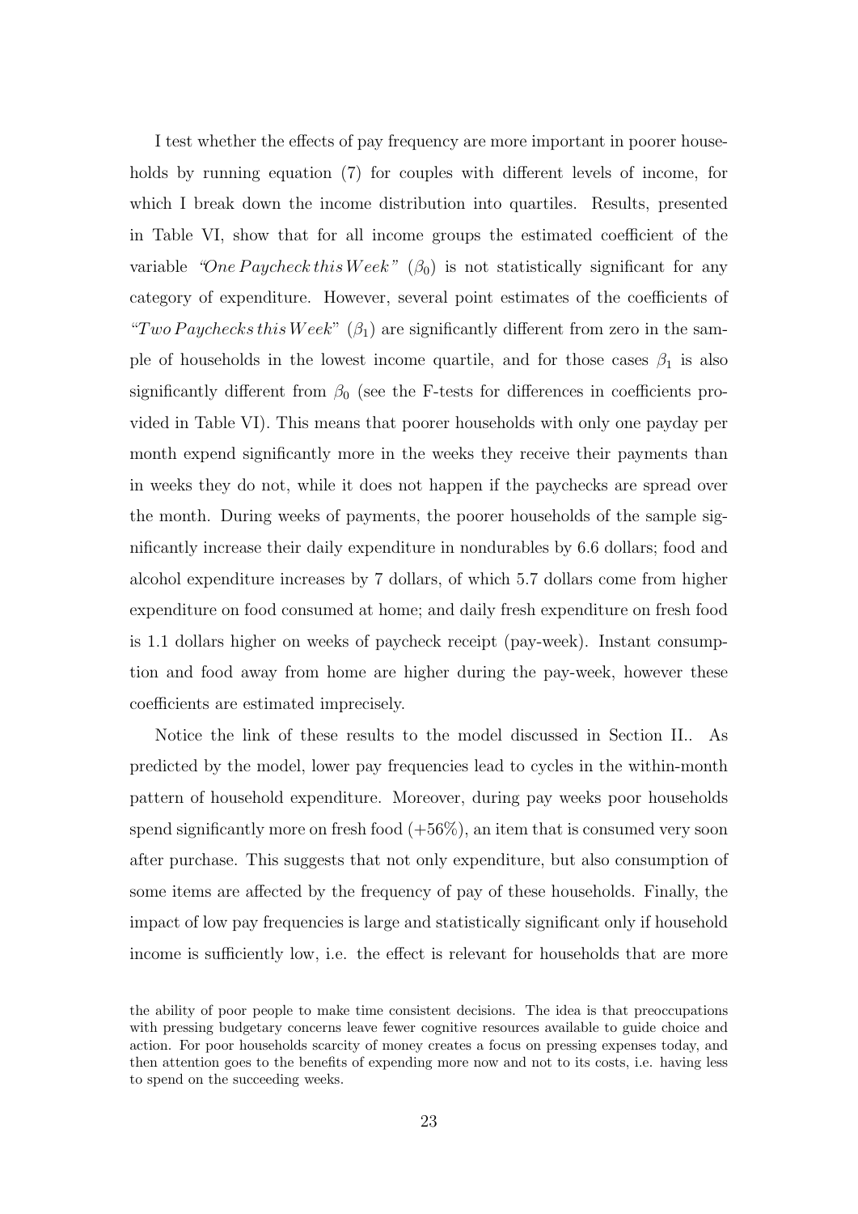I test whether the effects of pay frequency are more important in poorer households by running equation (7) for couples with different levels of income, for which I break down the income distribution into quartiles. Results, presented in Table VI, show that for all income groups the estimated coefficient of the variable *"One Paycheck this Week"* ($\beta_0$) is not statistically significant for any category of expenditure. However, several point estimates of the coefficients of *"Two Paychecks this Week"* ($\beta_1$) are significantly different from zero in the sample of households in the lowest income quartile, and for those cases $\beta_1$ is also significantly different from $\beta_0$ (see the F-tests for differences in coefficients provided in Table VI). This means that poorer households with only one payday per month expend significantly more in the weeks they receive their payments than in weeks they do not, while it does not happen if the paychecks are spread over the month. During weeks of payments, the poorer households of the sample significantly increase their daily expenditure in nondurables by 6.6 dollars; food and alcohol expenditure increases by 7 dollars, of which 5.7 dollars come from higher expenditure on food consumed at home; and daily fresh expenditure on fresh food is 1.1 dollars higher on weeks of paycheck receipt (pay-week). Instant consumption and food away from home are higher during the pay-week, however these coefficients are estimated imprecisely.

Notice the link of these results to the model discussed in Section II.. As predicted by the model, lower pay frequencies lead to cycles in the within-month pattern of household expenditure. Moreover, during pay weeks poor households spend significantly more on fresh food (+56%), an item that is consumed very soon after purchase. This suggests that not only expenditure, but also consumption of some items are affected by the frequency of pay of these households. Finally, the impact of low pay frequencies is large and statistically significant only if household income is sufficiently low, i.e. the effect is relevant for households that are more

the ability of poor people to make time consistent decisions. The idea is that preoccupations with pressing budgetary concerns leave fewer cognitive resources available to guide choice and action. For poor households scarcity of money creates a focus on pressing expenses today, and then attention goes to the benefits of expending more now and not to its costs, i.e. having less to spend on the succeeding weeks.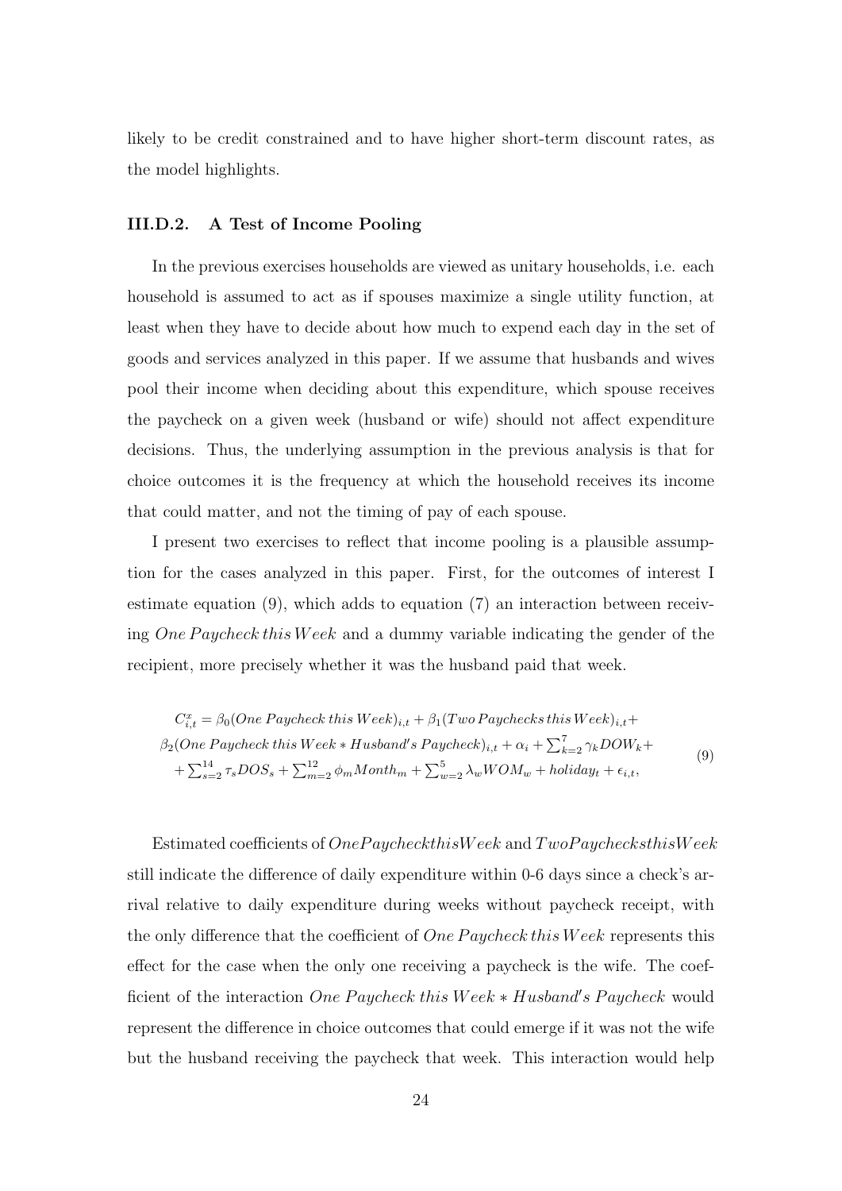likely to be credit constrained and to have higher short-term discount rates, as the model highlights.

### III.D.2. A Test of Income Pooling

In the previous exercises households are viewed as unitary households, i.e. each household is assumed to act as if spouses maximize a single utility function, at least when they have to decide about how much to expend each day in the set of goods and services analyzed in this paper. If we assume that husbands and wives pool their income when deciding about this expenditure, which spouse receives the paycheck on a given week (husband or wife) should not affect expenditure decisions. Thus, the underlying assumption in the previous analysis is that for choice outcomes it is the frequency at which the household receives its income that could matter, and not the timing of pay of each spouse.

I present two exercises to reflect that income pooling is a plausible assumption for the cases analyzed in this paper. First, for the outcomes of interest I estimate equation (9), which adds to equation (7) an interaction between receiving $One\,Paycheck\,this\,Week$ and a dummy variable indicating the gender of the recipient, more precisely whether it was the husband paid that week.

$$
\begin{aligned}
C^x_{i,t} &= \beta_0(One\ Paycheck\ this\ Week)_{i,t} + \beta_1(Two\ Paychecks\ this\ Week)_{i,t} + \\
&\beta_2(One\ Paycheck\ this\ Week * Husband's\ Paycheck)_{i,t} + \alpha_i + \textstyle\sum_{k=2}^{7}\gamma_k DOW_k + \\
&+ \textstyle\sum_{s=2}^{14}\tau_s DOS_s + \sum_{m=2}^{12}\phi_m Month_m + \sum_{w=2}^{5}\lambda_w WOM_w + holiday_t + \epsilon_{i,t},
\end{aligned}
\tag{9}
$$

Estimated coefficients of $OnePaycheckthisWeek$ and $TwoPaychecksthisWeek$ still indicate the difference of daily expenditure within 0-6 days since a check's arrival relative to daily expenditure during weeks without paycheck receipt, with the only difference that the coefficient of $One\,Paycheck\,this\,Week$ represents this effect for the case when the only one receiving a paycheck is the wife. The coefficient of the interaction $One\ Paycheck\ this\ Week * Husband's\ Paycheck$ would represent the difference in choice outcomes that could emerge if it was not the wife but the husband receiving the paycheck that week. This interaction would help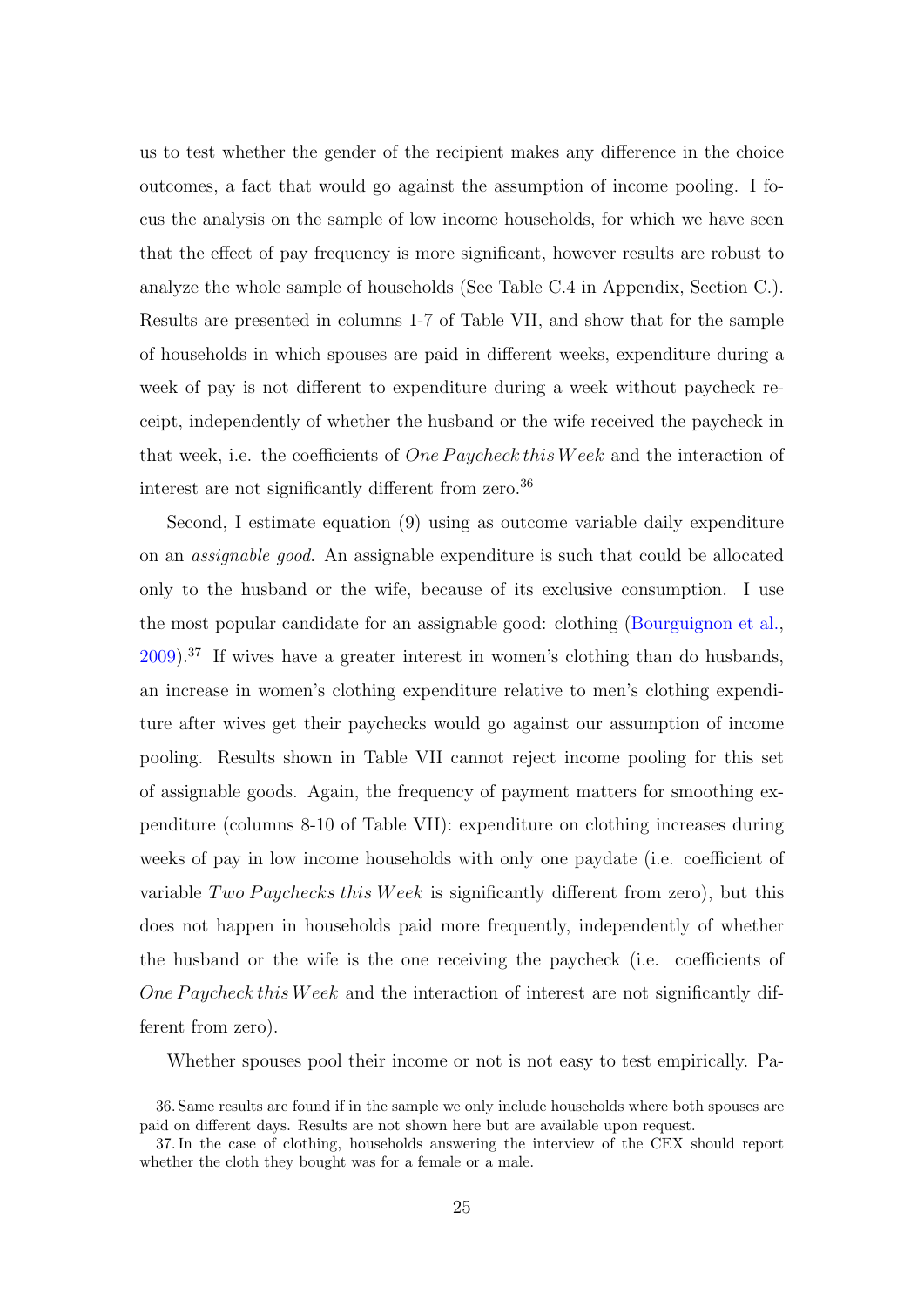us to test whether the gender of the recipient makes any difference in the choice outcomes, a fact that would go against the assumption of income pooling. I focus the analysis on the sample of low income households, for which we have seen that the effect of pay frequency is more significant, however results are robust to analyze the whole sample of households (See Table C.4 in Appendix, Section C.). Results are presented in columns 1-7 of Table VII, and show that for the sample of households in which spouses are paid in different weeks, expenditure during a week of pay is not different to expenditure during a week without paycheck receipt, independently of whether the husband or the wife received the paycheck in that week, i.e. the coefficients of $One\,Paycheck\,this\,Week$ and the interaction of interest are not significantly different from zero.[36]

Second, I estimate equation (9) using as outcome variable daily expenditure on an *assignable good*. An assignable expenditure is such that could be allocated only to the husband or the wife, because of its exclusive consumption. I use the most popular candidate for an assignable good: clothing (Bourguignon et al., 2009).[37] If wives have a greater interest in women's clothing than do husbands, an increase in women's clothing expenditure relative to men's clothing expenditure after wives get their paychecks would go against our assumption of income pooling. Results shown in Table VII cannot reject income pooling for this set of assignable goods. Again, the frequency of payment matters for smoothing expenditure (columns 8-10 of Table VII): expenditure on clothing increases during weeks of pay in low income households with only one paydate (i.e. coefficient of variable $Two\,Paychecks\,this\,Week$ is significantly different from zero), but this does not happen in households paid more frequently, independently of whether the husband or the wife is the one receiving the paycheck (i.e. coefficients of $One\,Paycheck\,this\,Week$ and the interaction of interest are not significantly different from zero).

Whether spouses pool their income or not is not easy to test empirically. Pa-

36. Same results are found if in the sample we only include households where both spouses are paid on different days. Results are not shown here but are available upon request.

37. In the case of clothing, households answering the interview of the CEX should report whether the cloth they bought was for a female or a male.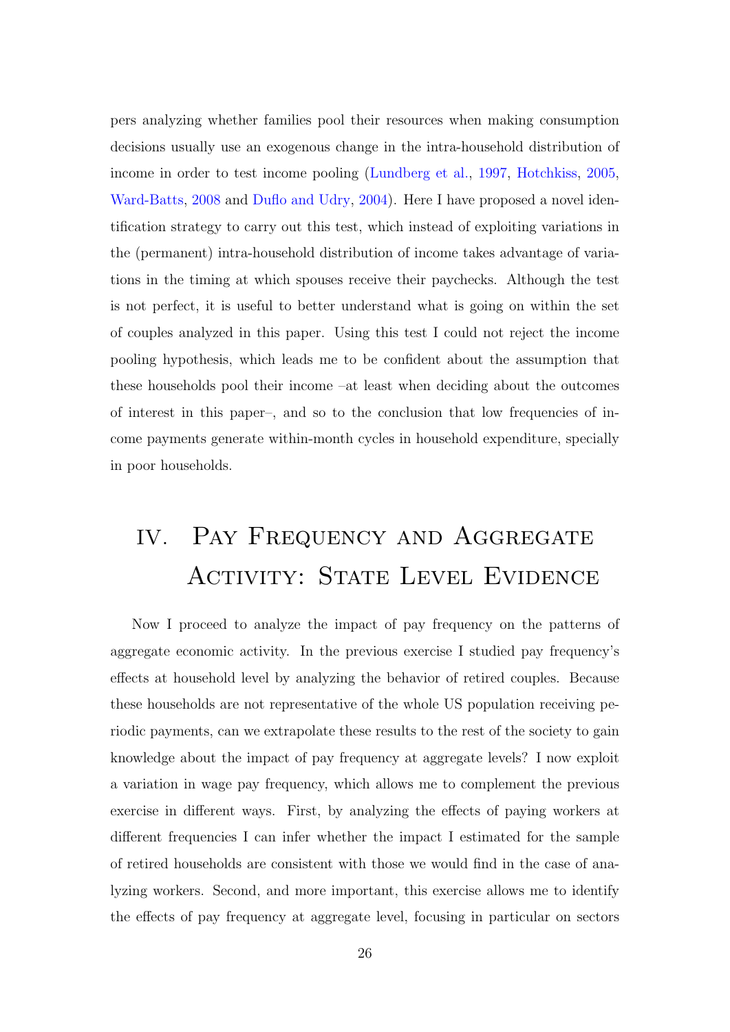pers analyzing whether families pool their resources when making consumption decisions usually use an exogenous change in the intra-household distribution of income in order to test income pooling (Lundberg et al., 1997, Hotchkiss, 2005, Ward-Batts, 2008 and Duflo and Udry, 2004). Here I have proposed a novel identification strategy to carry out this test, which instead of exploiting variations in the (permanent) intra-household distribution of income takes advantage of variations in the timing at which spouses receive their paychecks. Although the test is not perfect, it is useful to better understand what is going on within the set of couples analyzed in this paper. Using this test I could not reject the income pooling hypothesis, which leads me to be confident about the assumption that these households pool their income –at least when deciding about the outcomes of interest in this paper–, and so to the conclusion that low frequencies of income payments generate within-month cycles in household expenditure, specially in poor households.

# IV. Pay Frequency and Aggregate Activity: State Level Evidence

Now I proceed to analyze the impact of pay frequency on the patterns of aggregate economic activity. In the previous exercise I studied pay frequency's effects at household level by analyzing the behavior of retired couples. Because these households are not representative of the whole US population receiving periodic payments, can we extrapolate these results to the rest of the society to gain knowledge about the impact of pay frequency at aggregate levels? I now exploit a variation in wage pay frequency, which allows me to complement the previous exercise in different ways. First, by analyzing the effects of paying workers at different frequencies I can infer whether the impact I estimated for the sample of retired households are consistent with those we would find in the case of analyzing workers. Second, and more important, this exercise allows me to identify the effects of pay frequency at aggregate level, focusing in particular on sectors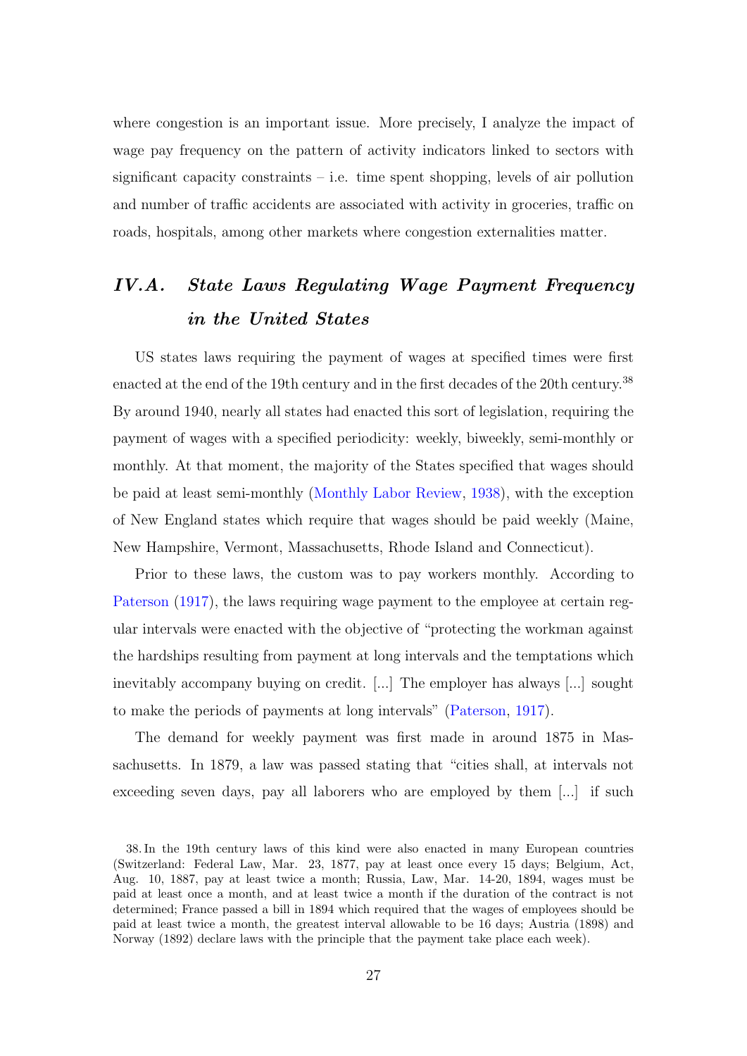where congestion is an important issue. More precisely, I analyze the impact of wage pay frequency on the pattern of activity indicators linked to sectors with significant capacity constraints – i.e. time spent shopping, levels of air pollution and number of traffic accidents are associated with activity in groceries, traffic on roads, hospitals, among other markets where congestion externalities matter.

## *IV.A. State Laws Regulating Wage Payment Frequency in the United States*

US states laws requiring the payment of wages at specified times were first enacted at the end of the 19th century and in the first decades of the 20th century.[38] By around 1940, nearly all states had enacted this sort of legislation, requiring the payment of wages with a specified periodicity: weekly, biweekly, semi-monthly or monthly. At that moment, the majority of the States specified that wages should be paid at least semi-monthly (Monthly Labor Review, 1938), with the exception of New England states which require that wages should be paid weekly (Maine, New Hampshire, Vermont, Massachusetts, Rhode Island and Connecticut).

Prior to these laws, the custom was to pay workers monthly. According to Paterson (1917), the laws requiring wage payment to the employee at certain regular intervals were enacted with the objective of "protecting the workman against the hardships resulting from payment at long intervals and the temptations which inevitably accompany buying on credit. [...] The employer has always [...] sought to make the periods of payments at long intervals" (Paterson, 1917).

The demand for weekly payment was first made in around 1875 in Massachusetts. In 1879, a law was passed stating that "cities shall, at intervals not exceeding seven days, pay all laborers who are employed by them [...] if such

38. In the 19th century laws of this kind were also enacted in many European countries (Switzerland: Federal Law, Mar. 23, 1877, pay at least once every 15 days; Belgium, Act, Aug. 10, 1887, pay at least twice a month; Russia, Law, Mar. 14-20, 1894, wages must be paid at least once a month, and at least twice a month if the duration of the contract is not determined; France passed a bill in 1894 which required that the wages of employees should be paid at least twice a month, the greatest interval allowable to be 16 days; Austria (1898) and Norway (1892) declare laws with the principle that the payment take place each week).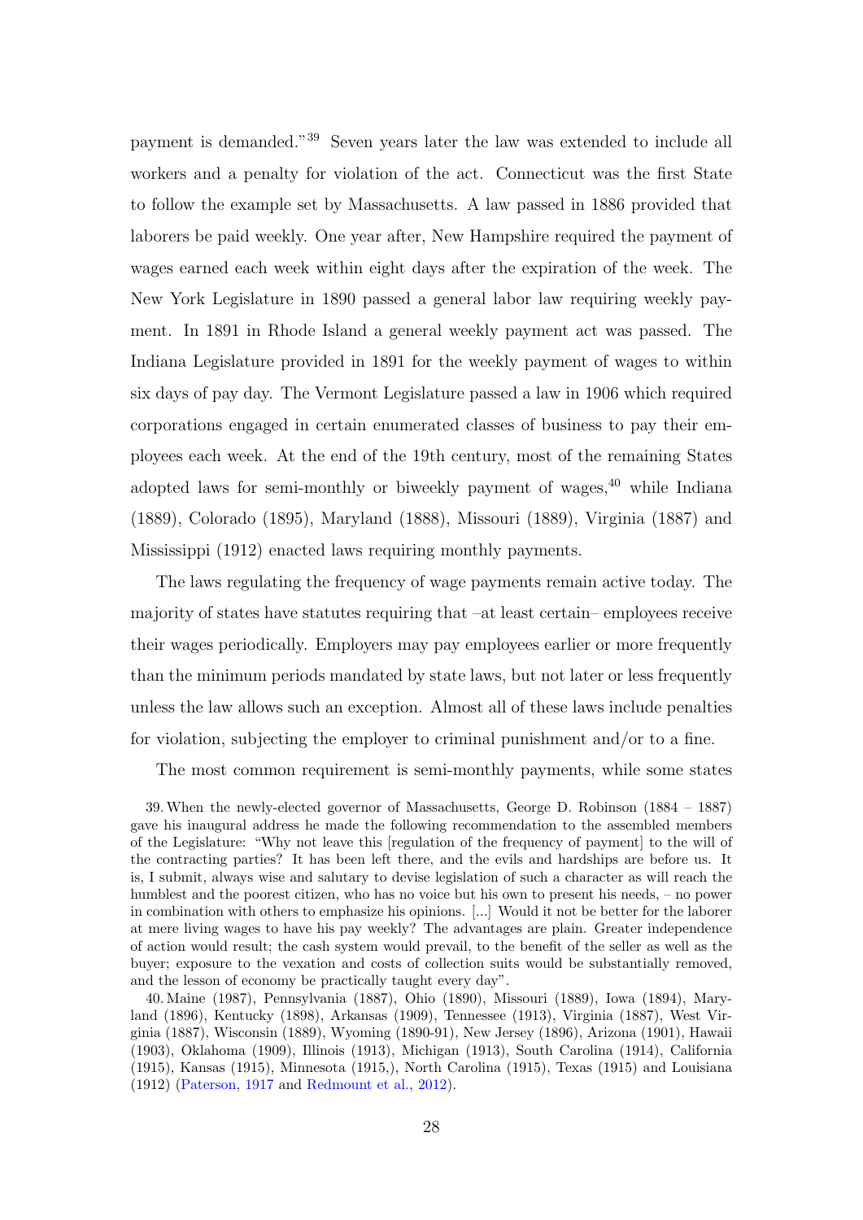payment is demanded."[39] Seven years later the law was extended to include all workers and a penalty for violation of the act. Connecticut was the first State to follow the example set by Massachusetts. A law passed in 1886 provided that laborers be paid weekly. One year after, New Hampshire required the payment of wages earned each week within eight days after the expiration of the week. The New York Legislature in 1890 passed a general labor law requiring weekly payment. In 1891 in Rhode Island a general weekly payment act was passed. The Indiana Legislature provided in 1891 for the weekly payment of wages to within six days of pay day. The Vermont Legislature passed a law in 1906 which required corporations engaged in certain enumerated classes of business to pay their employees each week. At the end of the 19th century, most of the remaining States adopted laws for semi-monthly or biweekly payment of wages,[40] while Indiana (1889), Colorado (1895), Maryland (1888), Missouri (1889), Virginia (1887) and Mississippi (1912) enacted laws requiring monthly payments.

The laws regulating the frequency of wage payments remain active today. The majority of states have statutes requiring that –at least certain– employees receive their wages periodically. Employers may pay employees earlier or more frequently than the minimum periods mandated by state laws, but not later or less frequently unless the law allows such an exception. Almost all of these laws include penalties for violation, subjecting the employer to criminal punishment and/or to a fine.

The most common requirement is semi-monthly payments, while some states

39. When the newly-elected governor of Massachusetts, George D. Robinson (1884 – 1887) gave his inaugural address he made the following recommendation to the assembled members of the Legislature: "Why not leave this [regulation of the frequency of payment] to the will of the contracting parties? It has been left there, and the evils and hardships are before us. It is, I submit, always wise and salutary to devise legislation of such a character as will reach the humblest and the poorest citizen, who has no voice but his own to present his needs, – no power in combination with others to emphasize his opinions. [...] Would it not be better for the laborer at mere living wages to have his pay weekly? The advantages are plain. Greater independence of action would result; the cash system would prevail, to the benefit of the seller as well as the buyer; exposure to the vexation and costs of collection suits would be substantially removed, and the lesson of economy be practically taught every day".

40. Maine (1987), Pennsylvania (1887), Ohio (1890), Missouri (1889), Iowa (1894), Maryland (1896), Kentucky (1898), Arkansas (1909), Tennessee (1913), Virginia (1887), West Virginia (1887), Wisconsin (1889), Wyoming (1890-91), New Jersey (1896), Arizona (1901), Hawaii (1903), Oklahoma (1909), Illinois (1913), Michigan (1913), South Carolina (1914), California (1915), Kansas (1915), Minnesota (1915,), North Carolina (1915), Texas (1915) and Louisiana (1912) (Paterson, 1917 and Redmount et al., 2012).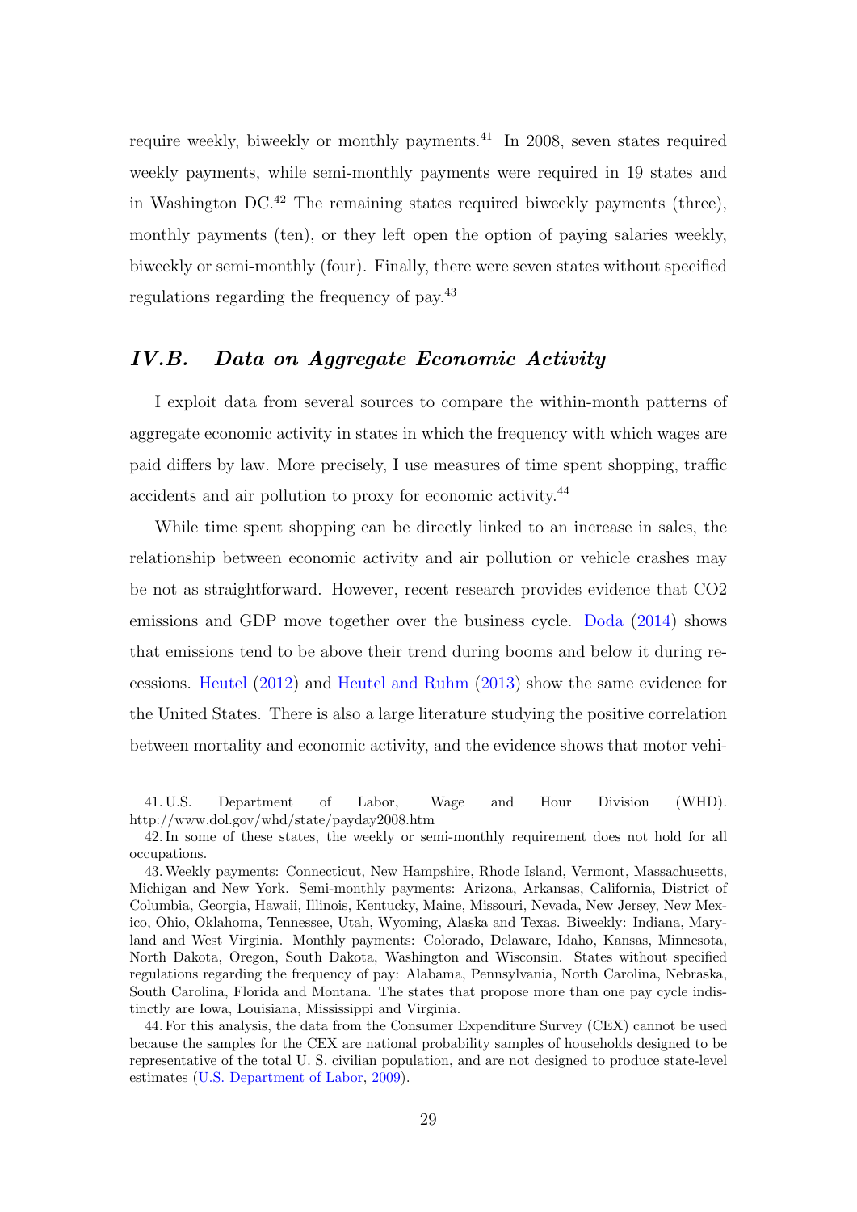require weekly, biweekly or monthly payments.[41] In 2008, seven states required weekly payments, while semi-monthly payments were required in 19 states and in Washington DC.[42] The remaining states required biweekly payments (three), monthly payments (ten), or they left open the option of paying salaries weekly, biweekly or semi-monthly (four). Finally, there were seven states without specified regulations regarding the frequency of pay.[43]

## IV.B. Data on Aggregate Economic Activity

I exploit data from several sources to compare the within-month patterns of aggregate economic activity in states in which the frequency with which wages are paid differs by law. More precisely, I use measures of time spent shopping, traffic accidents and air pollution to proxy for economic activity.[44]

While time spent shopping can be directly linked to an increase in sales, the relationship between economic activity and air pollution or vehicle crashes may be not as straightforward. However, recent research provides evidence that CO2 emissions and GDP move together over the business cycle. Doda (2014) shows that emissions tend to be above their trend during booms and below it during recessions. Heutel (2012) and Heutel and Ruhm (2013) show the same evidence for the United States. There is also a large literature studying the positive correlation between mortality and economic activity, and the evidence shows that motor vehi-

---

41. U.S. Department of Labor, Wage and Hour Division (WHD). http://www.dol.gov/whd/state/payday2008.htm

42. In some of these states, the weekly or semi-monthly requirement does not hold for all occupations.

43. Weekly payments: Connecticut, New Hampshire, Rhode Island, Vermont, Massachusetts, Michigan and New York. Semi-monthly payments: Arizona, Arkansas, California, District of Columbia, Georgia, Hawaii, Illinois, Kentucky, Maine, Missouri, Nevada, New Jersey, New Mexico, Ohio, Oklahoma, Tennessee, Utah, Wyoming, Alaska and Texas. Biweekly: Indiana, Maryland and West Virginia. Monthly payments: Colorado, Delaware, Idaho, Kansas, Minnesota, North Dakota, Oregon, South Dakota, Washington and Wisconsin. States without specified regulations regarding the frequency of pay: Alabama, Pennsylvania, North Carolina, Nebraska, South Carolina, Florida and Montana. The states that propose more than one pay cycle indistinctly are Iowa, Louisiana, Mississippi and Virginia.

44. For this analysis, the data from the Consumer Expenditure Survey (CEX) cannot be used because the samples for the CEX are national probability samples of households designed to be representative of the total U. S. civilian population, and are not designed to produce state-level estimates (U.S. Department of Labor, 2009).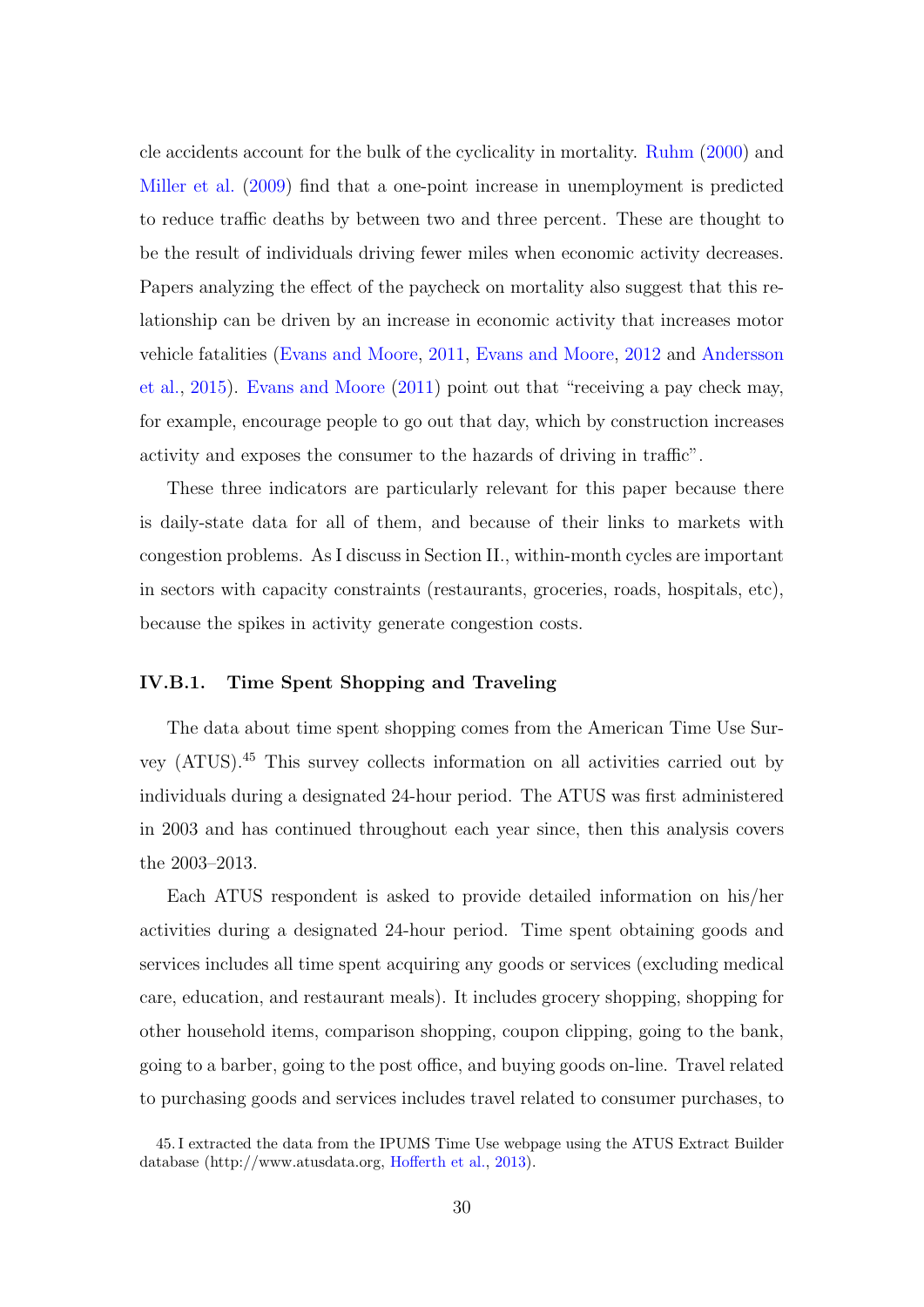cle accidents account for the bulk of the cyclicality in mortality. Ruhm (2000) and Miller et al. (2009) find that a one-point increase in unemployment is predicted to reduce traffic deaths by between two and three percent. These are thought to be the result of individuals driving fewer miles when economic activity decreases. Papers analyzing the effect of the paycheck on mortality also suggest that this relationship can be driven by an increase in economic activity that increases motor vehicle fatalities (Evans and Moore, 2011, Evans and Moore, 2012 and Andersson et al., 2015). Evans and Moore (2011) point out that "receiving a pay check may, for example, encourage people to go out that day, which by construction increases activity and exposes the consumer to the hazards of driving in traffic".

These three indicators are particularly relevant for this paper because there is daily-state data for all of them, and because of their links to markets with congestion problems. As I discuss in Section II., within-month cycles are important in sectors with capacity constraints (restaurants, groceries, roads, hospitals, etc), because the spikes in activity generate congestion costs.

#### IV.B.1. Time Spent Shopping and Traveling

The data about time spent shopping comes from the American Time Use Survey (ATUS).[45] This survey collects information on all activities carried out by individuals during a designated 24-hour period. The ATUS was first administered in 2003 and has continued throughout each year since, then this analysis covers the 2003–2013.

Each ATUS respondent is asked to provide detailed information on his/her activities during a designated 24-hour period. Time spent obtaining goods and services includes all time spent acquiring any goods or services (excluding medical care, education, and restaurant meals). It includes grocery shopping, shopping for other household items, comparison shopping, coupon clipping, going to the bank, going to a barber, going to the post office, and buying goods on-line. Travel related to purchasing goods and services includes travel related to consumer purchases, to

45. I extracted the data from the IPUMS Time Use webpage using the ATUS Extract Builder database (http://www.atusdata.org, Hofferth et al., 2013).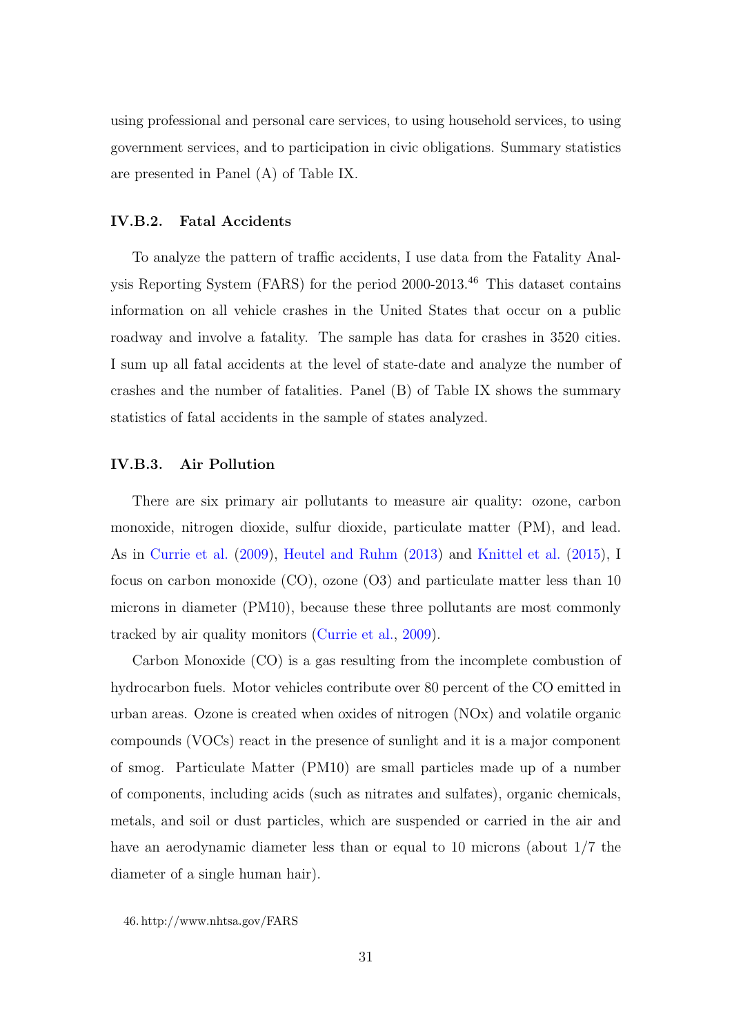using professional and personal care services, to using household services, to using government services, and to participation in civic obligations. Summary statistics are presented in Panel (A) of Table IX.

### IV.B.2. Fatal Accidents

To analyze the pattern of traffic accidents, I use data from the Fatality Analysis Reporting System (FARS) for the period 2000-2013.[46] This dataset contains information on all vehicle crashes in the United States that occur on a public roadway and involve a fatality. The sample has data for crashes in 3520 cities. I sum up all fatal accidents at the level of state-date and analyze the number of crashes and the number of fatalities. Panel (B) of Table IX shows the summary statistics of fatal accidents in the sample of states analyzed.

### IV.B.3. Air Pollution

There are six primary air pollutants to measure air quality: ozone, carbon monoxide, nitrogen dioxide, sulfur dioxide, particulate matter (PM), and lead. As in Currie et al. (2009), Heutel and Ruhm (2013) and Knittel et al. (2015), I focus on carbon monoxide (CO), ozone (O3) and particulate matter less than 10 microns in diameter (PM10), because these three pollutants are most commonly tracked by air quality monitors (Currie et al., 2009).

Carbon Monoxide (CO) is a gas resulting from the incomplete combustion of hydrocarbon fuels. Motor vehicles contribute over 80 percent of the CO emitted in urban areas. Ozone is created when oxides of nitrogen (NOx) and volatile organic compounds (VOCs) react in the presence of sunlight and it is a major component of smog. Particulate Matter (PM10) are small particles made up of a number of components, including acids (such as nitrates and sulfates), organic chemicals, metals, and soil or dust particles, which are suspended or carried in the air and have an aerodynamic diameter less than or equal to 10 microns (about 1/7 the diameter of a single human hair).

46. http://www.nhtsa.gov/FARS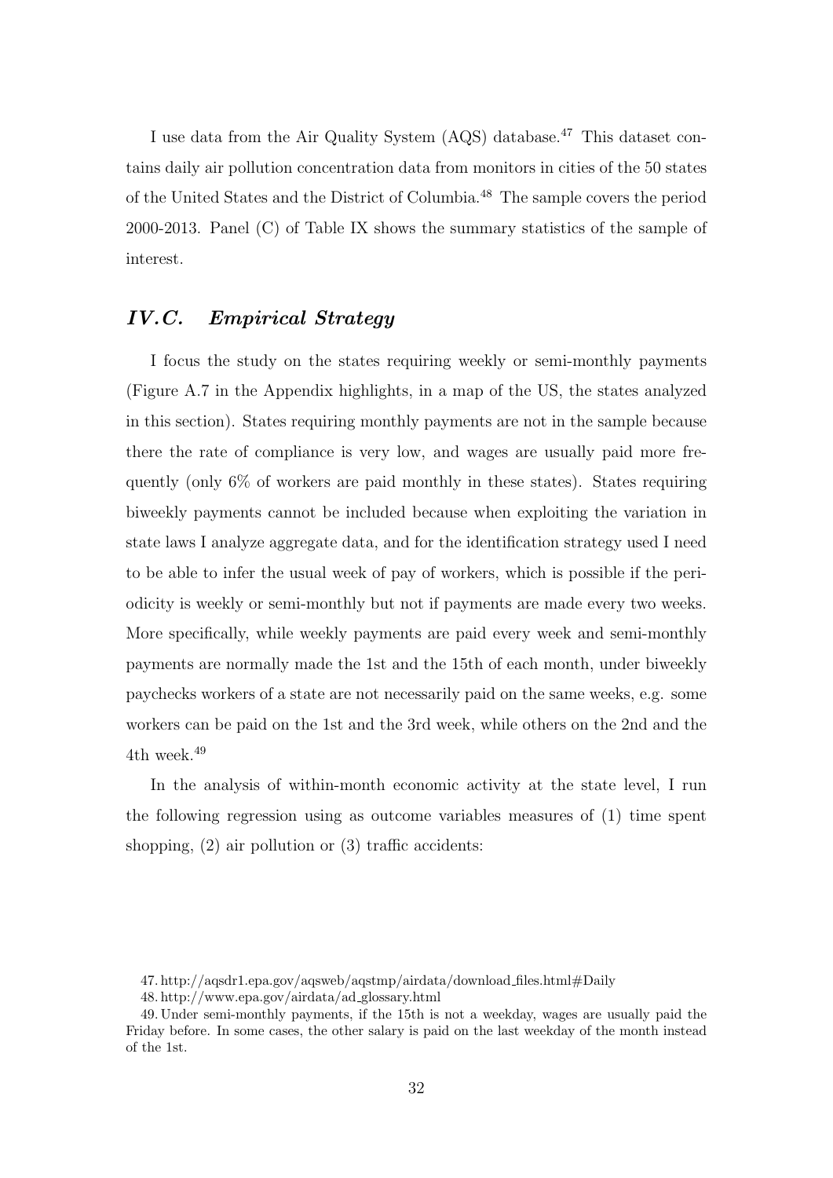I use data from the Air Quality System (AQS) database.[47] This dataset contains daily air pollution concentration data from monitors in cities of the 50 states of the United States and the District of Columbia.[48] The sample covers the period 2000-2013. Panel (C) of Table IX shows the summary statistics of the sample of interest.

### *IV.C. Empirical Strategy*

I focus the study on the states requiring weekly or semi-monthly payments (Figure A.7 in the Appendix highlights, in a map of the US, the states analyzed in this section). States requiring monthly payments are not in the sample because there the rate of compliance is very low, and wages are usually paid more frequently (only 6% of workers are paid monthly in these states). States requiring biweekly payments cannot be included because when exploiting the variation in state laws I analyze aggregate data, and for the identification strategy used I need to be able to infer the usual week of pay of workers, which is possible if the periodicity is weekly or semi-monthly but not if payments are made every two weeks. More specifically, while weekly payments are paid every week and semi-monthly payments are normally made the 1st and the 15th of each month, under biweekly paychecks workers of a state are not necessarily paid on the same weeks, e.g. some workers can be paid on the 1st and the 3rd week, while others on the 2nd and the 4th week.[49]

In the analysis of within-month economic activity at the state level, I run the following regression using as outcome variables measures of (1) time spent shopping, (2) air pollution or (3) traffic accidents:

47. http://aqsdr1.epa.gov/aqsweb/aqstmp/airdata/download_files.html#Daily

48. http://www.epa.gov/airdata/ad_glossary.html

49. Under semi-monthly payments, if the 15th is not a weekday, wages are usually paid the Friday before. In some cases, the other salary is paid on the last weekday of the month instead of the 1st.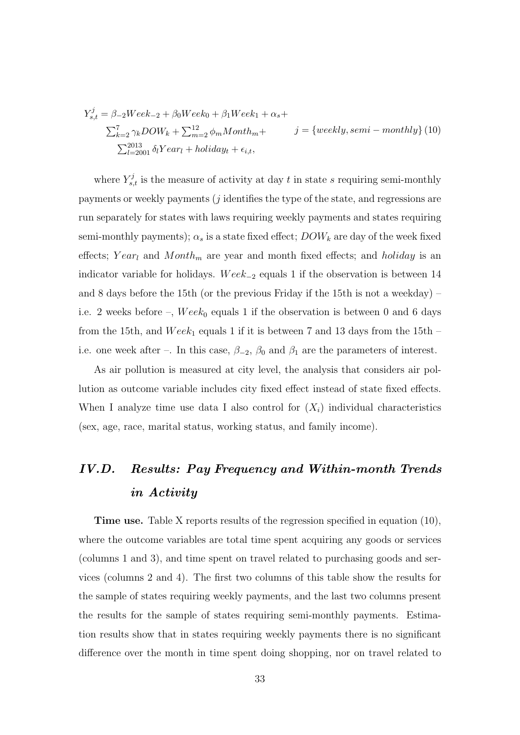$$
\begin{aligned}
Y^j_{s,t} = \beta_{-2}Week_{-2} + \beta_0 Week_0 + \beta_1 Week_1 + \alpha_s + \\
\sum_{k=2}^{7} \gamma_k DOW_k + \sum_{m=2}^{12} \phi_m Month_m + \qquad j = \{weekly, semi-monthly\} \\
\sum_{l=2001}^{2013} \delta_l Year_l + holiday_t + \epsilon_{i,t},
\end{aligned}
\tag{10}
$$

where $Y^j_{s,t}$ is the measure of activity at day $t$ in state $s$ requiring semi-monthly payments or weekly payments ($j$ identifies the type of the state, and regressions are run separately for states with laws requiring weekly payments and states requiring semi-monthly payments); $\alpha_s$ is a state fixed effect; $DOW_k$ are day of the week fixed effects; $Year_l$ and $Month_m$ are year and month fixed effects; and *holiday* is an indicator variable for holidays. $Week_{-2}$ equals 1 if the observation is between 14 and 8 days before the 15th (or the previous Friday if the 15th is not a weekday) – i.e. 2 weeks before –, $Week_0$ equals 1 if the observation is between 0 and 6 days from the 15th, and $Week_1$ equals 1 if it is between 7 and 13 days from the 15th – i.e. one week after –. In this case, $\beta_{-2}$, $\beta_0$ and $\beta_1$ are the parameters of interest.

As air pollution is measured at city level, the analysis that considers air pollution as outcome variable includes city fixed effect instead of state fixed effects. When I analyze time use data I also control for $(X_i)$ individual characteristics (sex, age, race, marital status, working status, and family income).

## *IV.D. Results: Pay Frequency and Within-month Trends in Activity*

**Time use.** Table X reports results of the regression specified in equation (10), where the outcome variables are total time spent acquiring any goods or services (columns 1 and 3), and time spent on travel related to purchasing goods and services (columns 2 and 4). The first two columns of this table show the results for the sample of states requiring weekly payments, and the last two columns present the results for the sample of states requiring semi-monthly payments. Estimation results show that in states requiring weekly payments there is no significant difference over the month in time spent doing shopping, nor on travel related to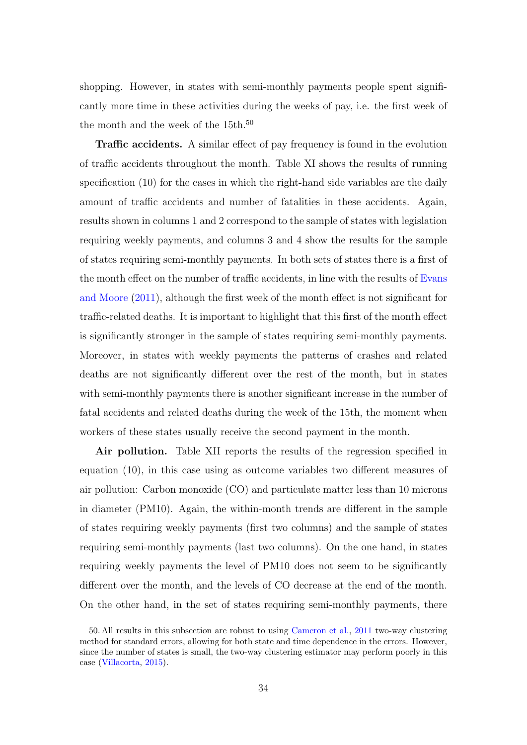shopping. However, in states with semi-monthly payments people spent significantly more time in these activities during the weeks of pay, i.e. the first week of the month and the week of the 15th.[50]

**Traffic accidents.** A similar effect of pay frequency is found in the evolution of traffic accidents throughout the month. Table XI shows the results of running specification (10) for the cases in which the right-hand side variables are the daily amount of traffic accidents and number of fatalities in these accidents. Again, results shown in columns 1 and 2 correspond to the sample of states with legislation requiring weekly payments, and columns 3 and 4 show the results for the sample of states requiring semi-monthly payments. In both sets of states there is a first of the month effect on the number of traffic accidents, in line with the results of Evans and Moore (2011), although the first week of the month effect is not significant for traffic-related deaths. It is important to highlight that this first of the month effect is significantly stronger in the sample of states requiring semi-monthly payments. Moreover, in states with weekly payments the patterns of crashes and related deaths are not significantly different over the rest of the month, but in states with semi-monthly payments there is another significant increase in the number of fatal accidents and related deaths during the week of the 15th, the moment when workers of these states usually receive the second payment in the month.

**Air pollution.** Table XII reports the results of the regression specified in equation (10), in this case using as outcome variables two different measures of air pollution: Carbon monoxide (CO) and particulate matter less than 10 microns in diameter (PM10). Again, the within-month trends are different in the sample of states requiring weekly payments (first two columns) and the sample of states requiring semi-monthly payments (last two columns). On the one hand, in states requiring weekly payments the level of PM10 does not seem to be significantly different over the month, and the levels of CO decrease at the end of the month. On the other hand, in the set of states requiring semi-monthly payments, there

50. All results in this subsection are robust to using Cameron et al., 2011 two-way clustering method for standard errors, allowing for both state and time dependence in the errors. However, since the number of states is small, the two-way clustering estimator may perform poorly in this case (Villacorta, 2015).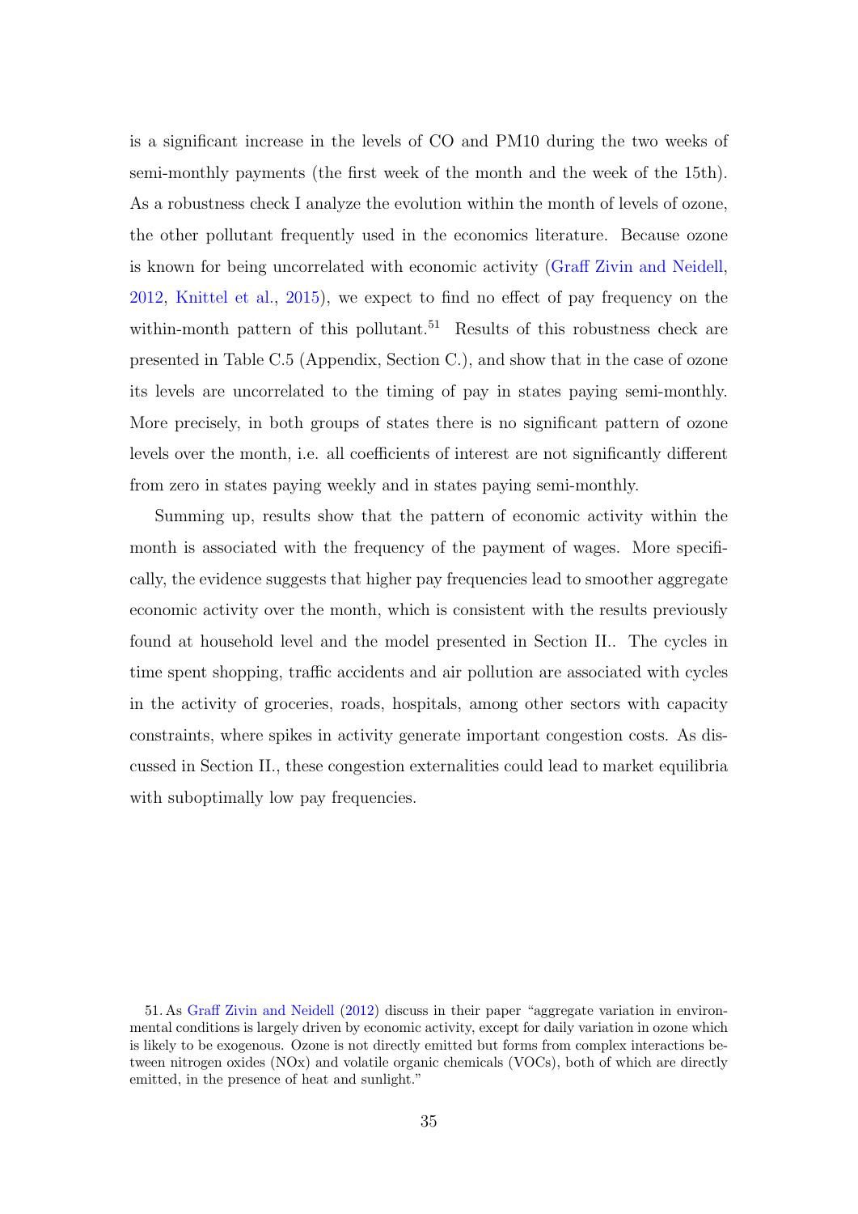is a significant increase in the levels of CO and PM10 during the two weeks of semi-monthly payments (the first week of the month and the week of the 15th). As a robustness check I analyze the evolution within the month of levels of ozone, the other pollutant frequently used in the economics literature. Because ozone is known for being uncorrelated with economic activity (Graff Zivin and Neidell, 2012, Knittel et al., 2015), we expect to find no effect of pay frequency on the within-month pattern of this pollutant.[51] Results of this robustness check are presented in Table C.5 (Appendix, Section C.), and show that in the case of ozone its levels are uncorrelated to the timing of pay in states paying semi-monthly. More precisely, in both groups of states there is no significant pattern of ozone levels over the month, i.e. all coefficients of interest are not significantly different from zero in states paying weekly and in states paying semi-monthly.

Summing up, results show that the pattern of economic activity within the month is associated with the frequency of the payment of wages. More specifically, the evidence suggests that higher pay frequencies lead to smoother aggregate economic activity over the month, which is consistent with the results previously found at household level and the model presented in Section II.. The cycles in time spent shopping, traffic accidents and air pollution are associated with cycles in the activity of groceries, roads, hospitals, among other sectors with capacity constraints, where spikes in activity generate important congestion costs. As discussed in Section II., these congestion externalities could lead to market equilibria with suboptimally low pay frequencies.

51. As Graff Zivin and Neidell (2012) discuss in their paper "aggregate variation in environmental conditions is largely driven by economic activity, except for daily variation in ozone which is likely to be exogenous. Ozone is not directly emitted but forms from complex interactions between nitrogen oxides (NOx) and volatile organic chemicals (VOCs), both of which are directly emitted, in the presence of heat and sunlight."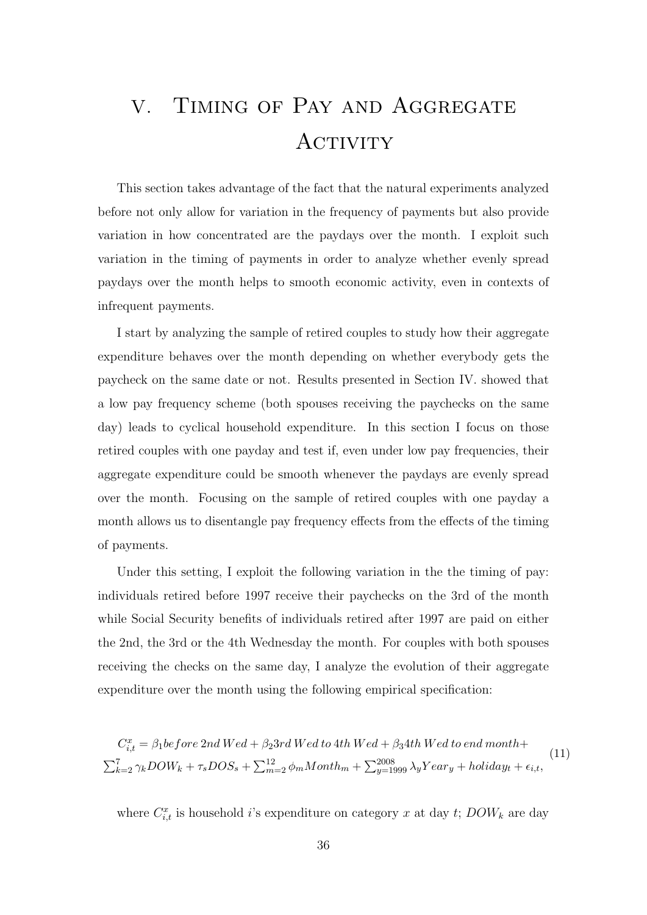# V. Timing of Pay and Aggregate Activity

This section takes advantage of the fact that the natural experiments analyzed before not only allow for variation in the frequency of payments but also provide variation in how concentrated are the paydays over the month. I exploit such variation in the timing of payments in order to analyze whether evenly spread paydays over the month helps to smooth economic activity, even in contexts of infrequent payments.

I start by analyzing the sample of retired couples to study how their aggregate expenditure behaves over the month depending on whether everybody gets the paycheck on the same date or not. Results presented in Section IV. showed that a low pay frequency scheme (both spouses receiving the paychecks on the same day) leads to cyclical household expenditure. In this section I focus on those retired couples with one payday and test if, even under low pay frequencies, their aggregate expenditure could be smooth whenever the paydays are evenly spread over the month. Focusing on the sample of retired couples with one payday a month allows us to disentangle pay frequency effects from the effects of the timing of payments.

Under this setting, I exploit the following variation in the the timing of pay: individuals retired before 1997 receive their paychecks on the 3rd of the month while Social Security benefits of individuals retired after 1997 are paid on either the 2nd, the 3rd or the 4th Wednesday the month. For couples with both spouses receiving the checks on the same day, I analyze the evolution of their aggregate expenditure over the month using the following empirical specification:

$$C^x_{i,t} = \beta_1 before\, 2nd\, Wed + \beta_2 3rd\, Wed\, to\, 4th\, Wed + \beta_3 4th\, Wed\, to\, end\, month + \\ \sum_{k=2}^{7} \gamma_k DOW_k + \tau_s DOS_s + \sum_{m=2}^{12} \phi_m Month_m + \sum_{y=1999}^{2008} \lambda_y Year_y + holiday_t + \epsilon_{i,t}, \tag{11}$$

where $C^x_{i,t}$ is household $i$'s expenditure on category $x$ at day $t$; $DOW_k$ are day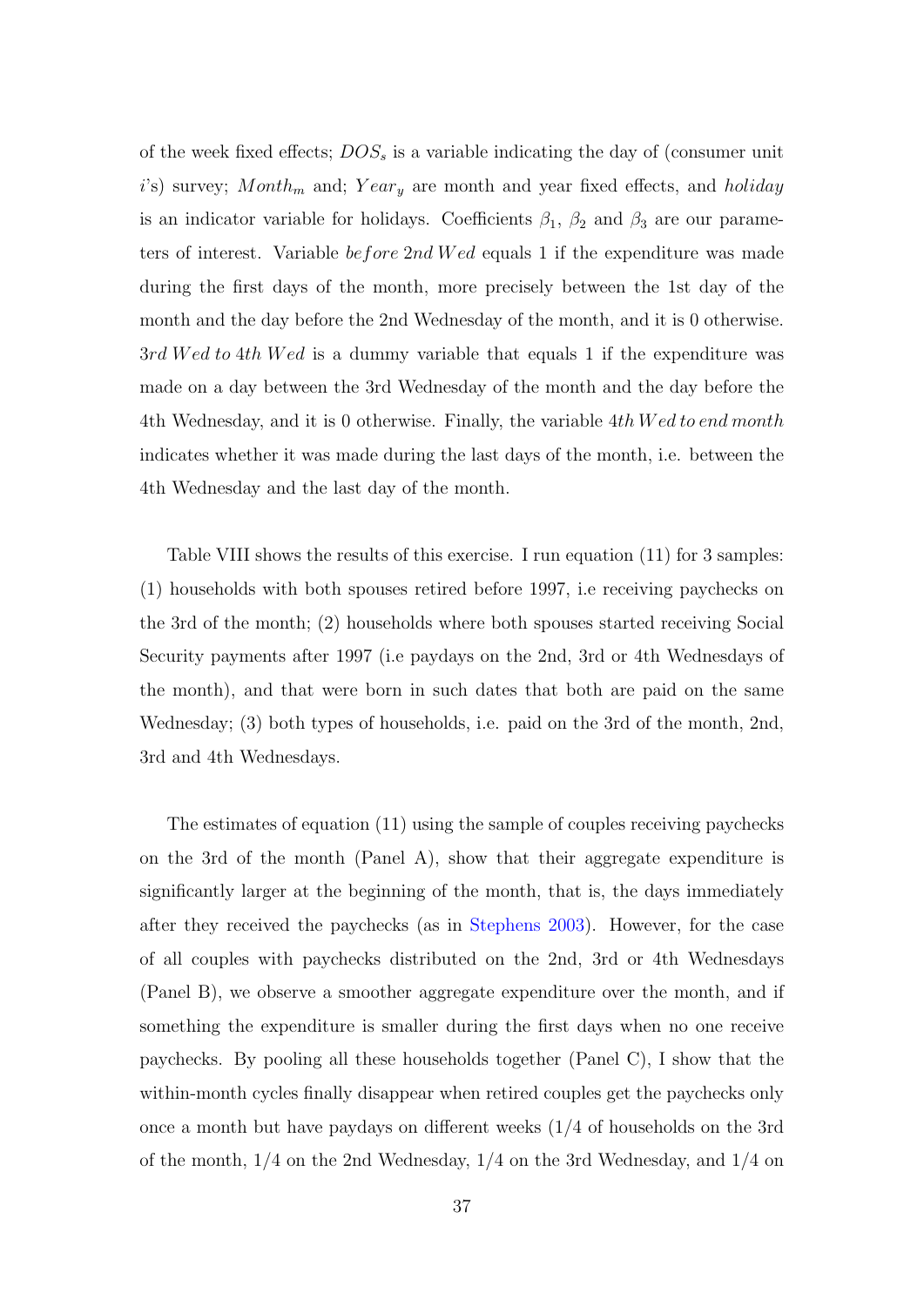of the week fixed effects; $DOS_s$ is a variable indicating the day of (consumer unit $i$'s) survey; $Month_m$ and; $Year_y$ are month and year fixed effects, and *holiday* is an indicator variable for holidays. Coefficients $\beta_1$, $\beta_2$ and $\beta_3$ are our parameters of interest. Variable $before\, 2nd\, Wed$ equals 1 if the expenditure was made during the first days of the month, more precisely between the 1st day of the month and the day before the 2nd Wednesday of the month, and it is 0 otherwise. $3rd\, Wed\, to\, 4th\, Wed$ is a dummy variable that equals 1 if the expenditure was made on a day between the 3rd Wednesday of the month and the day before the 4th Wednesday, and it is 0 otherwise. Finally, the variable $4th\, Wed\, to\, end\, month$ indicates whether it was made during the last days of the month, i.e. between the 4th Wednesday and the last day of the month.

Table VIII shows the results of this exercise. I run equation (11) for 3 samples: (1) households with both spouses retired before 1997, i.e receiving paychecks on the 3rd of the month; (2) households where both spouses started receiving Social Security payments after 1997 (i.e paydays on the 2nd, 3rd or 4th Wednesdays of the month), and that were born in such dates that both are paid on the same Wednesday; (3) both types of households, i.e. paid on the 3rd of the month, 2nd, 3rd and 4th Wednesdays.

The estimates of equation (11) using the sample of couples receiving paychecks on the 3rd of the month (Panel A), show that their aggregate expenditure is significantly larger at the beginning of the month, that is, the days immediately after they received the paychecks (as in Stephens 2003). However, for the case of all couples with paychecks distributed on the 2nd, 3rd or 4th Wednesdays (Panel B), we observe a smoother aggregate expenditure over the month, and if something the expenditure is smaller during the first days when no one receive paychecks. By pooling all these households together (Panel C), I show that the within-month cycles finally disappear when retired couples get the paychecks only once a month but have paydays on different weeks (1/4 of households on the 3rd of the month, 1/4 on the 2nd Wednesday, 1/4 on the 3rd Wednesday, and 1/4 on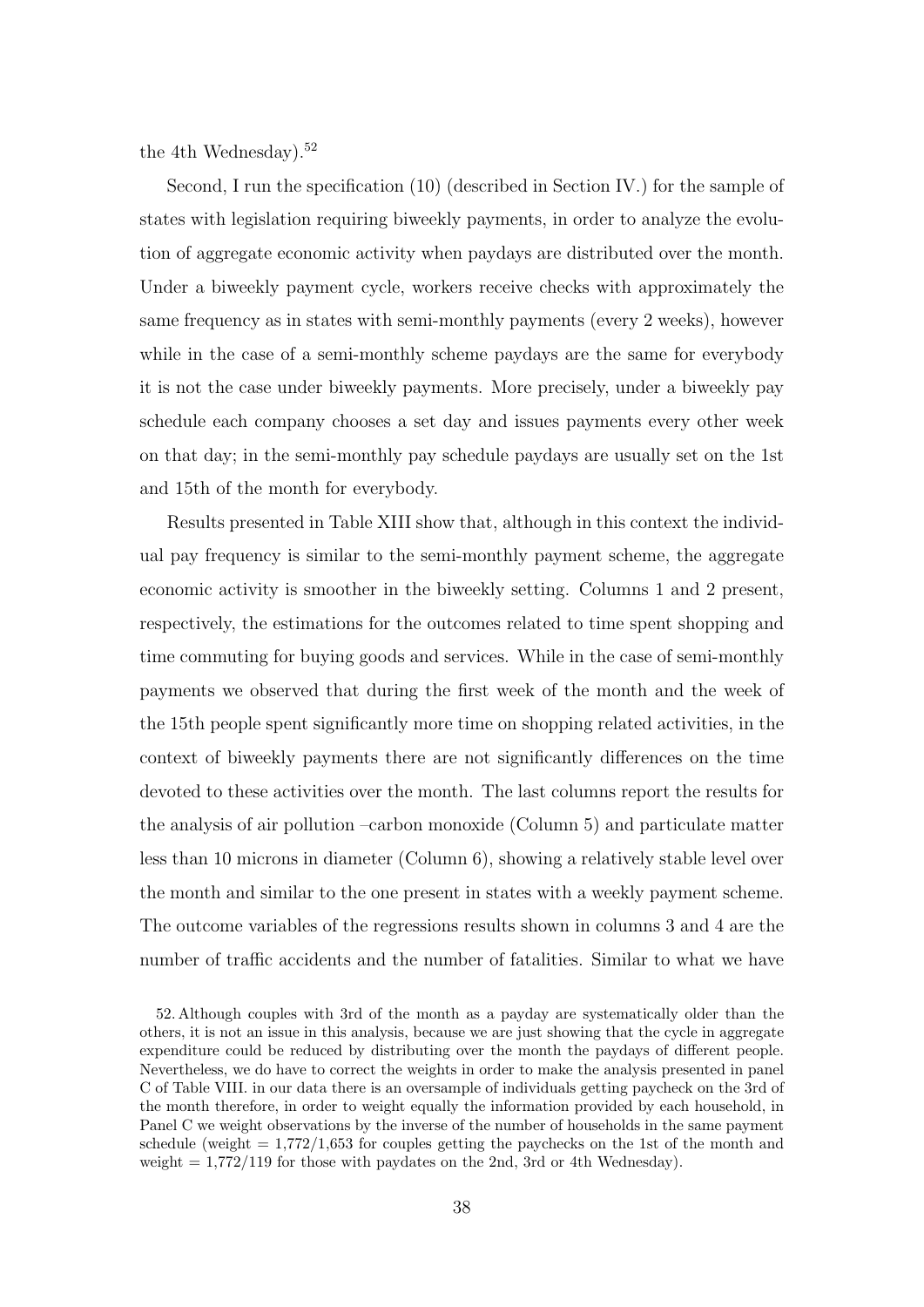the 4th Wednesday).[52]

Second, I run the specification (10) (described in Section IV.) for the sample of states with legislation requiring biweekly payments, in order to analyze the evolution of aggregate economic activity when paydays are distributed over the month. Under a biweekly payment cycle, workers receive checks with approximately the same frequency as in states with semi-monthly payments (every 2 weeks), however while in the case of a semi-monthly scheme paydays are the same for everybody it is not the case under biweekly payments. More precisely, under a biweekly pay schedule each company chooses a set day and issues payments every other week on that day; in the semi-monthly pay schedule paydays are usually set on the 1st and 15th of the month for everybody.

Results presented in Table XIII show that, although in this context the individual pay frequency is similar to the semi-monthly payment scheme, the aggregate economic activity is smoother in the biweekly setting. Columns 1 and 2 present, respectively, the estimations for the outcomes related to time spent shopping and time commuting for buying goods and services. While in the case of semi-monthly payments we observed that during the first week of the month and the week of the 15th people spent significantly more time on shopping related activities, in the context of biweekly payments there are not significantly differences on the time devoted to these activities over the month. The last columns report the results for the analysis of air pollution –carbon monoxide (Column 5) and particulate matter less than 10 microns in diameter (Column 6), showing a relatively stable level over the month and similar to the one present in states with a weekly payment scheme. The outcome variables of the regressions results shown in columns 3 and 4 are the number of traffic accidents and the number of fatalities. Similar to what we have

52. Although couples with 3rd of the month as a payday are systematically older than the others, it is not an issue in this analysis, because we are just showing that the cycle in aggregate expenditure could be reduced by distributing over the month the paydays of different people. Nevertheless, we do have to correct the weights in order to make the analysis presented in panel C of Table VIII. in our data there is an oversample of individuals getting paycheck on the 3rd of the month therefore, in order to weight equally the information provided by each household, in Panel C we weight observations by the inverse of the number of households in the same payment schedule (weight = 1,772/1,653 for couples getting the paychecks on the 1st of the month and weight = 1,772/119 for those with paydates on the 2nd, 3rd or 4th Wednesday).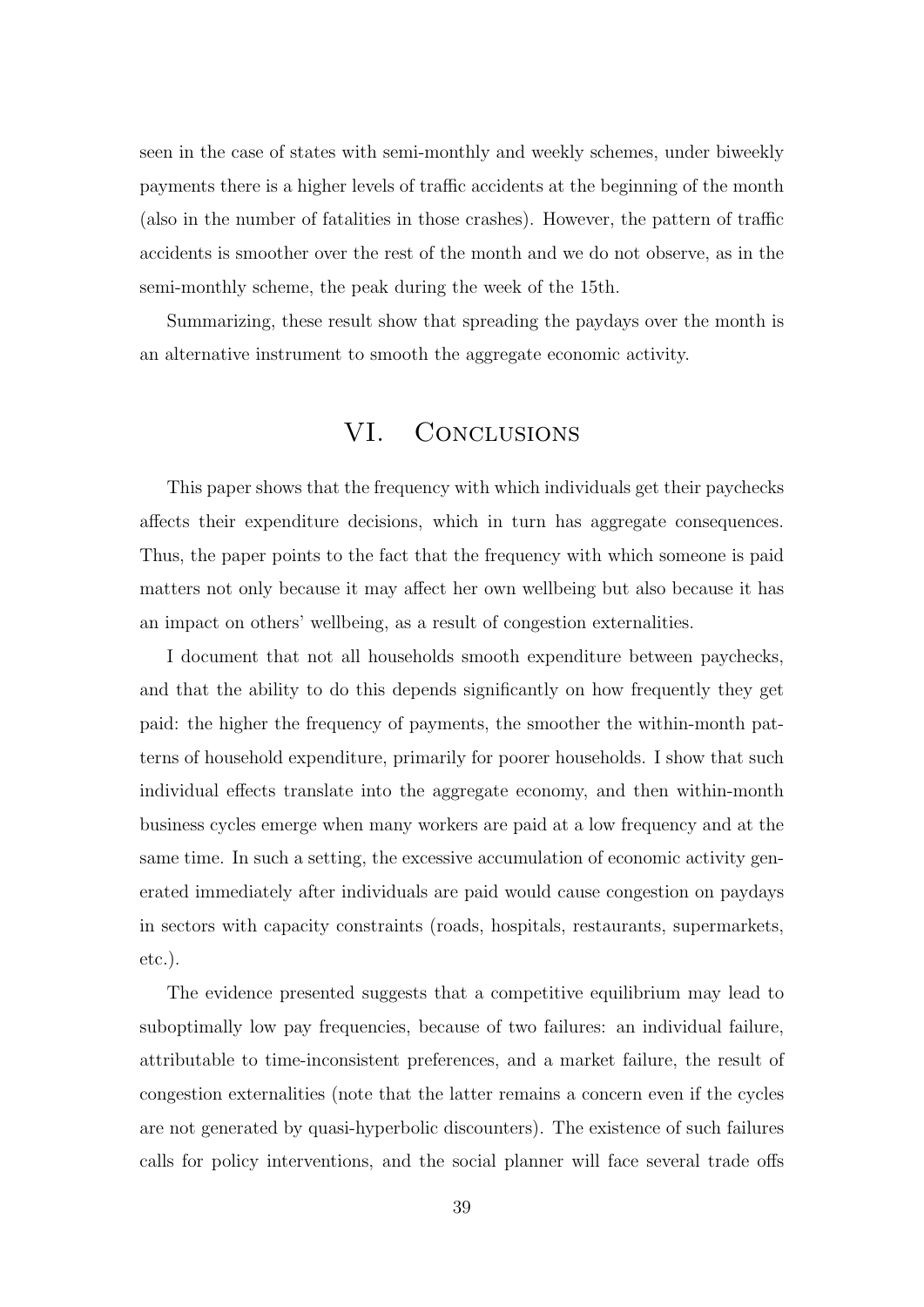seen in the case of states with semi-monthly and weekly schemes, under biweekly payments there is a higher levels of traffic accidents at the beginning of the month (also in the number of fatalities in those crashes). However, the pattern of traffic accidents is smoother over the rest of the month and we do not observe, as in the semi-monthly scheme, the peak during the week of the 15th.

Summarizing, these result show that spreading the paydays over the month is an alternative instrument to smooth the aggregate economic activity.

# VI. Conclusions

This paper shows that the frequency with which individuals get their paychecks affects their expenditure decisions, which in turn has aggregate consequences. Thus, the paper points to the fact that the frequency with which someone is paid matters not only because it may affect her own wellbeing but also because it has an impact on others' wellbeing, as a result of congestion externalities.

I document that not all households smooth expenditure between paychecks, and that the ability to do this depends significantly on how frequently they get paid: the higher the frequency of payments, the smoother the within-month patterns of household expenditure, primarily for poorer households. I show that such individual effects translate into the aggregate economy, and then within-month business cycles emerge when many workers are paid at a low frequency and at the same time. In such a setting, the excessive accumulation of economic activity generated immediately after individuals are paid would cause congestion on paydays in sectors with capacity constraints (roads, hospitals, restaurants, supermarkets, etc.).

The evidence presented suggests that a competitive equilibrium may lead to suboptimally low pay frequencies, because of two failures: an individual failure, attributable to time-inconsistent preferences, and a market failure, the result of congestion externalities (note that the latter remains a concern even if the cycles are not generated by quasi-hyperbolic discounters). The existence of such failures calls for policy interventions, and the social planner will face several trade offs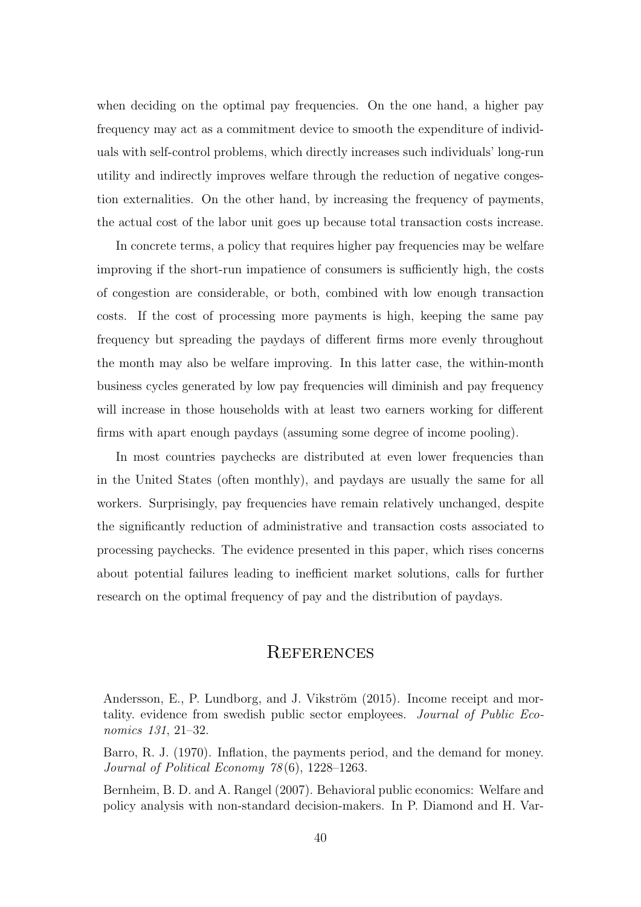when deciding on the optimal pay frequencies. On the one hand, a higher pay frequency may act as a commitment device to smooth the expenditure of individuals with self-control problems, which directly increases such individuals' long-run utility and indirectly improves welfare through the reduction of negative congestion externalities. On the other hand, by increasing the frequency of payments, the actual cost of the labor unit goes up because total transaction costs increase.

In concrete terms, a policy that requires higher pay frequencies may be welfare improving if the short-run impatience of consumers is sufficiently high, the costs of congestion are considerable, or both, combined with low enough transaction costs. If the cost of processing more payments is high, keeping the same pay frequency but spreading the paydays of different firms more evenly throughout the month may also be welfare improving. In this latter case, the within-month business cycles generated by low pay frequencies will diminish and pay frequency will increase in those households with at least two earners working for different firms with apart enough paydays (assuming some degree of income pooling).

In most countries paychecks are distributed at even lower frequencies than in the United States (often monthly), and paydays are usually the same for all workers. Surprisingly, pay frequencies have remain relatively unchanged, despite the significantly reduction of administrative and transaction costs associated to processing paychecks. The evidence presented in this paper, which rises concerns about potential failures leading to inefficient market solutions, calls for further research on the optimal frequency of pay and the distribution of paydays.

# References

Andersson, E., P. Lundborg, and J. Vikström (2015). Income receipt and mortality. evidence from swedish public sector employees. *Journal of Public Economics 131*, 21–32.

Barro, R. J. (1970). Inflation, the payments period, and the demand for money. *Journal of Political Economy 78*(6), 1228–1263.

Bernheim, B. D. and A. Rangel (2007). Behavioral public economics: Welfare and policy analysis with non-standard decision-makers. In P. Diamond and H. Var-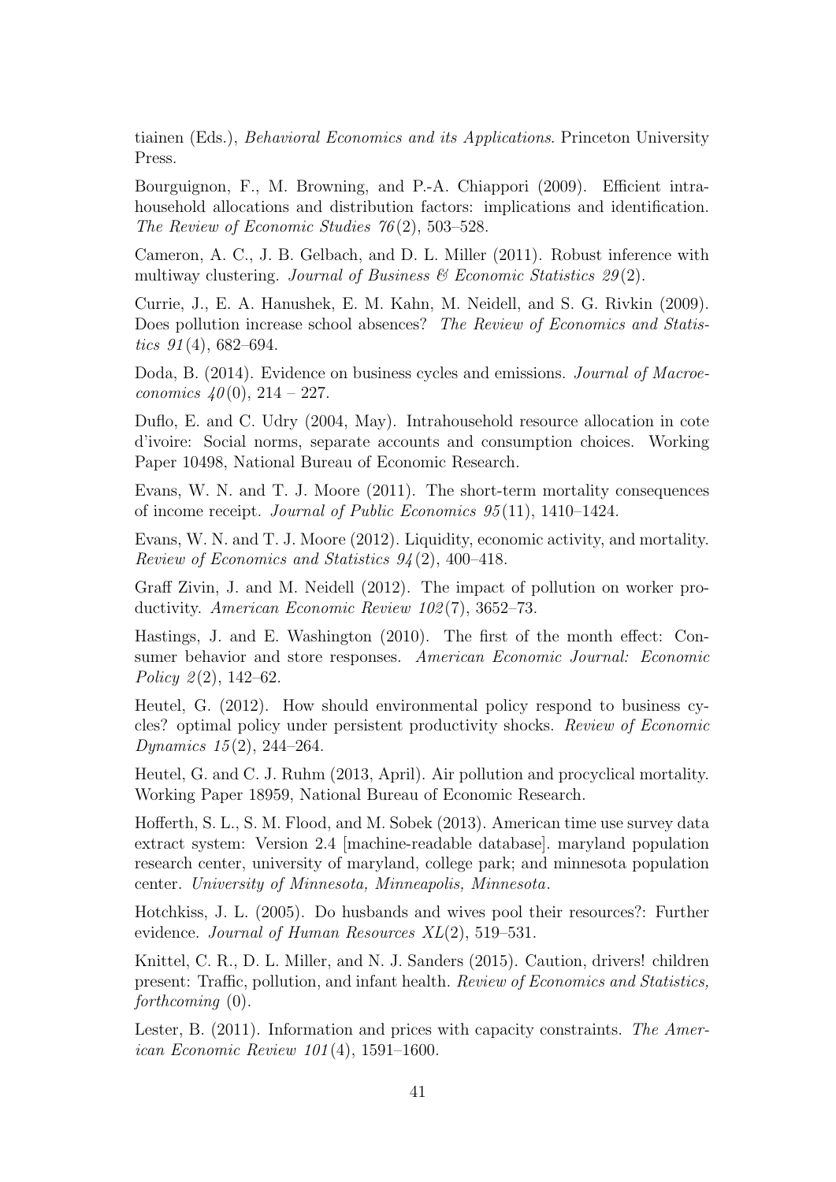tiainen (Eds.), *Behavioral Economics and its Applications*. Princeton University Press.

Bourguignon, F., M. Browning, and P.-A. Chiappori (2009). Efficient intrahousehold allocations and distribution factors: implications and identification. *The Review of Economic Studies 76*(2), 503–528.

Cameron, A. C., J. B. Gelbach, and D. L. Miller (2011). Robust inference with multiway clustering. *Journal of Business & Economic Statistics 29*(2).

Currie, J., E. A. Hanushek, E. M. Kahn, M. Neidell, and S. G. Rivkin (2009). Does pollution increase school absences? *The Review of Economics and Statistics 91*(4), 682–694.

Doda, B. (2014). Evidence on business cycles and emissions. *Journal of Macroeconomics 40*(0), 214 – 227.

Duflo, E. and C. Udry (2004, May). Intrahousehold resource allocation in cote d'ivoire: Social norms, separate accounts and consumption choices. Working Paper 10498, National Bureau of Economic Research.

Evans, W. N. and T. J. Moore (2011). The short-term mortality consequences of income receipt. *Journal of Public Economics 95*(11), 1410–1424.

Evans, W. N. and T. J. Moore (2012). Liquidity, economic activity, and mortality. *Review of Economics and Statistics 94*(2), 400–418.

Graff Zivin, J. and M. Neidell (2012). The impact of pollution on worker productivity. *American Economic Review 102*(7), 3652–73.

Hastings, J. and E. Washington (2010). The first of the month effect: Consumer behavior and store responses. *American Economic Journal: Economic Policy 2*(2), 142–62.

Heutel, G. (2012). How should environmental policy respond to business cycles? optimal policy under persistent productivity shocks. *Review of Economic Dynamics 15*(2), 244–264.

Heutel, G. and C. J. Ruhm (2013, April). Air pollution and procyclical mortality. Working Paper 18959, National Bureau of Economic Research.

Hofferth, S. L., S. M. Flood, and M. Sobek (2013). American time use survey data extract system: Version 2.4 [machine-readable database]. maryland population research center, university of maryland, college park; and minnesota population center. *University of Minnesota, Minneapolis, Minnesota*.

Hotchkiss, J. L. (2005). Do husbands and wives pool their resources?: Further evidence. *Journal of Human Resources XL*(2), 519–531.

Knittel, C. R., D. L. Miller, and N. J. Sanders (2015). Caution, drivers! children present: Traffic, pollution, and infant health. *Review of Economics and Statistics, forthcoming* (0).

Lester, B. (2011). Information and prices with capacity constraints. *The American Economic Review 101*(4), 1591–1600.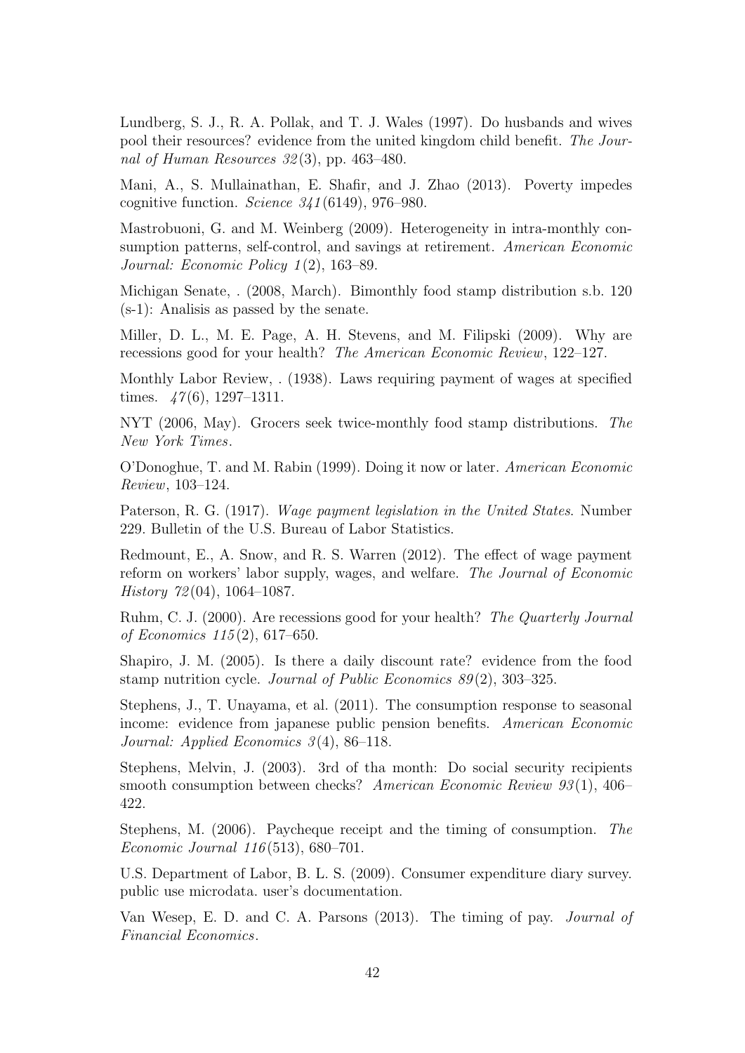Lundberg, S. J., R. A. Pollak, and T. J. Wales (1997). Do husbands and wives pool their resources? evidence from the united kingdom child benefit. *The Journal of Human Resources 32*(3), pp. 463–480.

Mani, A., S. Mullainathan, E. Shafir, and J. Zhao (2013). Poverty impedes cognitive function. *Science 341*(6149), 976–980.

Mastrobuoni, G. and M. Weinberg (2009). Heterogeneity in intra-monthly consumption patterns, self-control, and savings at retirement. *American Economic Journal: Economic Policy 1*(2), 163–89.

Michigan Senate, . (2008, March). Bimonthly food stamp distribution s.b. 120 (s-1): Analisis as passed by the senate.

Miller, D. L., M. E. Page, A. H. Stevens, and M. Filipski (2009). Why are recessions good for your health? *The American Economic Review*, 122–127.

Monthly Labor Review, . (1938). Laws requiring payment of wages at specified times. *47*(6), 1297–1311.

NYT (2006, May). Grocers seek twice-monthly food stamp distributions. *The New York Times*.

O'Donoghue, T. and M. Rabin (1999). Doing it now or later. *American Economic Review*, 103–124.

Paterson, R. G. (1917). *Wage payment legislation in the United States*. Number 229. Bulletin of the U.S. Bureau of Labor Statistics.

Redmount, E., A. Snow, and R. S. Warren (2012). The effect of wage payment reform on workers' labor supply, wages, and welfare. *The Journal of Economic History 72*(04), 1064–1087.

Ruhm, C. J. (2000). Are recessions good for your health? *The Quarterly Journal of Economics 115*(2), 617–650.

Shapiro, J. M. (2005). Is there a daily discount rate? evidence from the food stamp nutrition cycle. *Journal of Public Economics 89*(2), 303–325.

Stephens, J., T. Unayama, et al. (2011). The consumption response to seasonal income: evidence from japanese public pension benefits. *American Economic Journal: Applied Economics 3*(4), 86–118.

Stephens, Melvin, J. (2003). 3rd of tha month: Do social security recipients smooth consumption between checks? *American Economic Review 93*(1), 406–422.

Stephens, M. (2006). Paycheque receipt and the timing of consumption. *The Economic Journal 116*(513), 680–701.

U.S. Department of Labor, B. L. S. (2009). Consumer expenditure diary survey. public use microdata. user's documentation.

Van Wesep, E. D. and C. A. Parsons (2013). The timing of pay. *Journal of Financial Economics*.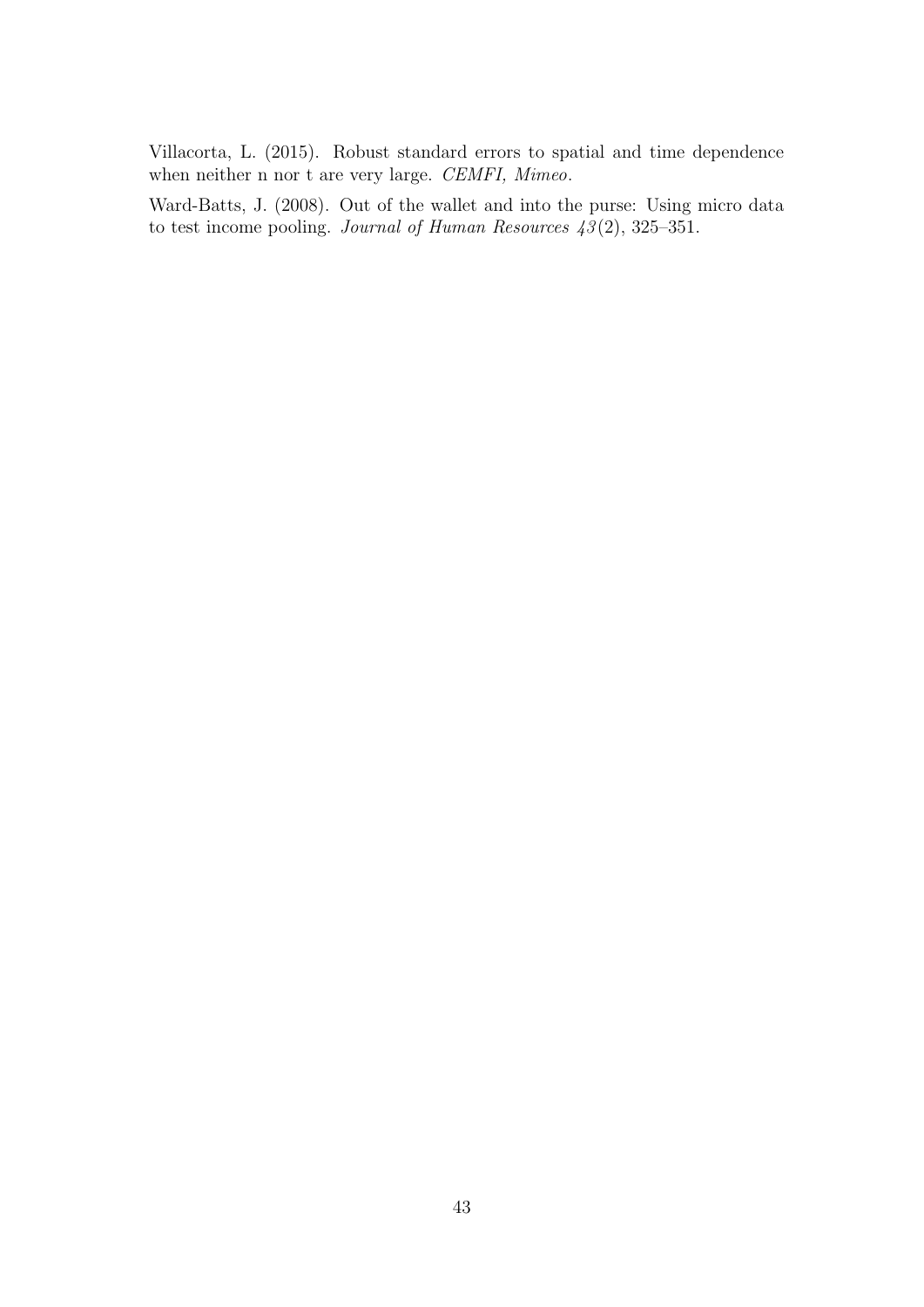Villacorta, L. (2015). Robust standard errors to spatial and time dependence when neither n nor t are very large. *CEMFI, Mimeo*.

Ward-Batts, J. (2008). Out of the wallet and into the purse: Using micro data to test income pooling. *Journal of Human Resources 43*(2), 325–351.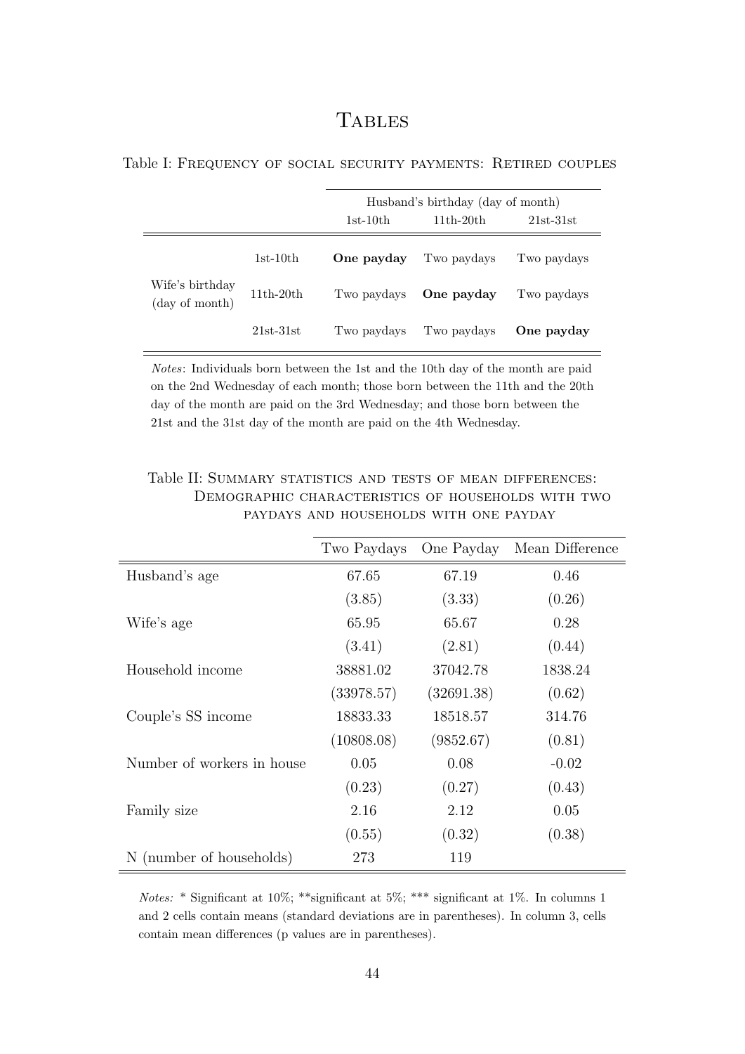# TABLES

Table I: FREQUENCY OF SOCIAL SECURITY PAYMENTS: RETIRED COUPLES

| | | Husband's birthday (day of month) | | |
|---|---|---|---|---|
| | | 1st-10th | 11th-20th | 21st-31st |
| Wife's birthday (day of month) | 1st-10th | **One payday** | Two paydays | Two paydays |
| | 11th-20th | Two paydays | **One payday** | Two paydays |
| | 21st-31st | Two paydays | Two paydays | **One payday** |

*Notes*: Individuals born between the 1st and the 10th day of the month are paid on the 2nd Wednesday of each month; those born between the 11th and the 20th day of the month are paid on the 3rd Wednesday; and those born between the 21st and the 31st day of the month are paid on the 4th Wednesday.

Table II: SUMMARY STATISTICS AND TESTS OF MEAN DIFFERENCES: DEMOGRAPHIC CHARACTERISTICS OF HOUSEHOLDS WITH TWO PAYDAYS AND HOUSEHOLDS WITH ONE PAYDAY

| | Two Paydays | One Payday | Mean Difference |
|---|---|---|---|
| Husband's age | 67.65 | 67.19 | 0.46 |
| | (3.85) | (3.33) | (0.26) |
| Wife's age | 65.95 | 65.67 | 0.28 |
| | (3.41) | (2.81) | (0.44) |
| Household income | 38881.02 | 37042.78 | 1838.24 |
| | (33978.57) | (32691.38) | (0.62) |
| Couple's SS income | 18833.33 | 18518.57 | 314.76 |
| | (10808.08) | (9852.67) | (0.81) |
| Number of workers in house | 0.05 | 0.08 | -0.02 |
| | (0.23) | (0.27) | (0.43) |
| Family size | 2.16 | 2.12 | 0.05 |
| | (0.55) | (0.32) | (0.38) |
| N (number of households) | 273 | 119 | |

*Notes:* * Significant at 10%; **significant at 5%; *** significant at 1%. In columns 1 and 2 cells contain means (standard deviations are in parentheses). In column 3, cells contain mean differences (p values are in parentheses).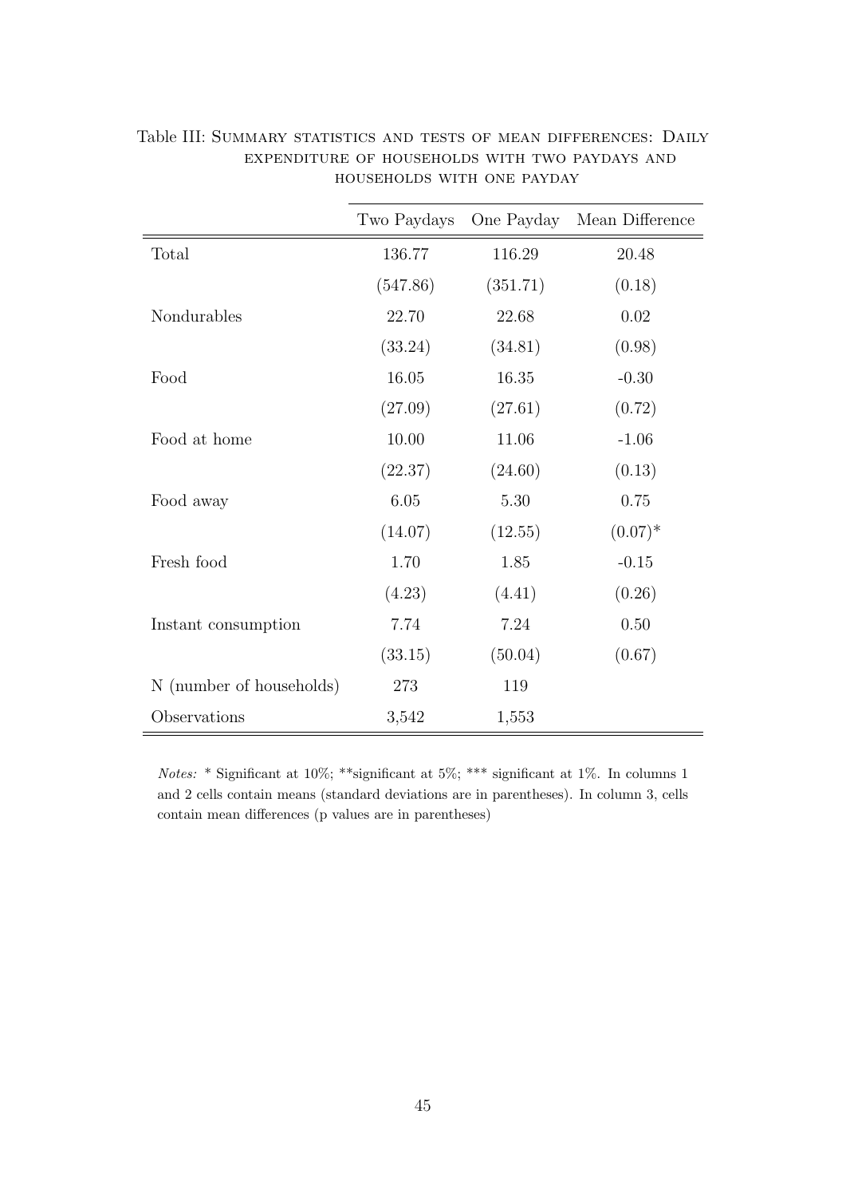Table III: SUMMARY STATISTICS AND TESTS OF MEAN DIFFERENCES: DAILY EXPENDITURE OF HOUSEHOLDS WITH TWO PAYDAYS AND HOUSEHOLDS WITH ONE PAYDAY

| | Two Paydays | One Payday | Mean Difference |
|---|---|---|---|
| Total | 136.77 | 116.29 | 20.48 |
| | (547.86) | (351.71) | (0.18) |
| Nondurables | 22.70 | 22.68 | 0.02 |
| | (33.24) | (34.81) | (0.98) |
| Food | 16.05 | 16.35 | -0.30 |
| | (27.09) | (27.61) | (0.72) |
| Food at home | 10.00 | 11.06 | -1.06 |
| | (22.37) | (24.60) | (0.13) |
| Food away | 6.05 | 5.30 | 0.75 |
| | (14.07) | (12.55) | (0.07)* |
| Fresh food | 1.70 | 1.85 | -0.15 |
| | (4.23) | (4.41) | (0.26) |
| Instant consumption | 7.74 | 7.24 | 0.50 |
| | (33.15) | (50.04) | (0.67) |
| N (number of households) | 273 | 119 | |
| Observations | 3,542 | 1,553 | |

*Notes:* * Significant at 10%; **significant at 5%; *** significant at 1%. In columns 1 and 2 cells contain means (standard deviations are in parentheses). In column 3, cells contain mean differences (p values are in parentheses)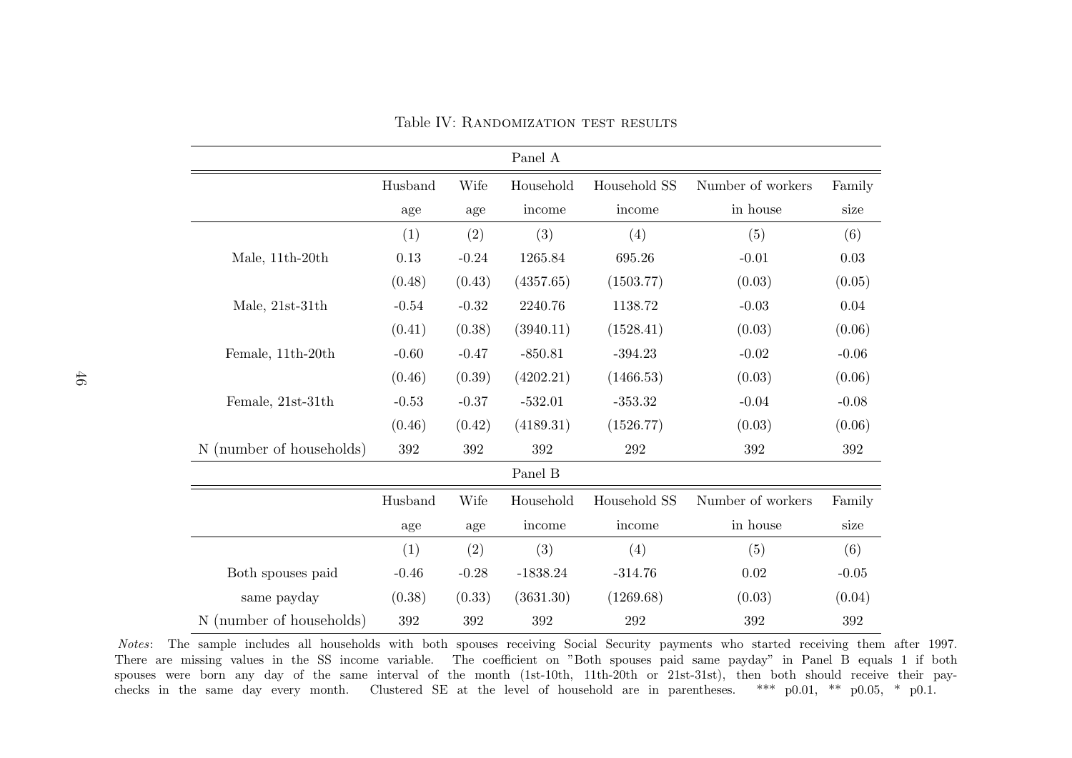Table IV: Randomization test results

**Panel A**

| | Husband age | Wife age | Household income | Household SS income | Number of workers in house | Family size |
|---|---|---|---|---|---|---|
| | (1) | (2) | (3) | (4) | (5) | (6) |
| Male, 11th-20th | 0.13 | -0.24 | 1265.84 | 695.26 | -0.01 | 0.03 |
| | (0.48) | (0.43) | (4357.65) | (1503.77) | (0.03) | (0.05) |
| Male, 21st-31th | -0.54 | -0.32 | 2240.76 | 1138.72 | -0.03 | 0.04 |
| | (0.41) | (0.38) | (3940.11) | (1528.41) | (0.03) | (0.06) |
| Female, 11th-20th | -0.60 | -0.47 | -850.81 | -394.23 | -0.02 | -0.06 |
| | (0.46) | (0.39) | (4202.21) | (1466.53) | (0.03) | (0.06) |
| Female, 21st-31th | -0.53 | -0.37 | -532.01 | -353.32 | -0.04 | -0.08 |
| | (0.46) | (0.42) | (4189.31) | (1526.77) | (0.03) | (0.06) |
| N (number of households) | 392 | 392 | 392 | 292 | 392 | 392 |

**Panel B**

| | Husband age | Wife age | Household income | Household SS income | Number of workers in house | Family size |
|---|---|---|---|---|---|---|
| | (1) | (2) | (3) | (4) | (5) | (6) |
| Both spouses paid | -0.46 | -0.28 | -1838.24 | -314.76 | 0.02 | -0.05 |
| same payday | (0.38) | (0.33) | (3631.30) | (1269.68) | (0.03) | (0.04) |
| N (number of households) | 392 | 392 | 392 | 292 | 392 | 392 |

*Notes*: The sample includes all households with both spouses receiving Social Security payments who started receiving them after 1997. There are missing values in the SS income variable. The coefficient on "Both spouses paid same payday" in Panel B equals 1 if both spouses were born any day of the same interval of the month (1st-10th, 11th-20th or 21st-31st), then both should receive their paychecks in the same day every month. Clustered SE at the level of household are in parentheses. *** p0.01, ** p0.05, * p0.1.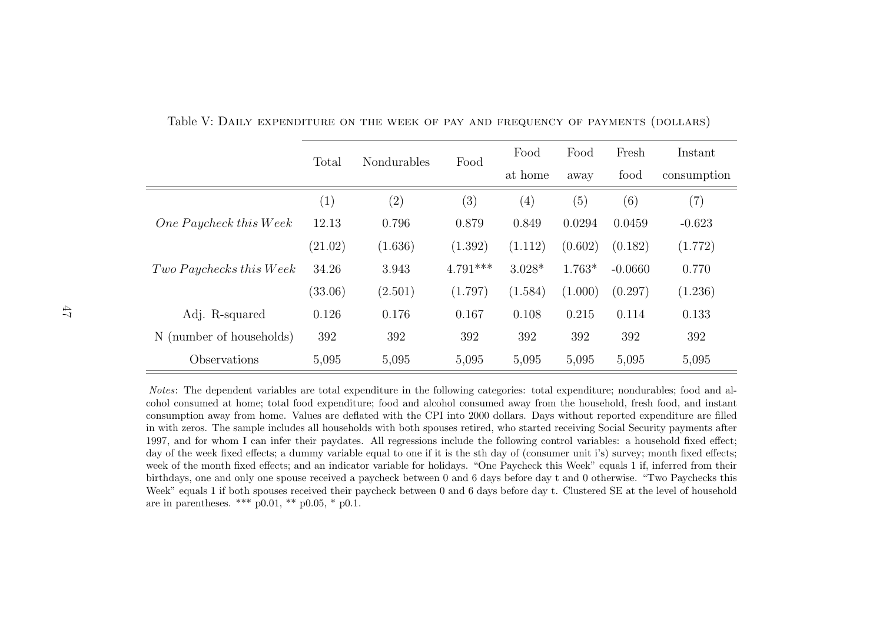Table V: Daily expenditure on the week of pay and frequency of payments (dollars)

| | Total | Nondurables | Food | Food at home | Food away | Fresh food | Instant consumption |
|---|---|---|---|---|---|---|---|
| | (1) | (2) | (3) | (4) | (5) | (6) | (7) |
| *One Paycheck this Week* | 12.13 | 0.796 | 0.879 | 0.849 | 0.0294 | 0.0459 | -0.623 |
| | (21.02) | (1.636) | (1.392) | (1.112) | (0.602) | (0.182) | (1.772) |
| *Two Paychecks this Week* | 34.26 | 3.943 | 4.791*** | 3.028* | 1.763* | -0.0660 | 0.770 |
| | (33.06) | (2.501) | (1.797) | (1.584) | (1.000) | (0.297) | (1.236) |
| Adj. R-squared | 0.126 | 0.176 | 0.167 | 0.108 | 0.215 | 0.114 | 0.133 |
| N (number of households) | 392 | 392 | 392 | 392 | 392 | 392 | 392 |
| Observations | 5,095 | 5,095 | 5,095 | 5,095 | 5,095 | 5,095 | 5,095 |

*Notes*: The dependent variables are total expenditure in the following categories: total expenditure; nondurables; food and alcohol consumed at home; total food expenditure; food and alcohol consumed away from the household, fresh food, and instant consumption away from home. Values are deflated with the CPI into 2000 dollars. Days without reported expenditure are filled in with zeros. The sample includes all households with both spouses retired, who started receiving Social Security payments after 1997, and for whom I can infer their paydates. All regressions include the following control variables: a household fixed effect; day of the week fixed effects; a dummy variable equal to one if it is the sth day of (consumer unit i's) survey; month fixed effects; week of the month fixed effects; and an indicator variable for holidays. "One Paycheck this Week" equals 1 if, inferred from their birthdays, one and only one spouse received a paycheck between 0 and 6 days before day t and 0 otherwise. "Two Paychecks this Week" equals 1 if both spouses received their paycheck between 0 and 6 days before day t. Clustered SE at the level of household are in parentheses. *** p0.01, ** p0.05, * p0.1.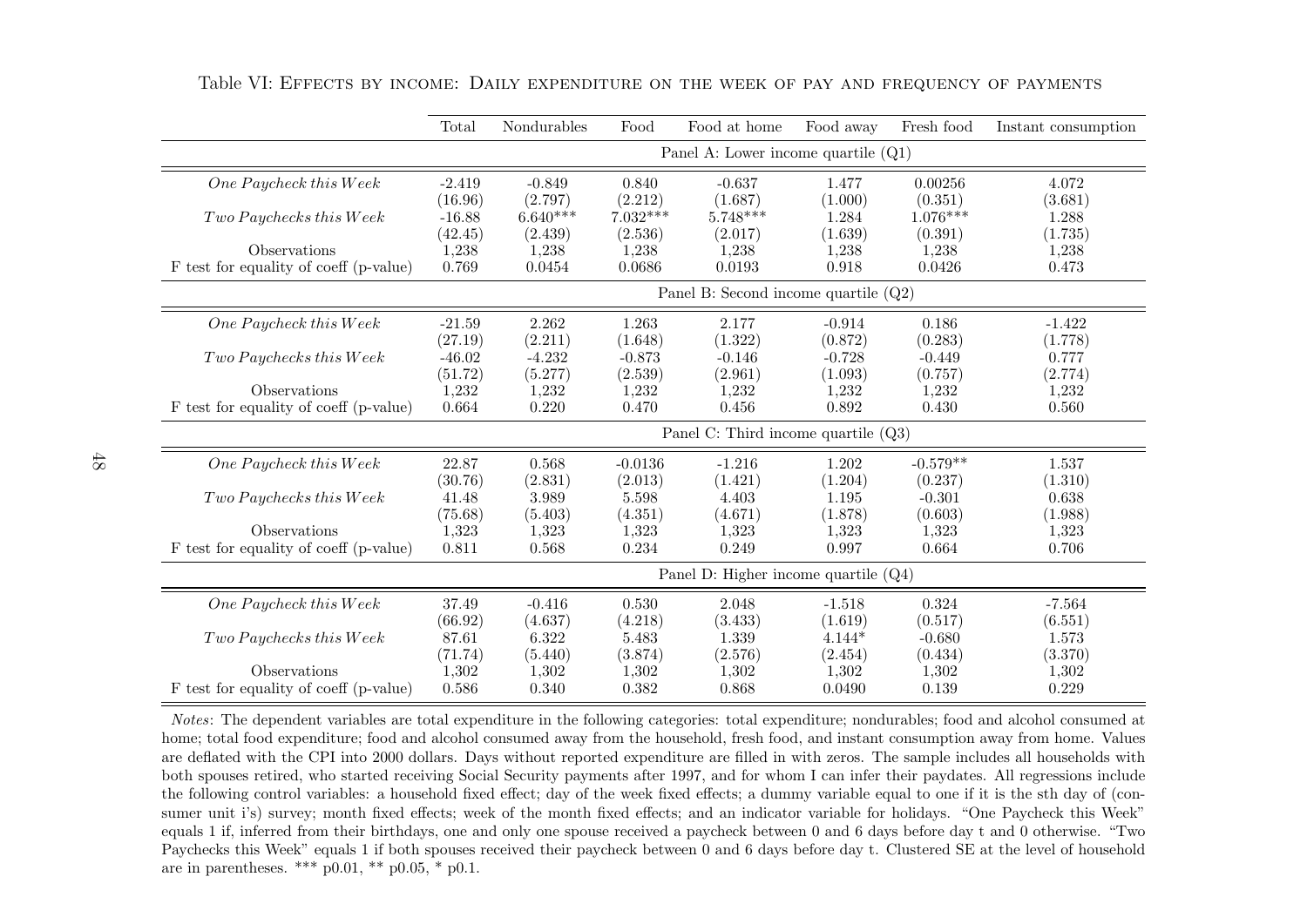Table VI: Effects by income: Daily expenditure on the week of pay and frequency of payments

| | Total | Nondurables | Food | Food at home | Food away | Fresh food | Instant consumption |
|---|---|---|---|---|---|---|---|
| | Panel A: Lower income quartile (Q1) | | | | | | |
| *One Paycheck this Week* | -2.419 | -0.849 | 0.840 | -0.637 | 1.477 | 0.00256 | 4.072 |
| | (16.96) | (2.797) | (2.212) | (1.687) | (1.000) | (0.351) | (3.681) |
| *Two Paychecks this Week* | -16.88 | 6.640*** | 7.032*** | 5.748*** | 1.284 | 1.076*** | 1.288 |
| | (42.45) | (2.439) | (2.536) | (2.017) | (1.639) | (0.391) | (1.735) |
| Observations | 1,238 | 1,238 | 1,238 | 1,238 | 1,238 | 1,238 | 1,238 |
| F test for equality of coeff (p-value) | 0.769 | 0.0454 | 0.0686 | 0.0193 | 0.918 | 0.0426 | 0.473 |
| | Panel B: Second income quartile (Q2) | | | | | | |
| *One Paycheck this Week* | -21.59 | 2.262 | 1.263 | 2.177 | -0.914 | 0.186 | -1.422 |
| | (27.19) | (2.211) | (1.648) | (1.322) | (0.872) | (0.283) | (1.778) |
| *Two Paychecks this Week* | -46.02 | -4.232 | -0.873 | -0.146 | -0.728 | -0.449 | 0.777 |
| | (51.72) | (5.277) | (2.539) | (2.961) | (1.093) | (0.757) | (2.774) |
| Observations | 1,232 | 1,232 | 1,232 | 1,232 | 1,232 | 1,232 | 1,232 |
| F test for equality of coeff (p-value) | 0.664 | 0.220 | 0.470 | 0.456 | 0.892 | 0.430 | 0.560 |
| | Panel C: Third income quartile (Q3) | | | | | | |
| *One Paycheck this Week* | 22.87 | 0.568 | -0.0136 | -1.216 | 1.202 | -0.579** | 1.537 |
| | (30.76) | (2.831) | (2.013) | (1.421) | (1.204) | (0.237) | (1.310) |
| *Two Paychecks this Week* | 41.48 | 3.989 | 5.598 | 4.403 | 1.195 | -0.301 | 0.638 |
| | (75.68) | (5.403) | (4.351) | (4.671) | (1.878) | (0.603) | (1.988) |
| Observations | 1,323 | 1,323 | 1,323 | 1,323 | 1,323 | 1,323 | 1,323 |
| F test for equality of coeff (p-value) | 0.811 | 0.568 | 0.234 | 0.249 | 0.997 | 0.664 | 0.706 |
| | Panel D: Higher income quartile (Q4) | | | | | | |
| *One Paycheck this Week* | 37.49 | -0.416 | 0.530 | 2.048 | -1.518 | 0.324 | -7.564 |
| | (66.92) | (4.637) | (4.218) | (3.433) | (1.619) | (0.517) | (6.551) |
| *Two Paychecks this Week* | 87.61 | 6.322 | 5.483 | 1.339 | 4.144* | -0.680 | 1.573 |
| | (71.74) | (5.440) | (3.874) | (2.576) | (2.454) | (0.434) | (3.370) |
| Observations | 1,302 | 1,302 | 1,302 | 1,302 | 1,302 | 1,302 | 1,302 |
| F test for equality of coeff (p-value) | 0.586 | 0.340 | 0.382 | 0.868 | 0.0490 | 0.139 | 0.229 |

*Notes*: The dependent variables are total expenditure in the following categories: total expenditure; nondurables; food and alcohol consumed at home; total food expenditure; food and alcohol consumed away from the household, fresh food, and instant consumption away from home. Values are deflated with the CPI into 2000 dollars. Days without reported expenditure are filled in with zeros. The sample includes all households with both spouses retired, who started receiving Social Security payments after 1997, and for whom I can infer their paydates. All regressions include the following control variables: a household fixed effect; day of the week fixed effects; a dummy variable equal to one if it is the sth day of (consumer unit i's) survey; month fixed effects; week of the month fixed effects; and an indicator variable for holidays. "One Paycheck this Week" equals 1 if, inferred from their birthdays, one and only one spouse received a paycheck between 0 and 6 days before day t and 0 otherwise. "Two Paychecks this Week" equals 1 if both spouses received their paycheck between 0 and 6 days before day t. Clustered SE at the level of household are in parentheses. *** p0.01, ** p0.05, * p0.1.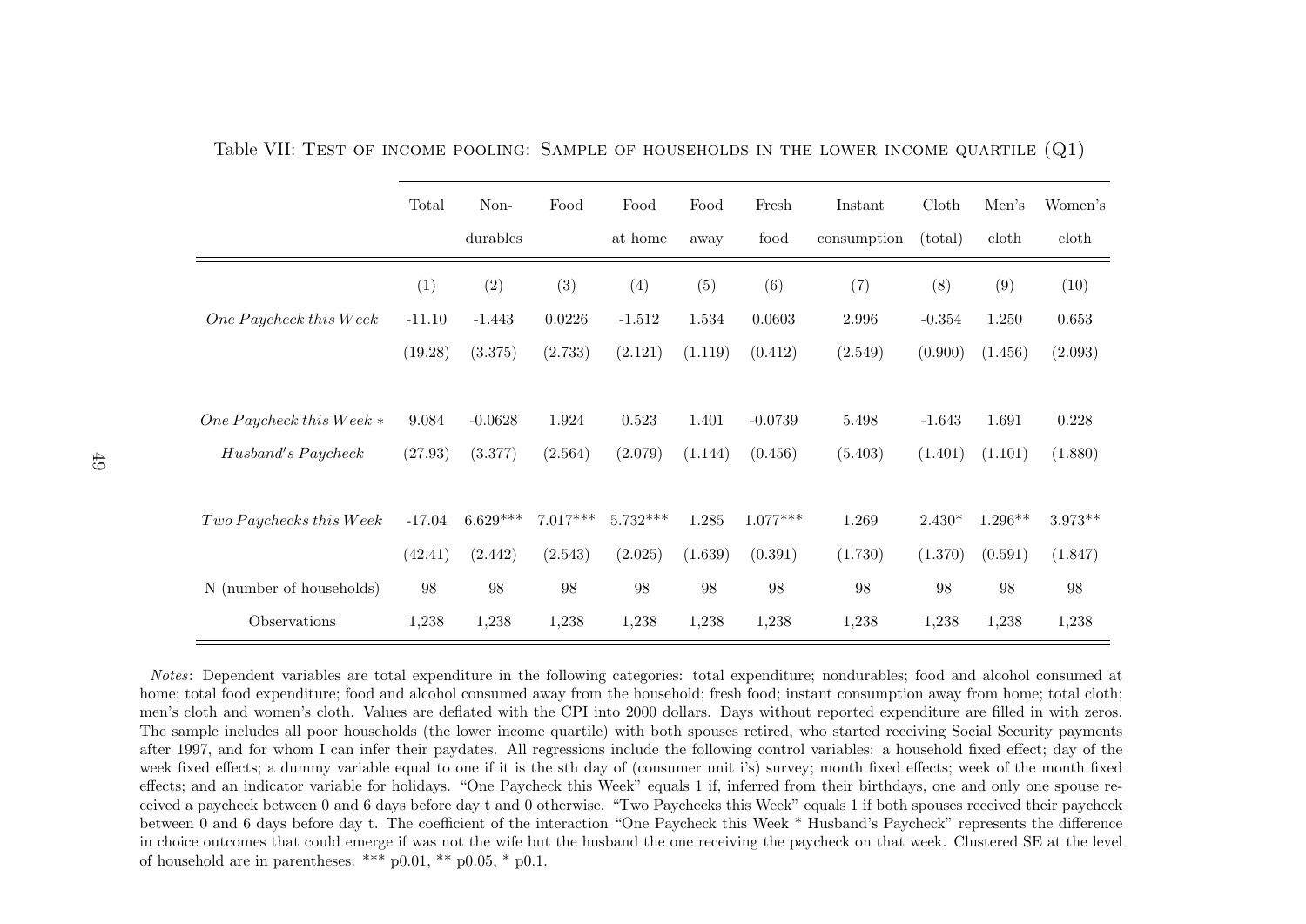Table VII: Test of income pooling: Sample of households in the lower income quartile (Q1)

| | Total | Non-durables | Food | Food at home | Food away | Fresh food | Instant consumption | Cloth (total) | Men's cloth | Women's cloth |
|---|---|---|---|---|---|---|---|---|---|---|
| | (1) | (2) | (3) | (4) | (5) | (6) | (7) | (8) | (9) | (10) |
| *One Paycheck this Week* | -11.10 | -1.443 | 0.0226 | -1.512 | 1.534 | 0.0603 | 2.996 | -0.354 | 1.250 | 0.653 |
| | (19.28) | (3.375) | (2.733) | (2.121) | (1.119) | (0.412) | (2.549) | (0.900) | (1.456) | (2.093) |
| *One Paycheck this Week ∗ Husband's Paycheck* | 9.084 | -0.0628 | 1.924 | 0.523 | 1.401 | -0.0739 | 5.498 | -1.643 | 1.691 | 0.228 |
| | (27.93) | (3.377) | (2.564) | (2.079) | (1.144) | (0.456) | (5.403) | (1.401) | (1.101) | (1.880) |
| *Two Paychecks this Week* | -17.04 | 6.629*** | 7.017*** | 5.732*** | 1.285 | 1.077*** | 1.269 | 2.430* | 1.296** | 3.973** |
| | (42.41) | (2.442) | (2.543) | (2.025) | (1.639) | (0.391) | (1.730) | (1.370) | (0.591) | (1.847) |
| N (number of households) | 98 | 98 | 98 | 98 | 98 | 98 | 98 | 98 | 98 | 98 |
| Observations | 1,238 | 1,238 | 1,238 | 1,238 | 1,238 | 1,238 | 1,238 | 1,238 | 1,238 | 1,238 |

*Notes*: Dependent variables are total expenditure in the following categories: total expenditure; nondurables; food and alcohol consumed at home; total food expenditure; food and alcohol consumed away from the household; fresh food; instant consumption away from home; total cloth; men's cloth and women's cloth. Values are deflated with the CPI into 2000 dollars. Days without reported expenditure are filled in with zeros. The sample includes all poor households (the lower income quartile) with both spouses retired, who started receiving Social Security payments after 1997, and for whom I can infer their paydates. All regressions include the following control variables: a household fixed effect; day of the week fixed effects; a dummy variable equal to one if it is the sth day of (consumer unit i's) survey; month fixed effects; week of the month fixed effects; and an indicator variable for holidays. "One Paycheck this Week" equals 1 if, inferred from their birthdays, one and only one spouse received a paycheck between 0 and 6 days before day t and 0 otherwise. "Two Paychecks this Week" equals 1 if both spouses received their paycheck between 0 and 6 days before day t. The coefficient of the interaction "One Paycheck this Week * Husband's Paycheck" represents the difference in choice outcomes that could emerge if was not the wife but the husband the one receiving the paycheck on that week. Clustered SE at the level of household are in parentheses. *** p0.01, ** p0.05, * p0.1.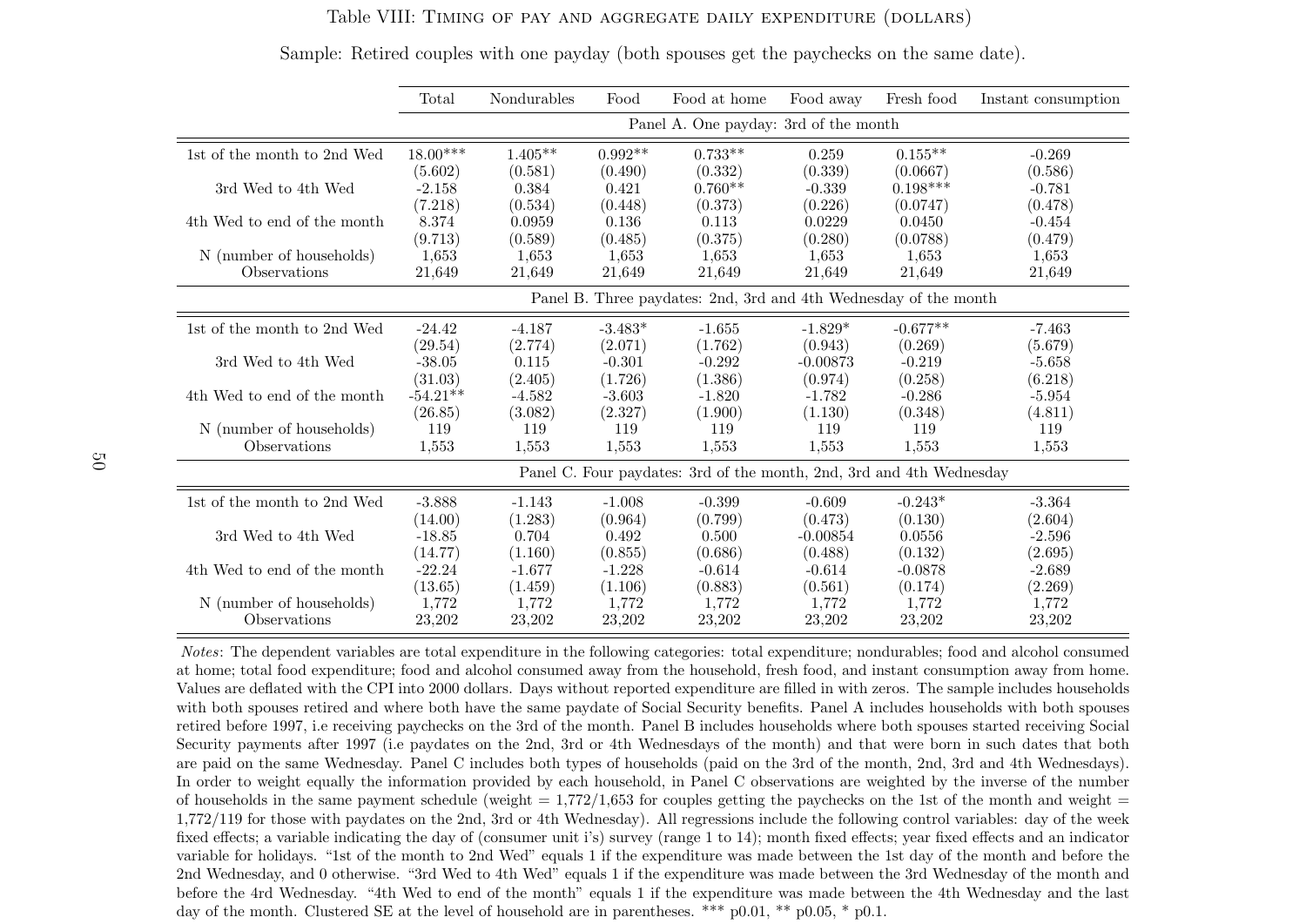Table VIII: Timing of pay and aggregate daily expenditure (dollars)

Sample: Retired couples with one payday (both spouses get the paychecks on the same date).

| | Total | Nondurables | Food | Food at home | Food away | Fresh food | Instant consumption |
|---|---|---|---|---|---|---|---|
| | Panel A. One payday: 3rd of the month | | | | | | |
| 1st of the month to 2nd Wed | 18.00*** | 1.405** | 0.992** | 0.733** | 0.259 | 0.155** | -0.269 |
| | (5.602) | (0.581) | (0.490) | (0.332) | (0.339) | (0.0667) | (0.586) |
| 3rd Wed to 4th Wed | -2.158 | 0.384 | 0.421 | 0.760** | -0.339 | 0.198*** | -0.781 |
| | (7.218) | (0.534) | (0.448) | (0.373) | (0.226) | (0.0747) | (0.478) |
| 4th Wed to end of the month | 8.374 | 0.0959 | 0.136 | 0.113 | 0.0229 | 0.0450 | -0.454 |
| | (9.713) | (0.589) | (0.485) | (0.375) | (0.280) | (0.0788) | (0.479) |
| N (number of households) | 1,653 | 1,653 | 1,653 | 1,653 | 1,653 | 1,653 | 1,653 |
| Observations | 21,649 | 21,649 | 21,649 | 21,649 | 21,649 | 21,649 | 21,649 |
| | Panel B. Three paydates: 2nd, 3rd and 4th Wednesday of the month | | | | | | |
| 1st of the month to 2nd Wed | -24.42 | -4.187 | -3.483* | -1.655 | -1.829* | -0.677** | -7.463 |
| | (29.54) | (2.774) | (2.071) | (1.762) | (0.943) | (0.269) | (5.679) |
| 3rd Wed to 4th Wed | -38.05 | 0.115 | -0.301 | -0.292 | -0.00873 | -0.219 | -5.658 |
| | (31.03) | (2.405) | (1.726) | (1.386) | (0.974) | (0.258) | (6.218) |
| 4th Wed to end of the month | -54.21** | -4.582 | -3.603 | -1.820 | -1.782 | -0.286 | -5.954 |
| | (26.85) | (3.082) | (2.327) | (1.900) | (1.130) | (0.348) | (4.811) |
| N (number of households) | 119 | 119 | 119 | 119 | 119 | 119 | 119 |
| Observations | 1,553 | 1,553 | 1,553 | 1,553 | 1,553 | 1,553 | 1,553 |
| | Panel C. Four paydates: 3rd of the month, 2nd, 3rd and 4th Wednesday | | | | | | |
| 1st of the month to 2nd Wed | -3.888 | -1.143 | -1.008 | -0.399 | -0.609 | -0.243* | -3.364 |
| | (14.00) | (1.283) | (0.964) | (0.799) | (0.473) | (0.130) | (2.604) |
| 3rd Wed to 4th Wed | -18.85 | 0.704 | 0.492 | 0.500 | -0.00854 | 0.0556 | -2.596 |
| | (14.77) | (1.160) | (0.855) | (0.686) | (0.488) | (0.132) | (2.695) |
| 4th Wed to end of the month | -22.24 | -1.677 | -1.228 | -0.614 | -0.614 | -0.0878 | -2.689 |
| | (13.65) | (1.459) | (1.106) | (0.883) | (0.561) | (0.174) | (2.269) |
| N (number of households) | 1,772 | 1,772 | 1,772 | 1,772 | 1,772 | 1,772 | 1,772 |
| Observations | 23,202 | 23,202 | 23,202 | 23,202 | 23,202 | 23,202 | 23,202 |

*Notes*: The dependent variables are total expenditure in the following categories: total expenditure; nondurables; food and alcohol consumed at home; total food expenditure; food and alcohol consumed away from the household, fresh food, and instant consumption away from home. Values are deflated with the CPI into 2000 dollars. Days without reported expenditure are filled in with zeros. The sample includes households with both spouses retired and where both have the same paydate of Social Security benefits. Panel A includes households with both spouses retired before 1997, i.e receiving paychecks on the 3rd of the month. Panel B includes households where both spouses started receiving Social Security payments after 1997 (i.e paydates on the 2nd, 3rd or 4th Wednesdays of the month) and that were born in such dates that both are paid on the same Wednesday. Panel C includes both types of households (paid on the 3rd of the month, 2nd, 3rd and 4th Wednesdays). In order to weight equally the information provided by each household, in Panel C observations are weighted by the inverse of the number of households in the same payment schedule (weight = 1,772/1,653 for couples getting the paychecks on the 1st of the month and weight = 1,772/119 for those with paydates on the 2nd, 3rd or 4th Wednesday). All regressions include the following control variables: day of the week fixed effects; a variable indicating the day of (consumer unit i's) survey (range 1 to 14); month fixed effects; year fixed effects and an indicator variable for holidays. "1st of the month to 2nd Wed" equals 1 if the expenditure was made between the 1st day of the month and before the 2nd Wednesday, and 0 otherwise. "3rd Wed to 4th Wed" equals 1 if the expenditure was made between the 3rd Wednesday of the month and before the 4rd Wednesday. "4th Wed to end of the month" equals 1 if the expenditure was made between the 4th Wednesday and the last day of the month. Clustered SE at the level of household are in parentheses. *** p0.01, ** p0.05, * p0.1.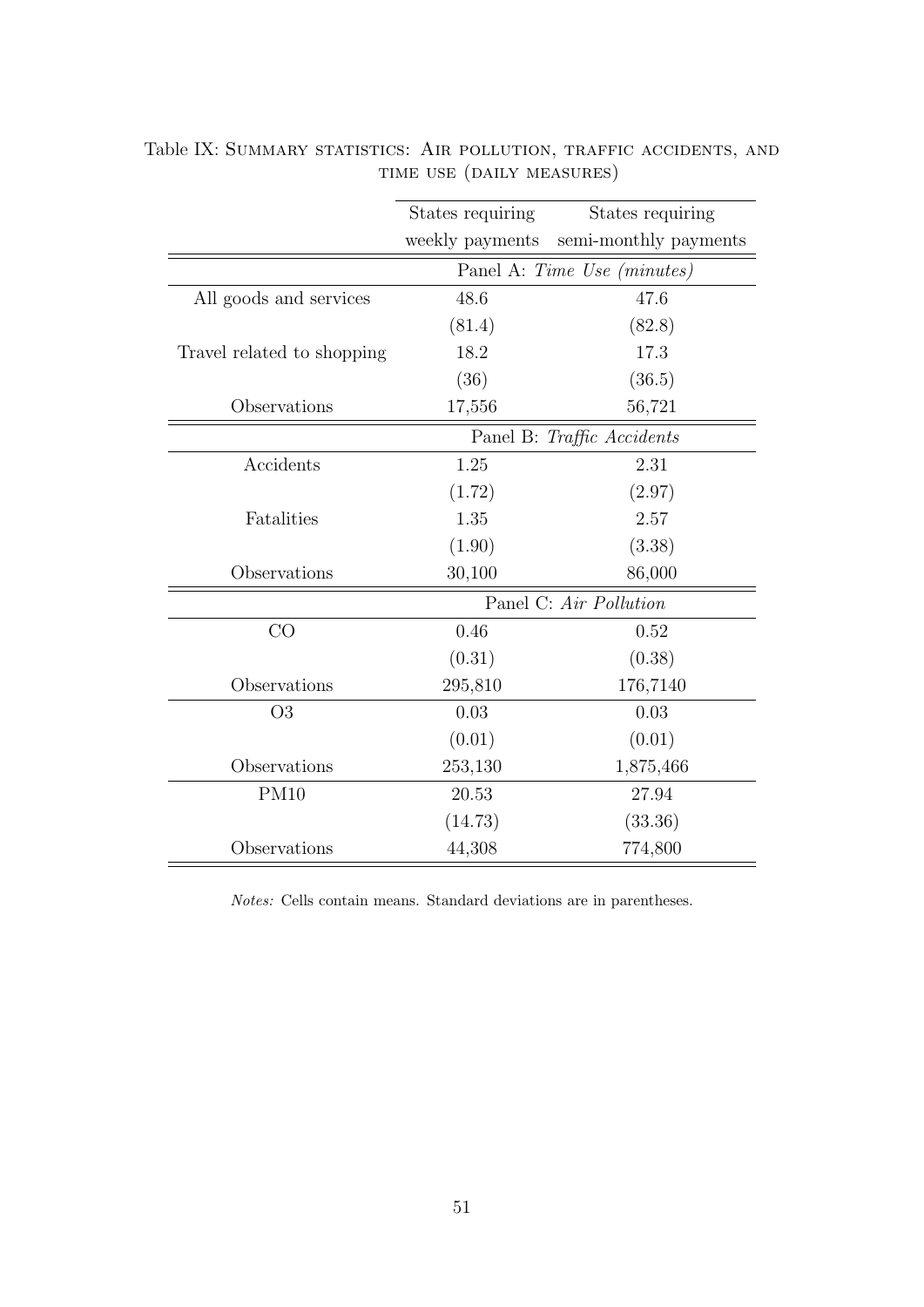Table IX: Summary statistics: Air pollution, traffic accidents, and time use (daily measures)

| | States requiring weekly payments | States requiring semi-monthly payments |
|---|---|---|
| | Panel A: *Time Use (minutes)* | |
| All goods and services | 48.6 | 47.6 |
| | (81.4) | (82.8) |
| Travel related to shopping | 18.2 | 17.3 |
| | (36) | (36.5) |
| Observations | 17,556 | 56,721 |
| | Panel B: *Traffic Accidents* | |
| Accidents | 1.25 | 2.31 |
| | (1.72) | (2.97) |
| Fatalities | 1.35 | 2.57 |
| | (1.90) | (3.38) |
| Observations | 30,100 | 86,000 |
| | Panel C: *Air Pollution* | |
| CO | 0.46 | 0.52 |
| | (0.31) | (0.38) |
| Observations | 295,810 | 176,7140 |
| O3 | 0.03 | 0.03 |
| | (0.01) | (0.01) |
| Observations | 253,130 | 1,875,466 |
| PM10 | 20.53 | 27.94 |
| | (14.73) | (33.36) |
| Observations | 44,308 | 774,800 |

*Notes:* Cells contain means. Standard deviations are in parentheses.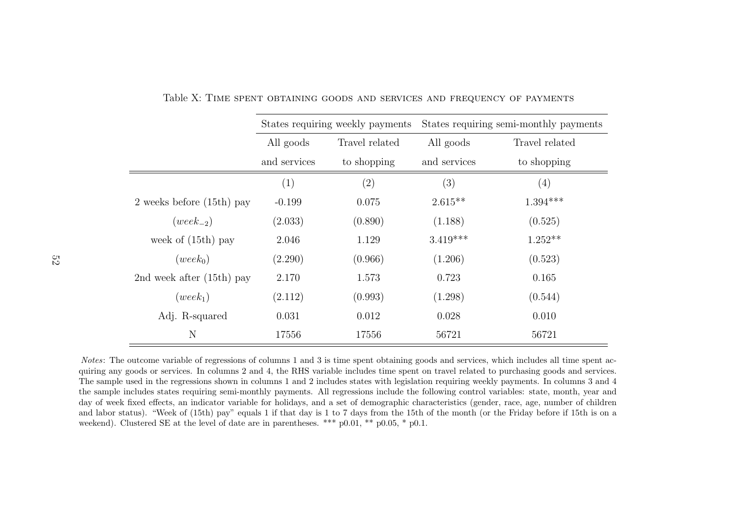Table X: Time spent obtaining goods and services and frequency of payments

| | States requiring weekly payments | | States requiring semi-monthly payments | |
|---|---|---|---|---|
| | All goods and services | Travel related to shopping | All goods and services | Travel related to shopping |
| | (1) | (2) | (3) | (4) |
| 2 weeks before (15th) pay | -0.199 | 0.075 | 2.615** | 1.394*** |
| ($week_{-2}$) | (2.033) | (0.890) | (1.188) | (0.525) |
| week of (15th) pay | 2.046 | 1.129 | 3.419*** | 1.252** |
| ($week_0$) | (2.290) | (0.966) | (1.206) | (0.523) |
| 2nd week after (15th) pay | 2.170 | 1.573 | 0.723 | 0.165 |
| ($week_1$) | (2.112) | (0.993) | (1.298) | (0.544) |
| Adj. R-squared | 0.031 | 0.012 | 0.028 | 0.010 |
| N | 17556 | 17556 | 56721 | 56721 |

*Notes*: The outcome variable of regressions of columns 1 and 3 is time spent obtaining goods and services, which includes all time spent acquiring any goods or services. In columns 2 and 4, the RHS variable includes time spent on travel related to purchasing goods and services. The sample used in the regressions shown in columns 1 and 2 includes states with legislation requiring weekly payments. In columns 3 and 4 the sample includes states requiring semi-monthly payments. All regressions include the following control variables: state, month, year and day of week fixed effects, an indicator variable for holidays, and a set of demographic characteristics (gender, race, age, number of children and labor status). "Week of (15th) pay" equals 1 if that day is 1 to 7 days from the 15th of the month (or the Friday before if 15th is on a weekend). Clustered SE at the level of date are in parentheses. *** p0.01, ** p0.05, * p0.1.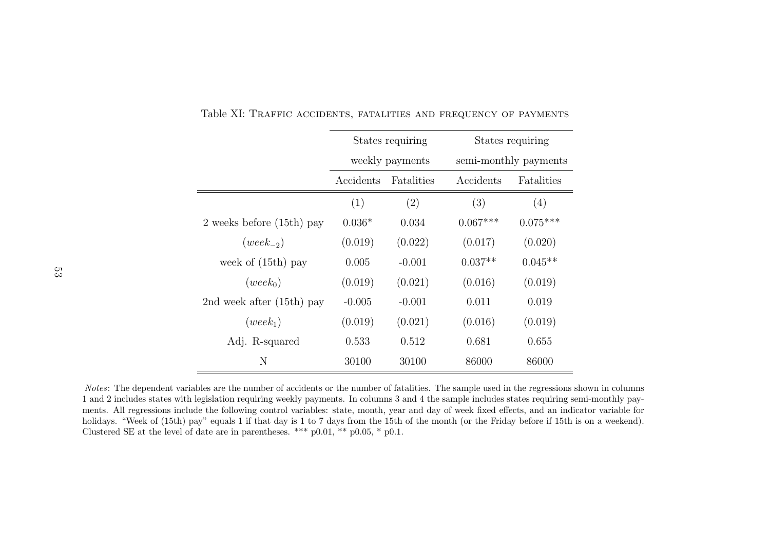Table XI: Traffic accidents, fatalities and frequency of payments

| | States requiring weekly payments | | States requiring semi-monthly payments | |
|---|---|---|---|---|
| | Accidents | Fatalities | Accidents | Fatalities |
| | (1) | (2) | (3) | (4) |
| 2 weeks before (15th) pay | 0.036* | 0.034 | 0.067*** | 0.075*** |
| ($week_{-2}$) | (0.019) | (0.022) | (0.017) | (0.020) |
| week of (15th) pay | 0.005 | -0.001 | 0.037** | 0.045** |
| ($week_0$) | (0.019) | (0.021) | (0.016) | (0.019) |
| 2nd week after (15th) pay | -0.005 | -0.001 | 0.011 | 0.019 |
| ($week_1$) | (0.019) | (0.021) | (0.016) | (0.019) |
| Adj. R-squared | 0.533 | 0.512 | 0.681 | 0.655 |
| N | 30100 | 30100 | 86000 | 86000 |

*Notes*: The dependent variables are the number of accidents or the number of fatalities. The sample used in the regressions shown in columns 1 and 2 includes states with legislation requiring weekly payments. In columns 3 and 4 the sample includes states requiring semi-monthly payments. All regressions include the following control variables: state, month, year and day of week fixed effects, and an indicator variable for holidays. "Week of (15th) pay" equals 1 if that day is 1 to 7 days from the 15th of the month (or the Friday before if 15th is on a weekend). Clustered SE at the level of date are in parentheses. *** p0.01, ** p0.05, * p0.1.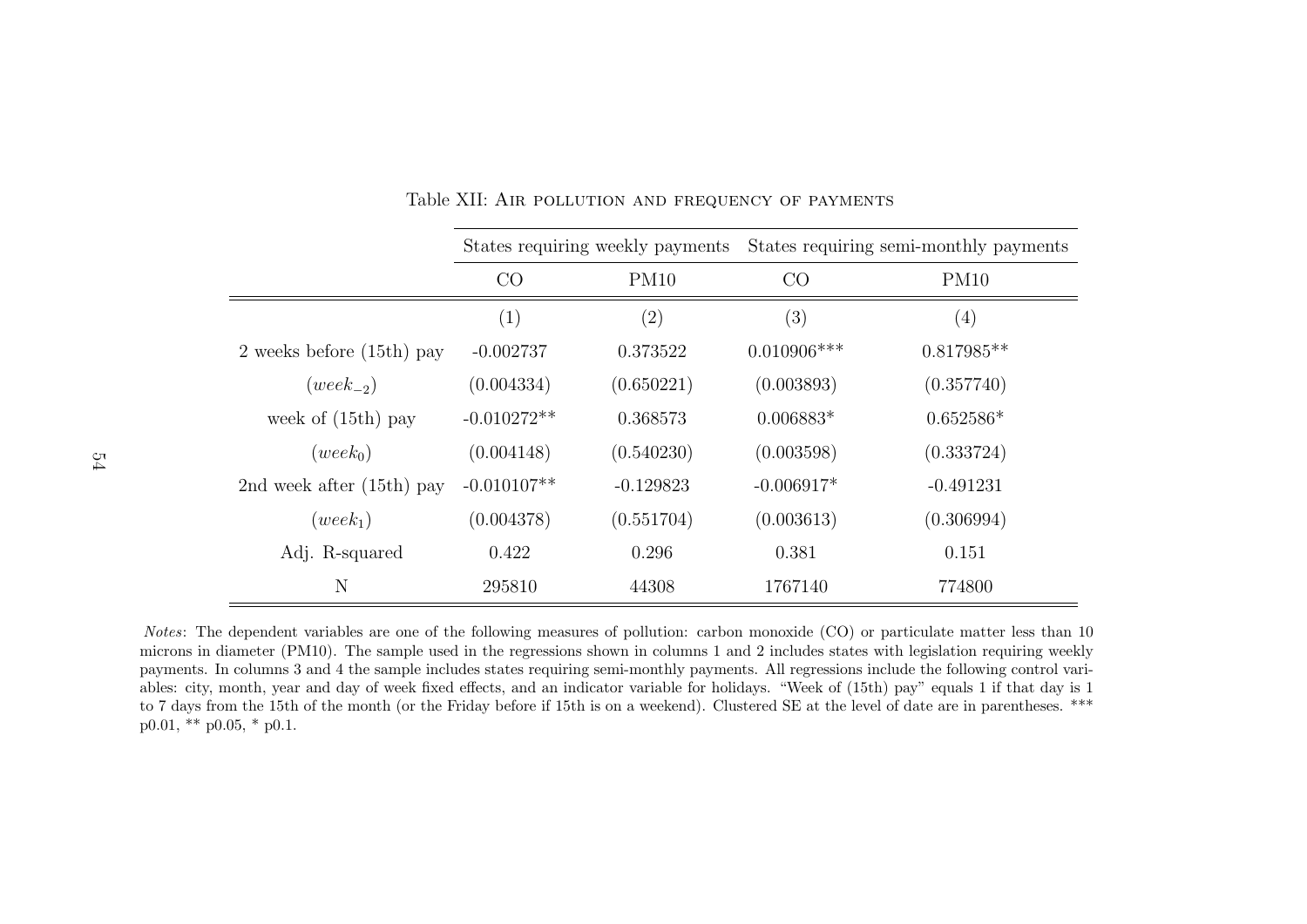Table XII: Air pollution and frequency of payments

| | States requiring weekly payments | | States requiring semi-monthly payments | |
|---|---|---|---|---|
| | CO | PM10 | CO | PM10 |
| | (1) | (2) | (3) | (4) |
| 2 weeks before (15th) pay | -0.002737 | 0.373522 | 0.010906*** | 0.817985** |
| ($week_{-2}$) | (0.004334) | (0.650221) | (0.003893) | (0.357740) |
| week of (15th) pay | -0.010272** | 0.368573 | 0.006883* | 0.652586* |
| ($week_0$) | (0.004148) | (0.540230) | (0.003598) | (0.333724) |
| 2nd week after (15th) pay | -0.010107** | -0.129823 | -0.006917* | -0.491231 |
| ($week_1$) | (0.004378) | (0.551704) | (0.003613) | (0.306994) |
| Adj. R-squared | 0.422 | 0.296 | 0.381 | 0.151 |
| N | 295810 | 44308 | 1767140 | 774800 |

*Notes*: The dependent variables are one of the following measures of pollution: carbon monoxide (CO) or particulate matter less than 10 microns in diameter (PM10). The sample used in the regressions shown in columns 1 and 2 includes states with legislation requiring weekly payments. In columns 3 and 4 the sample includes states requiring semi-monthly payments. All regressions include the following control variables: city, month, year and day of week fixed effects, and an indicator variable for holidays. "Week of (15th) pay" equals 1 if that day is 1 to 7 days from the 15th of the month (or the Friday before if 15th is on a weekend). Clustered SE at the level of date are in parentheses. *** p0.01, ** p0.05, * p0.1.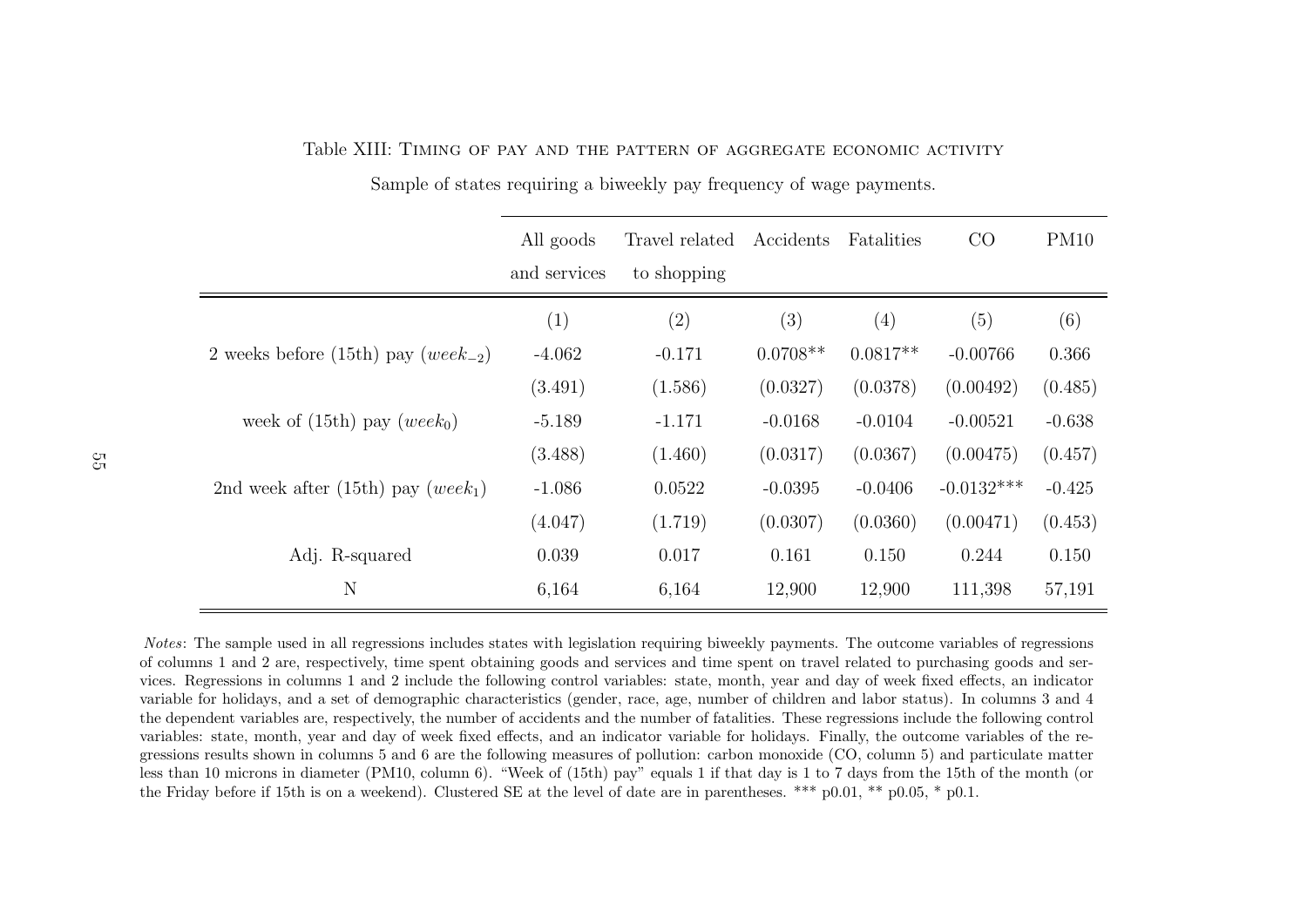Table XIII: Timing of pay and the pattern of aggregate economic activity

Sample of states requiring a biweekly pay frequency of wage payments.

| | All goods and services | Travel related to shopping | Accidents | Fatalities | CO | PM10 |
|---|---|---|---|---|---|---|
| | (1) | (2) | (3) | (4) | (5) | (6) |
| 2 weeks before (15th) pay ($week_{-2}$) | -4.062 | -0.171 | 0.0708** | 0.0817** | -0.00766 | 0.366 |
| | (3.491) | (1.586) | (0.0327) | (0.0378) | (0.00492) | (0.485) |
| week of (15th) pay ($week_0$) | -5.189 | -1.171 | -0.0168 | -0.0104 | -0.00521 | -0.638 |
| | (3.488) | (1.460) | (0.0317) | (0.0367) | (0.00475) | (0.457) |
| 2nd week after (15th) pay ($week_1$) | -1.086 | 0.0522 | -0.0395 | -0.0406 | -0.0132*** | -0.425 |
| | (4.047) | (1.719) | (0.0307) | (0.0360) | (0.00471) | (0.453) |
| Adj. R-squared | 0.039 | 0.017 | 0.161 | 0.150 | 0.244 | 0.150 |
| N | 6,164 | 6,164 | 12,900 | 12,900 | 111,398 | 57,191 |

*Notes*: The sample used in all regressions includes states with legislation requiring biweekly payments. The outcome variables of regressions of columns 1 and 2 are, respectively, time spent obtaining goods and services and time spent on travel related to purchasing goods and services. Regressions in columns 1 and 2 include the following control variables: state, month, year and day of week fixed effects, an indicator variable for holidays, and a set of demographic characteristics (gender, race, age, number of children and labor status). In columns 3 and 4 the dependent variables are, respectively, the number of accidents and the number of fatalities. These regressions include the following control variables: state, month, year and day of week fixed effects, and an indicator variable for holidays. Finally, the outcome variables of the regressions results shown in columns 5 and 6 are the following measures of pollution: carbon monoxide (CO, column 5) and particulate matter less than 10 microns in diameter (PM10, column 6). "Week of (15th) pay" equals 1 if that day is 1 to 7 days from the 15th of the month (or the Friday before if 15th is on a weekend). Clustered SE at the level of date are in parentheses. *** p0.01, ** p0.05, * p0.1.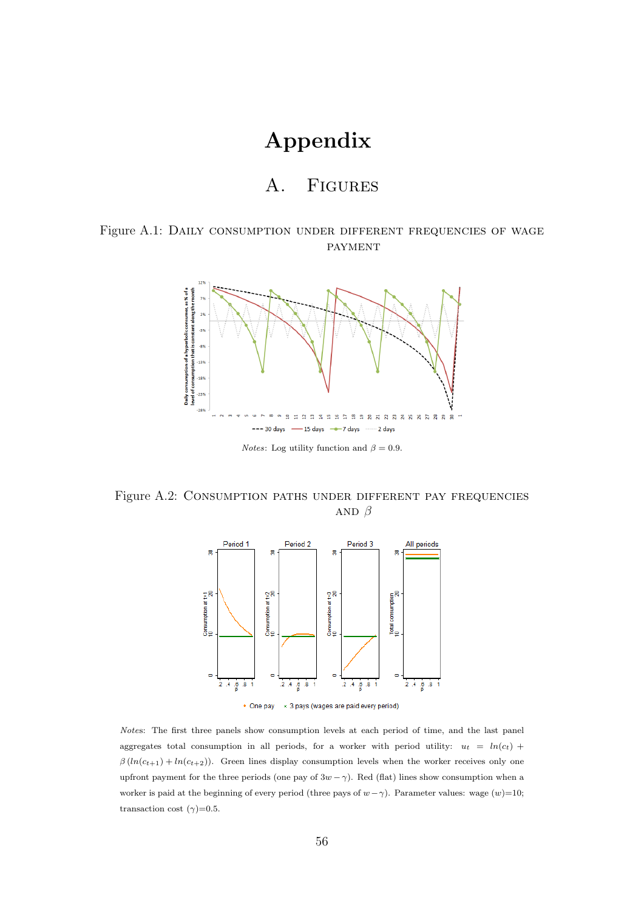# Appendix

## A. Figures

Figure A.1: Daily consumption under different frequencies of wage payment

*Notes*: Log utility function and $\beta = 0.9$.

Figure A.2: Consumption paths under different pay frequencies and $\beta$

*Notes*: The first three panels show consumption levels at each period of time, and the last panel aggregates total consumption in all periods, for a worker with period utility: $u_t = ln(c_t) + \beta\,(ln(c_{t+1}) + ln(c_{t+2}))$. Green lines display consumption levels when the worker receives only one upfront payment for the three periods (one pay of $3w - \gamma$). Red (flat) lines show consumption when a worker is paid at the beginning of every period (three pays of $w - \gamma$). Parameter values: wage ($w$)=10; transaction cost ($\gamma$)=0.5.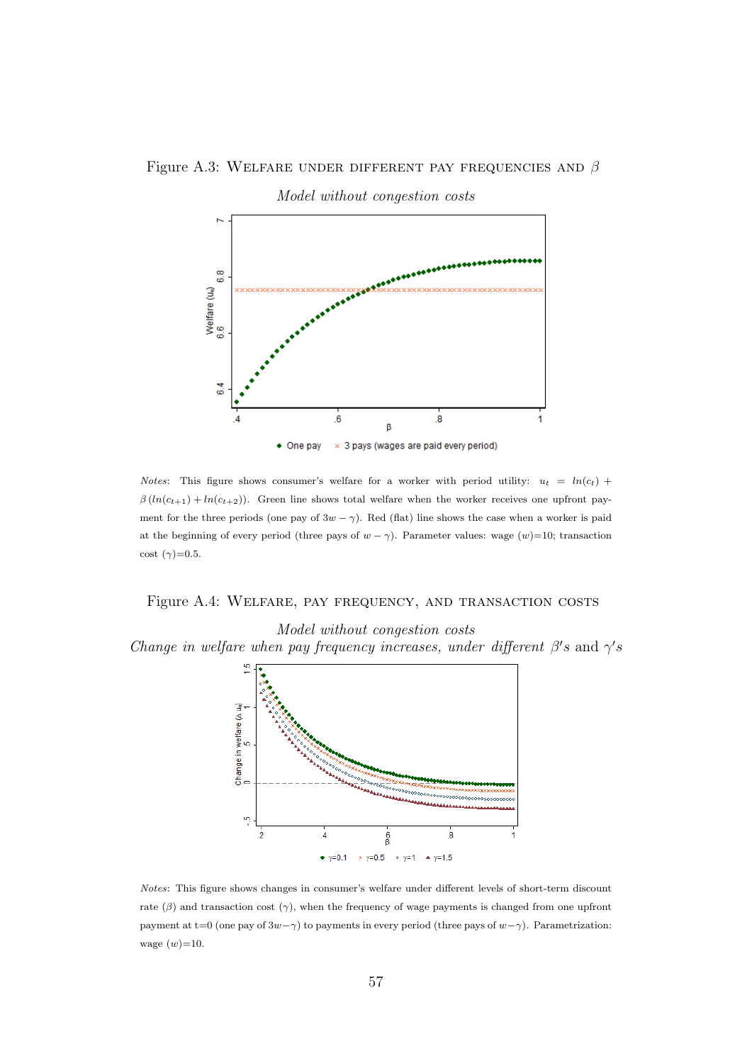Figure A.3: Welfare under different pay frequencies and $\beta$

*Model without congestion costs*

*Notes*: This figure shows consumer's welfare for a worker with period utility: $u_t = ln(c_t) + \beta(ln(c_{t+1}) + ln(c_{t+2}))$. Green line shows total welfare when the worker receives one upfront payment for the three periods (one pay of $3w - \gamma$). Red (flat) line shows the case when a worker is paid at the beginning of every period (three pays of $w - \gamma$). Parameter values: wage ($w$)=10; transaction cost ($\gamma$)=0.5.

Figure A.4: Welfare, pay frequency, and transaction costs

*Model without congestion costs*

*Change in welfare when pay frequency increases, under different $\beta'$s and $\gamma'$s*

*Notes*: This figure shows changes in consumer's welfare under different levels of short-term discount rate ($\beta$) and transaction cost ($\gamma$), when the frequency of wage payments is changed from one upfront payment at t=0 (one pay of $3w-\gamma$) to payments in every period (three pays of $w-\gamma$). Parametrization: wage ($w$)=10.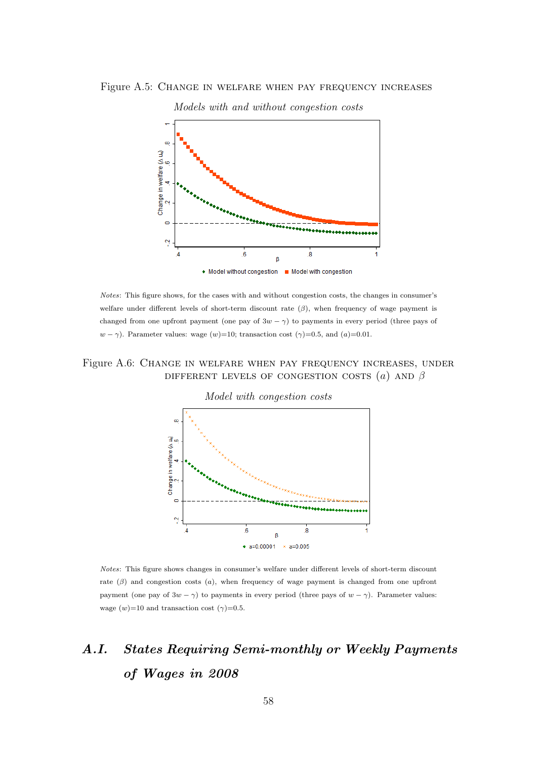Figure A.5: Change in welfare when pay frequency increases

*Models with and without congestion costs*

*Notes*: This figure shows, for the cases with and without congestion costs, the changes in consumer's welfare under different levels of short-term discount rate ($\beta$), when frequency of wage payment is changed from one upfront payment (one pay of $3w - \gamma$) to payments in every period (three pays of $w - \gamma$). Parameter values: wage ($w$)=10; transaction cost ($\gamma$)=0.5, and ($a$)=0.01.

Figure A.6: Change in welfare when pay frequency increases, under different levels of congestion costs ($a$) and $\beta$

*Model with congestion costs*

*Notes*: This figure shows changes in consumer's welfare under different levels of short-term discount rate ($\beta$) and congestion costs ($a$), when frequency of wage payment is changed from one upfront payment (one pay of $3w - \gamma$) to payments in every period (three pays of $w - \gamma$). Parameter values: wage ($w$)=10 and transaction cost ($\gamma$)=0.5.

## A.I. *States Requiring Semi-monthly or Weekly Payments of Wages in 2008*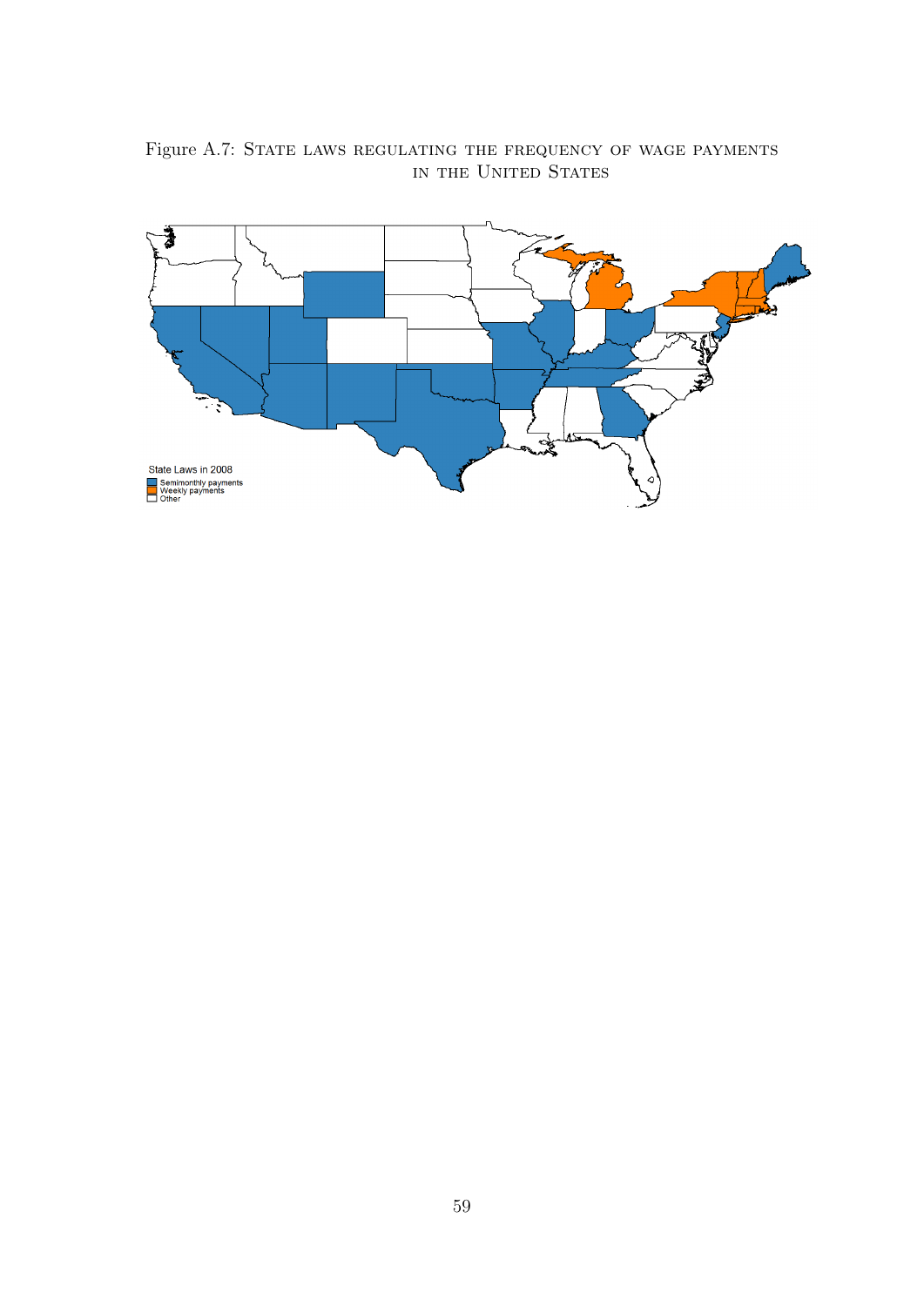Figure A.7: State laws regulating the frequency of wage payments in the United States

State Laws in 2008

- Semimonthly payments
- Weekly payments
- Other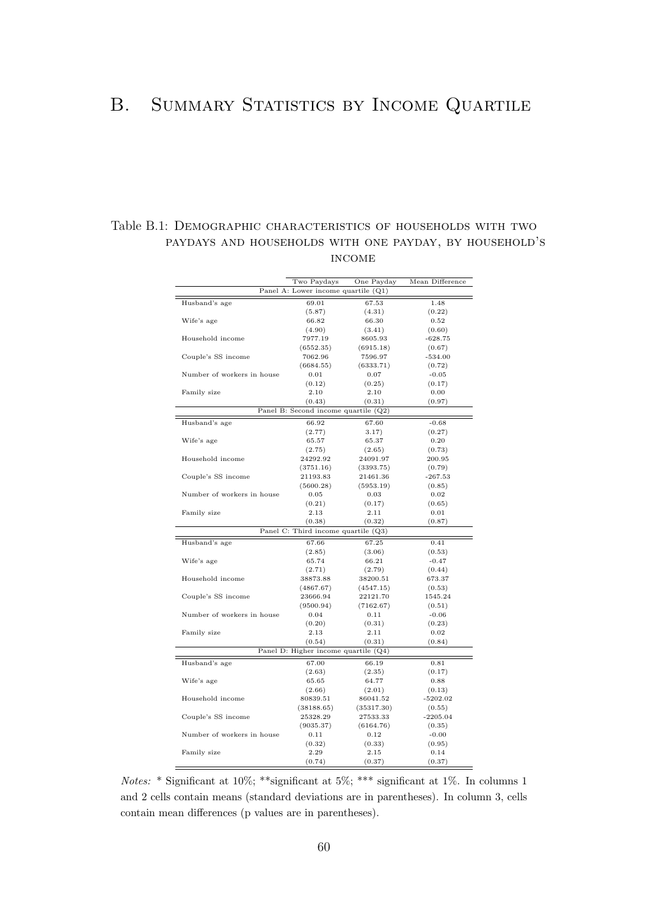# B. Summary Statistics by Income Quartile

Table B.1: Demographic characteristics of households with two paydays and households with one payday, by household's income

| | Two Paydays | One Payday | Mean Difference |
|---|---|---|---|
| **Panel A: Lower income quartile (Q1)** | | | |
| Husband's age | 69.01 | 67.53 | 1.48 |
| | (5.87) | (4.31) | (0.22) |
| Wife's age | 66.82 | 66.30 | 0.52 |
| | (4.90) | (3.41) | (0.60) |
| Household income | 7977.19 | 8605.93 | -628.75 |
| | (6552.35) | (6915.18) | (0.67) |
| Couple's SS income | 7062.96 | 7596.97 | -534.00 |
| | (6684.55) | (6333.71) | (0.72) |
| Number of workers in house | 0.01 | 0.07 | -0.05 |
| | (0.12) | (0.25) | (0.17) |
| Family size | 2.10 | 2.10 | 0.00 |
| | (0.43) | (0.31) | (0.97) |
| **Panel B: Second income quartile (Q2)** | | | |
| Husband's age | 66.92 | 67.60 | -0.68 |
| | (2.77) | 3.17) | (0.27) |
| Wife's age | 65.57 | 65.37 | 0.20 |
| | (2.75) | (2.65) | (0.73) |
| Household income | 24292.92 | 24091.97 | 200.95 |
| | (3751.16) | (3393.75) | (0.79) |
| Couple's SS income | 21193.83 | 21461.36 | -267.53 |
| | (5600.28) | (5953.19) | (0.85) |
| Number of workers in house | 0.05 | 0.03 | 0.02 |
| | (0.21) | (0.17) | (0.65) |
| Family size | 2.13 | 2.11 | 0.01 |
| | (0.38) | (0.32) | (0.87) |
| **Panel C: Third income quartile (Q3)** | | | |
| Husband's age | 67.66 | 67.25 | 0.41 |
| | (2.85) | (3.06) | (0.53) |
| Wife's age | 65.74 | 66.21 | -0.47 |
| | (2.71) | (2.79) | (0.44) |
| Household income | 38873.88 | 38200.51 | 673.37 |
| | (4867.67) | (4547.15) | (0.53) |
| Couple's SS income | 23666.94 | 22121.70 | 1545.24 |
| | (9500.94) | (7162.67) | (0.51) |
| Number of workers in house | 0.04 | 0.11 | -0.06 |
| | (0.20) | (0.31) | (0.23) |
| Family size | 2.13 | 2.11 | 0.02 |
| | (0.54) | (0.31) | (0.84) |
| **Panel D: Higher income quartile (Q4)** | | | |
| Husband's age | 67.00 | 66.19 | 0.81 |
| | (2.63) | (2.35) | (0.17) |
| Wife's age | 65.65 | 64.77 | 0.88 |
| | (2.66) | (2.01) | (0.13) |
| Household income | 80839.51 | 86041.52 | -5202.02 |
| | (38188.65) | (35317.30) | (0.55) |
| Couple's SS income | 25328.29 | 27533.33 | -2205.04 |
| | (9035.37) | (6164.76) | (0.35) |
| Number of workers in house | 0.11 | 0.12 | -0.00 |
| | (0.32) | (0.33) | (0.95) |
| Family size | 2.29 | 2.15 | 0.14 |
| | (0.74) | (0.37) | (0.37) |

*Notes:* * Significant at 10%; **significant at 5%; *** significant at 1%. In columns 1 and 2 cells contain means (standard deviations are in parentheses). In column 3, cells contain mean differences (p values are in parentheses).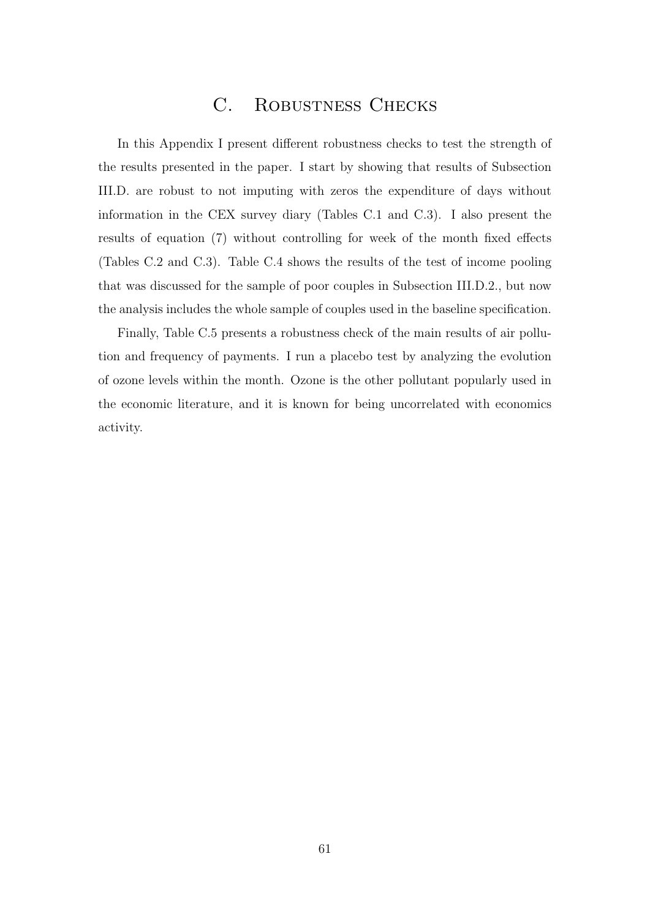# C. Robustness Checks

In this Appendix I present different robustness checks to test the strength of the results presented in the paper. I start by showing that results of Subsection III.D. are robust to not imputing with zeros the expenditure of days without information in the CEX survey diary (Tables C.1 and C.3). I also present the results of equation (7) without controlling for week of the month fixed effects (Tables C.2 and C.3). Table C.4 shows the results of the test of income pooling that was discussed for the sample of poor couples in Subsection III.D.2., but now the analysis includes the whole sample of couples used in the baseline specification.

Finally, Table C.5 presents a robustness check of the main results of air pollution and frequency of payments. I run a placebo test by analyzing the evolution of ozone levels within the month. Ozone is the other pollutant popularly used in the economic literature, and it is known for being uncorrelated with economics activity.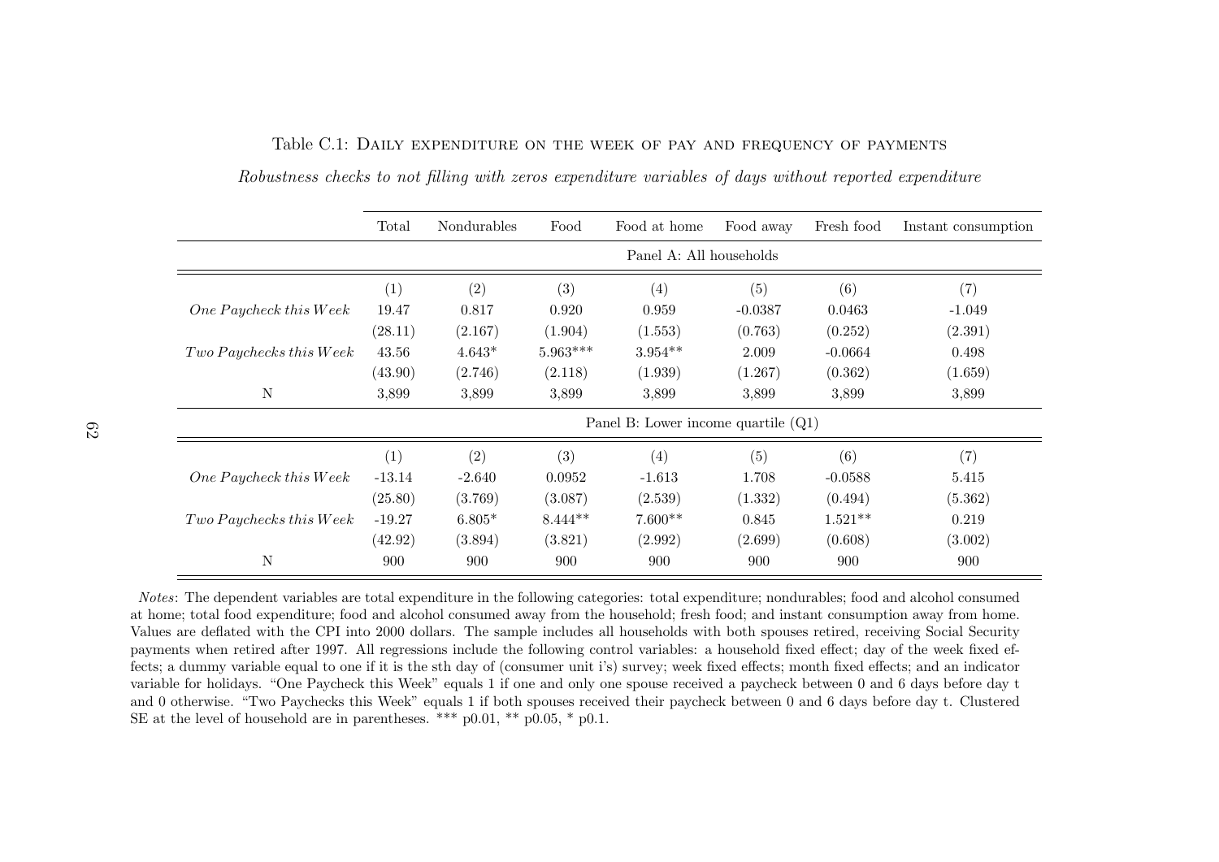Table C.1: DAILY EXPENDITURE ON THE WEEK OF PAY AND FREQUENCY OF PAYMENTS

*Robustness checks to not filling with zeros expenditure variables of days without reported expenditure*

| | Total | Nondurables | Food | Food at home | Food away | Fresh food | Instant consumption |
|---|---|---|---|---|---|---|---|
| | Panel A: All households | | | | | | |
| | (1) | (2) | (3) | (4) | (5) | (6) | (7) |
| *One Paycheck this Week* | 19.47 | 0.817 | 0.920 | 0.959 | -0.0387 | 0.0463 | -1.049 |
| | (28.11) | (2.167) | (1.904) | (1.553) | (0.763) | (0.252) | (2.391) |
| *Two Paychecks this Week* | 43.56 | 4.643* | 5.963*** | 3.954** | 2.009 | -0.0664 | 0.498 |
| | (43.90) | (2.746) | (2.118) | (1.939) | (1.267) | (0.362) | (1.659) |
| N | 3,899 | 3,899 | 3,899 | 3,899 | 3,899 | 3,899 | 3,899 |
| | Panel B: Lower income quartile (Q1) | | | | | | |
| | (1) | (2) | (3) | (4) | (5) | (6) | (7) |
| *One Paycheck this Week* | -13.14 | -2.640 | 0.0952 | -1.613 | 1.708 | -0.0588 | 5.415 |
| | (25.80) | (3.769) | (3.087) | (2.539) | (1.332) | (0.494) | (5.362) |
| *Two Paychecks this Week* | -19.27 | 6.805* | 8.444** | 7.600** | 0.845 | 1.521** | 0.219 |
| | (42.92) | (3.894) | (3.821) | (2.992) | (2.699) | (0.608) | (3.002) |
| N | 900 | 900 | 900 | 900 | 900 | 900 | 900 |

*Notes*: The dependent variables are total expenditure in the following categories: total expenditure; nondurables; food and alcohol consumed at home; total food expenditure; food and alcohol consumed away from the household; fresh food; and instant consumption away from home. Values are deflated with the CPI into 2000 dollars. The sample includes all households with both spouses retired, receiving Social Security payments when retired after 1997. All regressions include the following control variables: a household fixed effect; day of the week fixed effects; a dummy variable equal to one if it is the sth day of (consumer unit i's) survey; week fixed effects; month fixed effects; and an indicator variable for holidays. "One Paycheck this Week" equals 1 if one and only one spouse received a paycheck between 0 and 6 days before day t and 0 otherwise. "Two Paychecks this Week" equals 1 if both spouses received their paycheck between 0 and 6 days before day t. Clustered SE at the level of household are in parentheses. *** p0.01, ** p0.05, * p0.1.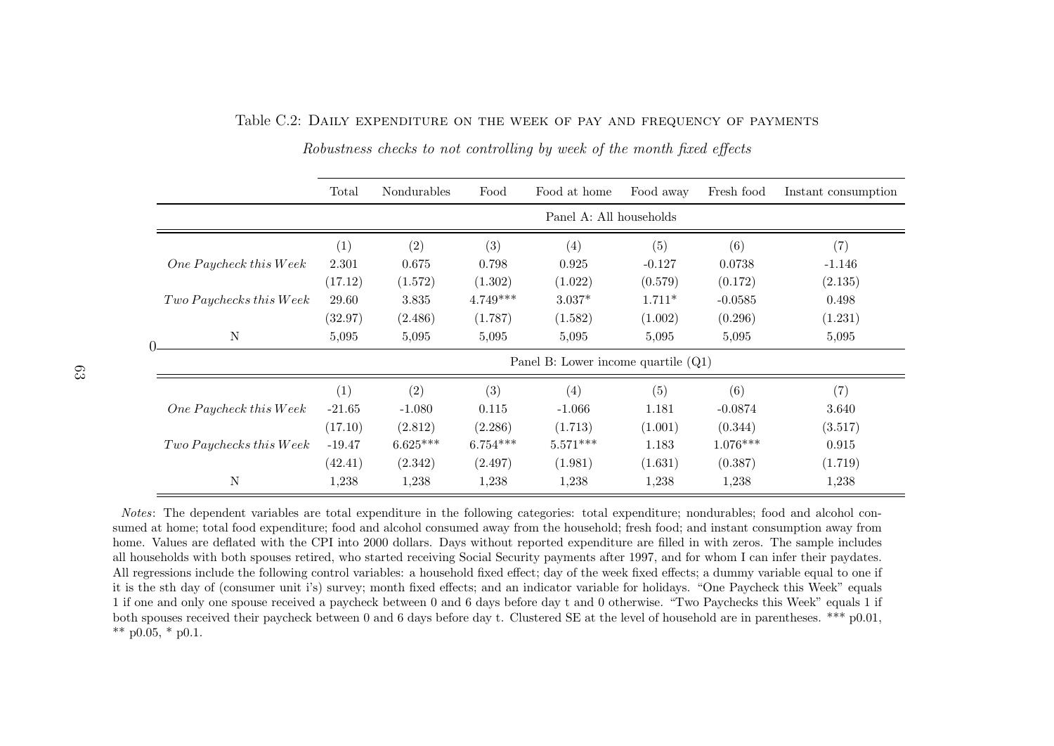Table C.2: Daily expenditure on the week of pay and frequency of payments

*Robustness checks to not controlling by week of the month fixed effects*

| | Total | Nondurables | Food | Food at home | Food away | Fresh food | Instant consumption |
|---|---|---|---|---|---|---|---|
| | | | | Panel A: All households | | | |
| | (1) | (2) | (3) | (4) | (5) | (6) | (7) |
| *One Paycheck this Week* | 2.301 | 0.675 | 0.798 | 0.925 | -0.127 | 0.0738 | -1.146 |
| | (17.12) | (1.572) | (1.302) | (1.022) | (0.579) | (0.172) | (2.135) |
| *Two Paychecks this Week* | 29.60 | 3.835 | 4.749*** | 3.037* | 1.711* | -0.0585 | 0.498 |
| | (32.97) | (2.486) | (1.787) | (1.582) | (1.002) | (0.296) | (1.231) |
| N | 5,095 | 5,095 | 5,095 | 5,095 | 5,095 | 5,095 | 5,095 |
| | | | | Panel B: Lower income quartile (Q1) | | | |
| | (1) | (2) | (3) | (4) | (5) | (6) | (7) |
| *One Paycheck this Week* | -21.65 | -1.080 | 0.115 | -1.066 | 1.181 | -0.0874 | 3.640 |
| | (17.10) | (2.812) | (2.286) | (1.713) | (1.001) | (0.344) | (3.517) |
| *Two Paychecks this Week* | -19.47 | 6.625*** | 6.754*** | 5.571*** | 1.183 | 1.076*** | 0.915 |
| | (42.41) | (2.342) | (2.497) | (1.981) | (1.631) | (0.387) | (1.719) |
| N | 1,238 | 1,238 | 1,238 | 1,238 | 1,238 | 1,238 | 1,238 |

*Notes*: The dependent variables are total expenditure in the following categories: total expenditure; nondurables; food and alcohol consumed at home; total food expenditure; food and alcohol consumed away from the household; fresh food; and instant consumption away from home. Values are deflated with the CPI into 2000 dollars. Days without reported expenditure are filled in with zeros. The sample includes all households with both spouses retired, who started receiving Social Security payments after 1997, and for whom I can infer their paydates. All regressions include the following control variables: a household fixed effect; day of the week fixed effects; a dummy variable equal to one if it is the sth day of (consumer unit i's) survey; month fixed effects; and an indicator variable for holidays. "One Paycheck this Week" equals 1 if one and only one spouse received a paycheck between 0 and 6 days before day t and 0 otherwise. "Two Paychecks this Week" equals 1 if both spouses received their paycheck between 0 and 6 days before day t. Clustered SE at the level of household are in parentheses. *** p0.01, ** p0.05, * p0.1.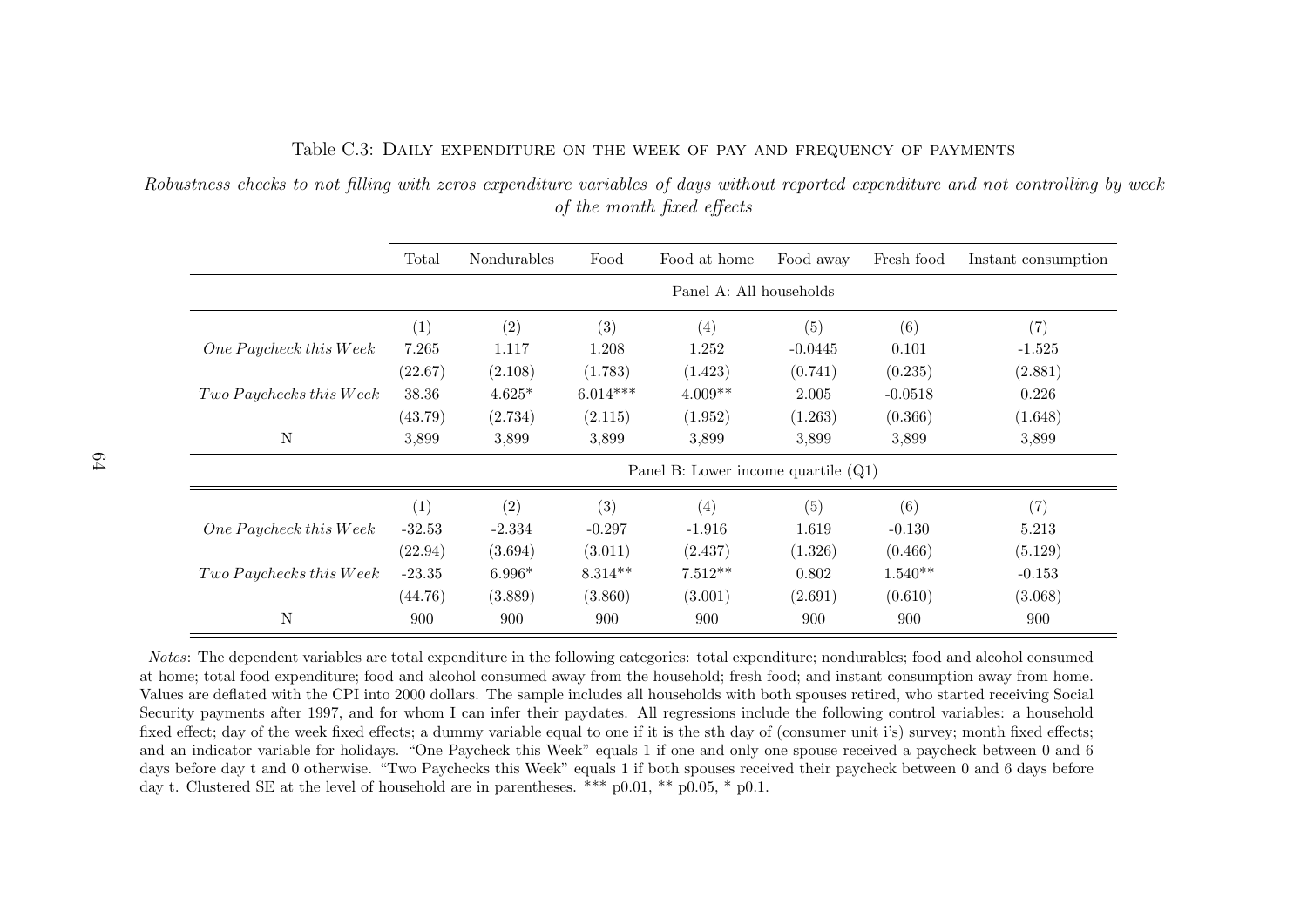Table C.3: Daily expenditure on the week of pay and frequency of payments

*Robustness checks to not filling with zeros expenditure variables of days without reported expenditure and not controlling by week of the month fixed effects*

| | Total | Nondurables | Food | Food at home | Food away | Fresh food | Instant consumption |
|---|---|---|---|---|---|---|---|
| | | | | Panel A: All households | | | |
| | (1) | (2) | (3) | (4) | (5) | (6) | (7) |
| *One Paycheck this Week* | 7.265 | 1.117 | 1.208 | 1.252 | -0.0445 | 0.101 | -1.525 |
| | (22.67) | (2.108) | (1.783) | (1.423) | (0.741) | (0.235) | (2.881) |
| *Two Paychecks this Week* | 38.36 | 4.625* | 6.014*** | 4.009** | 2.005 | -0.0518 | 0.226 |
| | (43.79) | (2.734) | (2.115) | (1.952) | (1.263) | (0.366) | (1.648) |
| N | 3,899 | 3,899 | 3,899 | 3,899 | 3,899 | 3,899 | 3,899 |
| | | | | Panel B: Lower income quartile (Q1) | | | |
| | (1) | (2) | (3) | (4) | (5) | (6) | (7) |
| *One Paycheck this Week* | -32.53 | -2.334 | -0.297 | -1.916 | 1.619 | -0.130 | 5.213 |
| | (22.94) | (3.694) | (3.011) | (2.437) | (1.326) | (0.466) | (5.129) |
| *Two Paychecks this Week* | -23.35 | 6.996* | 8.314** | 7.512** | 0.802 | 1.540** | -0.153 |
| | (44.76) | (3.889) | (3.860) | (3.001) | (2.691) | (0.610) | (3.068) |
| N | 900 | 900 | 900 | 900 | 900 | 900 | 900 |

*Notes*: The dependent variables are total expenditure in the following categories: total expenditure; nondurables; food and alcohol consumed at home; total food expenditure; food and alcohol consumed away from the household; fresh food; and instant consumption away from home. Values are deflated with the CPI into 2000 dollars. The sample includes all households with both spouses retired, who started receiving Social Security payments after 1997, and for whom I can infer their paydates. All regressions include the following control variables: a household fixed effect; day of the week fixed effects; a dummy variable equal to one if it is the sth day of (consumer unit i's) survey; month fixed effects; and an indicator variable for holidays. "One Paycheck this Week" equals 1 if one and only one spouse received a paycheck between 0 and 6 days before day t and 0 otherwise. "Two Paychecks this Week" equals 1 if both spouses received their paycheck between 0 and 6 days before day t. Clustered SE at the level of household are in parentheses. *** p0.01, ** p0.05, * p0.1.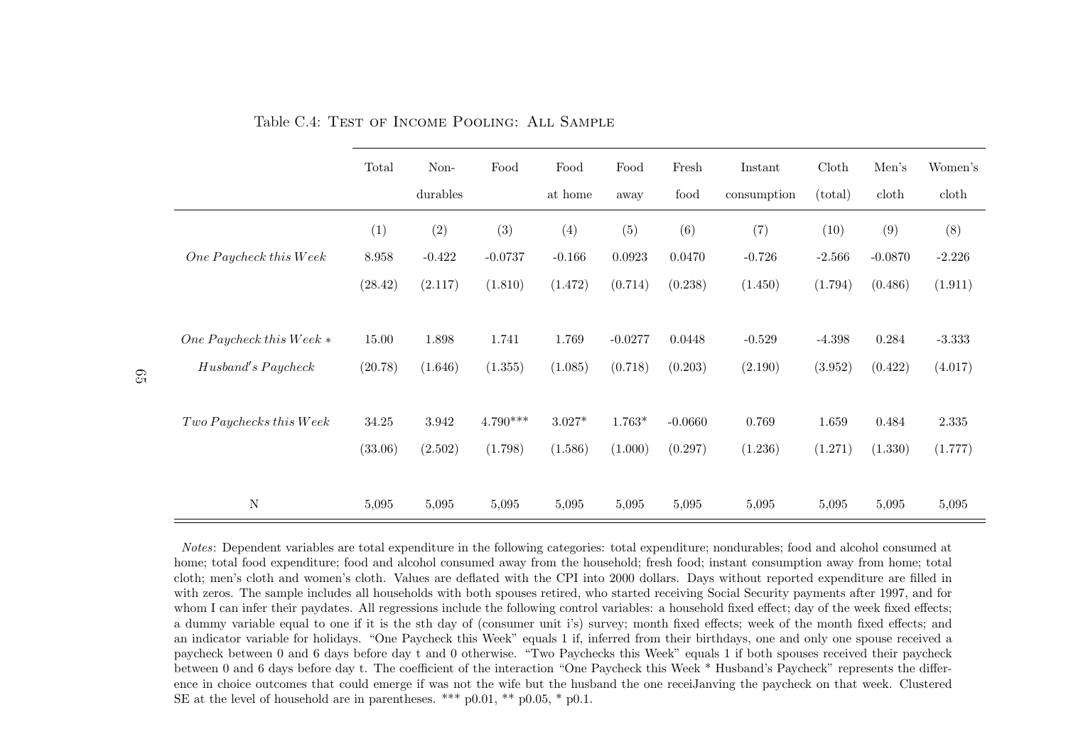Table C.4: Test of Income Pooling: All Sample

| | Total | Non-durables | Food | Food at home | Food away | Fresh food | Instant consumption | Cloth (total) | Men's cloth | Women's cloth |
|---|---|---|---|---|---|---|---|---|---|---|
| | (1) | (2) | (3) | (4) | (5) | (6) | (7) | (10) | (9) | (8) |
| *One Paycheck this Week* | 8.958 | -0.422 | -0.0737 | -0.166 | 0.0923 | 0.0470 | -0.726 | -2.566 | -0.0870 | -2.226 |
| | (28.42) | (2.117) | (1.810) | (1.472) | (0.714) | (0.238) | (1.450) | (1.794) | (0.486) | (1.911) |
| *One Paycheck this Week* * *Husband's Paycheck* | 15.00 | 1.898 | 1.741 | 1.769 | -0.0277 | 0.0448 | -0.529 | -4.398 | 0.284 | -3.333 |
| | (20.78) | (1.646) | (1.355) | (1.085) | (0.718) | (0.203) | (2.190) | (3.952) | (0.422) | (4.017) |
| *Two Paychecks this Week* | 34.25 | 3.942 | 4.790*** | 3.027* | 1.763* | -0.0660 | 0.769 | 1.659 | 0.484 | 2.335 |
| | (33.06) | (2.502) | (1.798) | (1.586) | (1.000) | (0.297) | (1.236) | (1.271) | (1.330) | (1.777) |
| N | 5,095 | 5,095 | 5,095 | 5,095 | 5,095 | 5,095 | 5,095 | 5,095 | 5,095 | 5,095 |

*Notes*: Dependent variables are total expenditure in the following categories: total expenditure; nondurables; food and alcohol consumed at home; total food expenditure; food and alcohol consumed away from the household; fresh food; instant consumption away from home; total cloth; men's cloth and women's cloth. Values are deflated with the CPI into 2000 dollars. Days without reported expenditure are filled in with zeros. The sample includes all households with both spouses retired, who started receiving Social Security payments after 1997, and for whom I can infer their paydates. All regressions include the following control variables: a household fixed effect; day of the week fixed effects; a dummy variable equal to one if it is the sth day of (consumer unit i's) survey; month fixed effects; week of the month fixed effects; and an indicator variable for holidays. "One Paycheck this Week" equals 1 if, inferred from their birthdays, one and only one spouse received a paycheck between 0 and 6 days before day t and 0 otherwise. "Two Paychecks this Week" equals 1 if both spouses received their paycheck between 0 and 6 days before day t. The coefficient of the interaction "One Paycheck this Week * Husband's Paycheck" represents the difference in choice outcomes that could emerge if was not the wife but the husband the one receiJanving the paycheck on that week. Clustered SE at the level of household are in parentheses. *** p0.01, ** p0.05, * p0.1.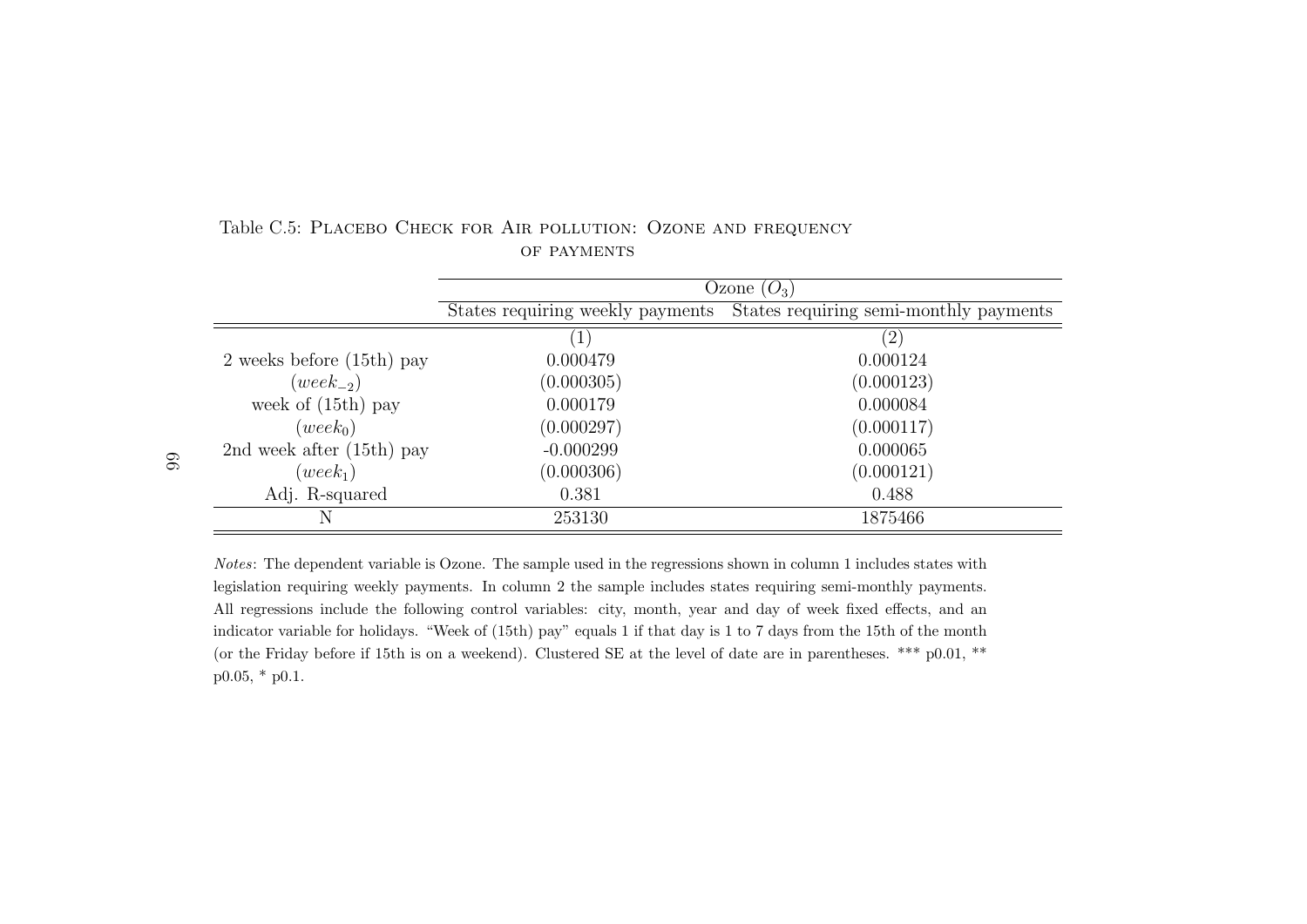Table C.5: Placebo Check for Air pollution: Ozone and frequency of payments

| | Ozone ($O_3$) | |
|---|---|---|
| | States requiring weekly payments | States requiring semi-monthly payments |
| | (1) | (2) |
| 2 weeks before (15th) pay | 0.000479 | 0.000124 |
| ($week_{-2}$) | (0.000305) | (0.000123) |
| week of (15th) pay | 0.000179 | 0.000084 |
| ($week_0$) | (0.000297) | (0.000117) |
| 2nd week after (15th) pay | -0.000299 | 0.000065 |
| ($week_1$) | (0.000306) | (0.000121) |
| Adj. R-squared | 0.381 | 0.488 |
| N | 253130 | 1875466 |

*Notes*: The dependent variable is Ozone. The sample used in the regressions shown in column 1 includes states with legislation requiring weekly payments. In column 2 the sample includes states requiring semi-monthly payments. All regressions include the following control variables: city, month, year and day of week fixed effects, and an indicator variable for holidays. "Week of (15th) pay" equals 1 if that day is 1 to 7 days from the 15th of the month (or the Friday before if 15th is on a weekend). Clustered SE at the level of date are in parentheses. *** p0.01, ** p0.05, * p0.1.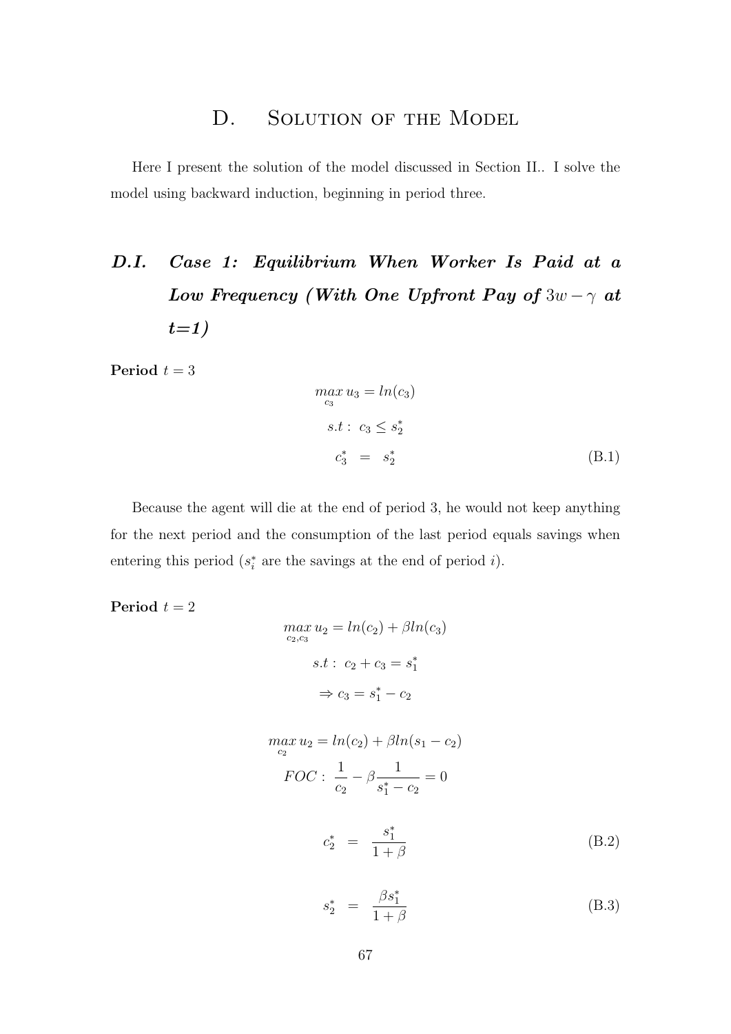# D. Solution of the Model

Here I present the solution of the model discussed in Section II.. I solve the model using backward induction, beginning in period three.

## D.I. Case 1: Equilibrium When Worker Is Paid at a Low Frequency (With One Upfront Pay of $3w - \gamma$ at t=1)

**Period** $t = 3$

$$\max_{c_3} u_3 = ln(c_3)$$

$$s.t: \; c_3 \leq s_2^*$$

$$c_3^* \;\; = \;\; s_2^* \tag{B.1}$$

Because the agent will die at the end of period 3, he would not keep anything for the next period and the consumption of the last period equals savings when entering this period ($s_i^*$ are the savings at the end of period $i$).

**Period** $t = 2$

$$\max_{c_2, c_3} u_2 = ln(c_2) + \beta ln(c_3)$$

$$s.t: \; c_2 + c_3 = s_1^*$$

$$\Rightarrow c_3 = s_1^* - c_2$$

$$\max_{c_2} u_2 = ln(c_2) + \beta ln(s_1 - c_2)$$

$$FOC: \; \frac{1}{c_2} - \beta \frac{1}{s_1^* - c_2} = 0$$

$$c_2^* \;\; = \;\; \frac{s_1^*}{1+\beta} \tag{B.2}$$

$$s_2^* \;\; = \;\; \frac{\beta s_1^*}{1+\beta} \tag{B.3}$$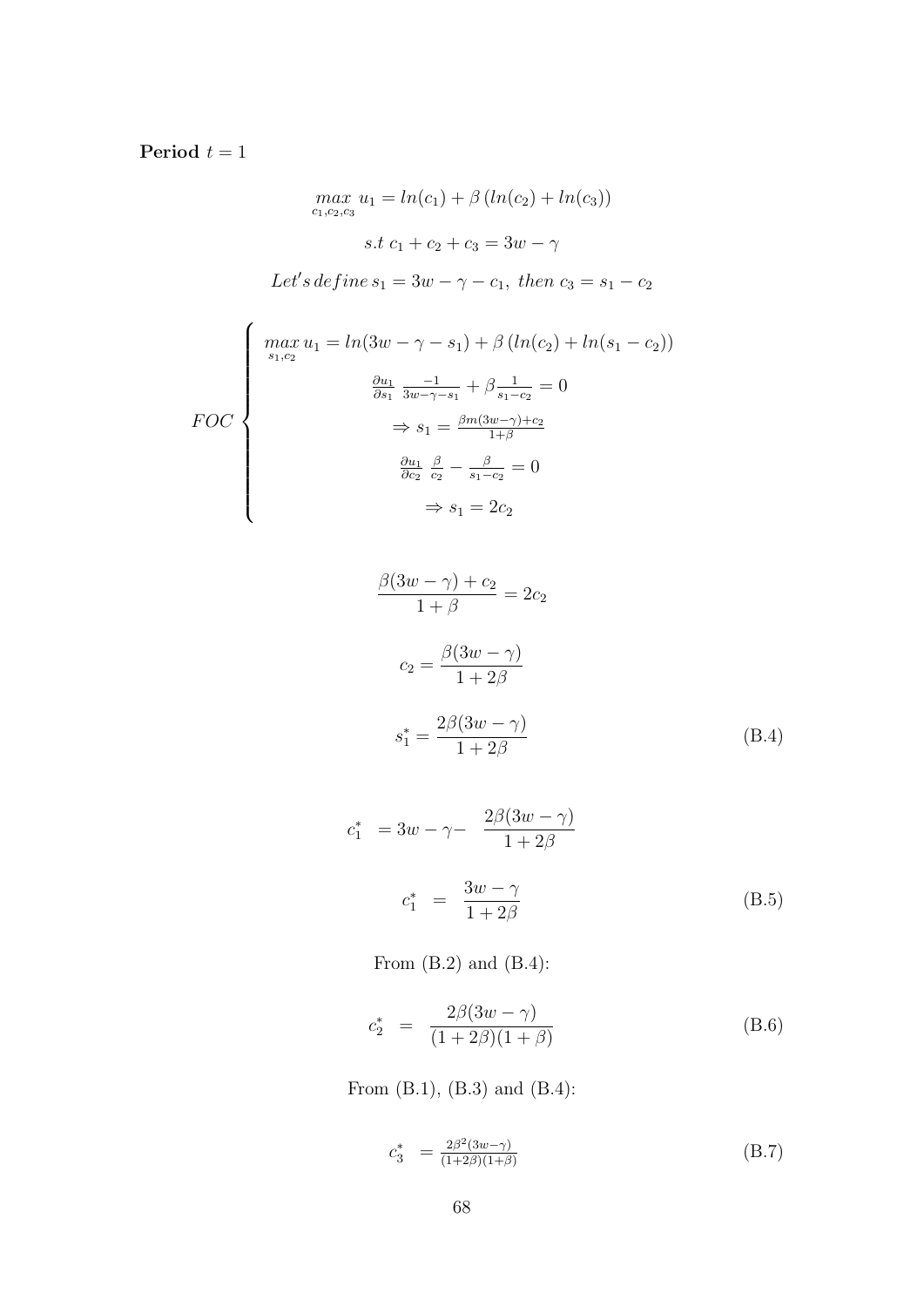**Period $t = 1$**

$$\max_{c_1,c_2,c_3} u_1 = ln(c_1) + \beta\left(ln(c_2) + ln(c_3)\right)$$

$$s.t\ c_1 + c_2 + c_3 = 3w - \gamma$$

$$Let's\, define\, s_1 = 3w - \gamma - c_1,\ then\ c_3 = s_1 - c_2$$

$$FOC \begin{cases} \max\limits_{s_1,c_2} u_1 = ln(3w - \gamma - s_1) + \beta\left(ln(c_2) + ln(s_1 - c_2)\right) \\ \frac{\partial u_1}{\partial s_1}\ \frac{-1}{3w-\gamma-s_1} + \beta\frac{1}{s_1-c_2} = 0 \\ \Rightarrow s_1 = \frac{\beta m(3w-\gamma)+c_2}{1+\beta} \\ \frac{\partial u_1}{\partial c_2}\ \frac{\beta}{c_2} - \frac{\beta}{s_1-c_2} = 0 \\ \Rightarrow s_1 = 2c_2 \end{cases}$$

$$\frac{\beta(3w-\gamma) + c_2}{1+\beta} = 2c_2$$

$$c_2 = \frac{\beta(3w-\gamma)}{1+2\beta}$$

$$s_1^* = \frac{2\beta(3w-\gamma)}{1+2\beta} \tag{B.4}$$

$$c_1^* = 3w - \gamma - \frac{2\beta(3w-\gamma)}{1+2\beta}$$

$$c_1^* = \frac{3w-\gamma}{1+2\beta} \tag{B.5}$$

From (B.2) and (B.4):

$$c_2^* = \frac{2\beta(3w-\gamma)}{(1+2\beta)(1+\beta)} \tag{B.6}$$

From (B.1), (B.3) and (B.4):

$$c_3^* = \frac{2\beta^2(3w-\gamma)}{(1+2\beta)(1+\beta)} \tag{B.7}$$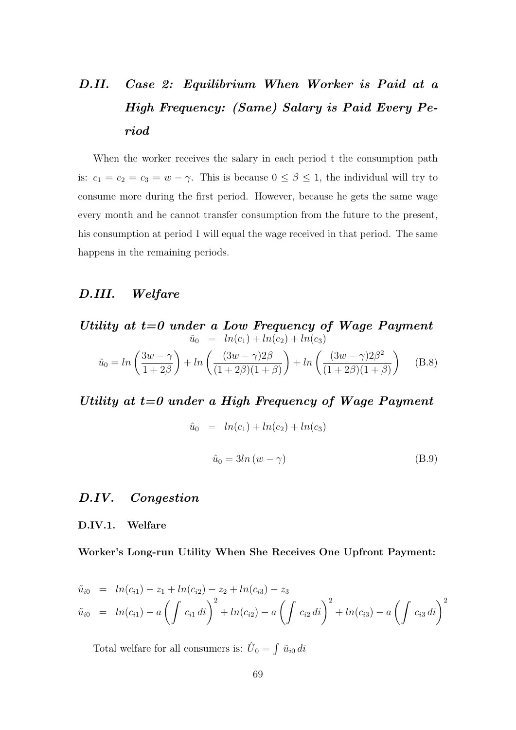## *D.II. Case 2: Equilibrium When Worker is Paid at a High Frequency: (Same) Salary is Paid Every Period*

When the worker receives the salary in each period t the consumption path is: $c_1 = c_2 = c_3 = w - \gamma$. This is because $0 \leq \beta \leq 1$, the individual will try to consume more during the first period. However, because he gets the same wage every month and he cannot transfer consumption from the future to the present, his consumption at period 1 will equal the wage received in that period. The same happens in the remaining periods.

## *D.III. Welfare*

### *Utility at t=0 under a Low Frequency of Wage Payment*

$$\tilde{u}_0 = ln(c_1) + ln(c_2) + ln(c_3)$$

$$\tilde{u}_0 = ln\left(\frac{3w-\gamma}{1+2\beta}\right) + ln\left(\frac{(3w-\gamma)2\beta}{(1+2\beta)(1+\beta)}\right) + ln\left(\frac{(3w-\gamma)2\beta^2}{(1+2\beta)(1+\beta)}\right) \quad \text{(B.8)}$$

### *Utility at t=0 under a High Frequency of Wage Payment*

$$\hat{u}_0 = ln(c_1) + ln(c_2) + ln(c_3)$$

$$\hat{u}_0 = 3ln\,(w-\gamma) \quad \text{(B.9)}$$

## *D.IV. Congestion*

### D.IV.1. Welfare

**Worker's Long-run Utility When She Receives One Upfront Payment:**

$$\tilde{u}_{i0} = ln(c_{i1}) - z_1 + ln(c_{i2}) - z_2 + ln(c_{i3}) - z_3$$

$$\tilde{u}_{i0} = ln(c_{i1}) - a\left(\int c_{i1}\,di\right)^2 + ln(c_{i2}) - a\left(\int c_{i2}\,di\right)^2 + ln(c_{i3}) - a\left(\int c_{i3}\,di\right)^2$$

Total welfare for all consumers is: $\hat{U}_0 = \int \tilde{u}_{i0}\,di$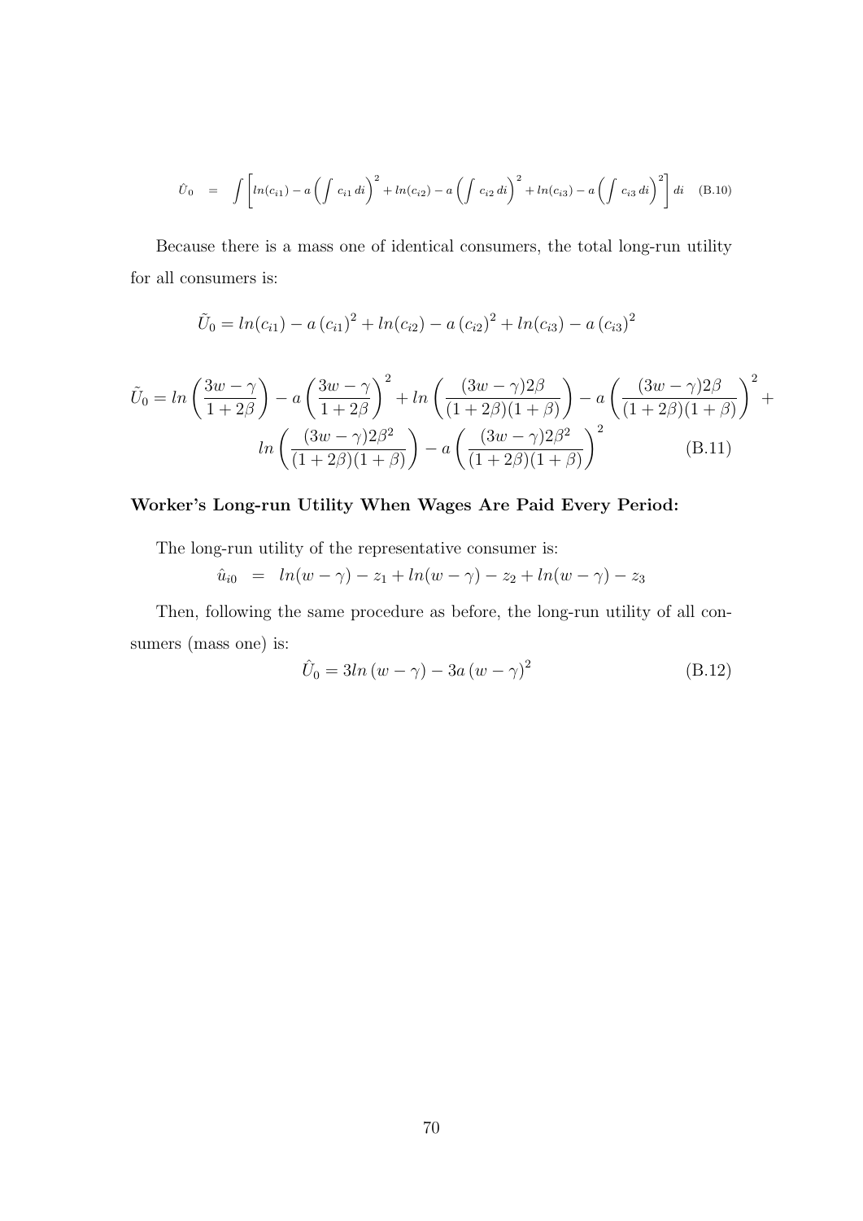$$\hat{U}_0 = \int \left[ ln(c_{i1}) - a\left(\int c_{i1}\, di\right)^2 + ln(c_{i2}) - a\left(\int c_{i2}\, di\right)^2 + ln(c_{i3}) - a\left(\int c_{i3}\, di\right)^2 \right] di \quad \text{(B.10)}$$

Because there is a mass one of identical consumers, the total long-run utility for all consumers is:

$$\tilde{U}_0 = ln(c_{i1}) - a\,(c_{i1})^2 + ln(c_{i2}) - a\,(c_{i2})^2 + ln(c_{i3}) - a\,(c_{i3})^2$$

$$\tilde{U}_0 = ln\left(\frac{3w-\gamma}{1+2\beta}\right) - a\left(\frac{3w-\gamma}{1+2\beta}\right)^2 + ln\left(\frac{(3w-\gamma)2\beta}{(1+2\beta)(1+\beta)}\right) - a\left(\frac{(3w-\gamma)2\beta}{(1+2\beta)(1+\beta)}\right)^2 + ln\left(\frac{(3w-\gamma)2\beta^2}{(1+2\beta)(1+\beta)}\right) - a\left(\frac{(3w-\gamma)2\beta^2}{(1+2\beta)(1+\beta)}\right)^2 \quad \text{(B.11)}$$

**Worker's Long-run Utility When Wages Are Paid Every Period:**

The long-run utility of the representative consumer is:

$$\hat{u}_{i0} = ln(w-\gamma) - z_1 + ln(w-\gamma) - z_2 + ln(w-\gamma) - z_3$$

Then, following the same procedure as before, the long-run utility of all consumers (mass one) is:

$$\hat{U}_0 = 3ln\,(w-\gamma) - 3a\,(w-\gamma)^2 \quad \text{(B.12)}$$